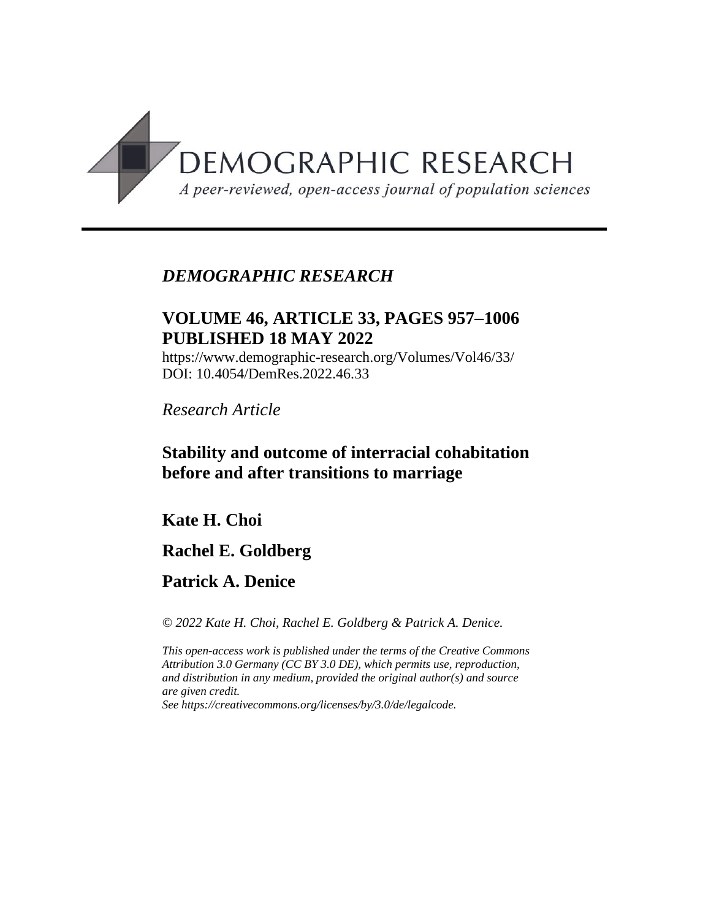DEMOGRAPHIC RESEARCH

*A peer-reviewed, open-access journal of population sciences*

*DEMOGRAPHIC RESEARCH*

**VOLUME 46, ARTICLE 33, PAGES 957–1006**
**PUBLISHED 18 MAY 2022**

https://www.demographic-research.org/Volumes/Vol46/33/
DOI: 10.4054/DemRes.2022.46.33

*Research Article*

# Stability and outcome of interracial cohabitation before and after transitions to marriage

**Kate H. Choi**

**Rachel E. Goldberg**

**Patrick A. Denice**

*© 2022 Kate H. Choi, Rachel E. Goldberg & Patrick A. Denice.*

*This open-access work is published under the terms of the Creative Commons Attribution 3.0 Germany (CC BY 3.0 DE), which permits use, reproduction, and distribution in any medium, provided the original author(s) and source are given credit.*
*See https://creativecommons.org/licenses/by/3.0/de/legalcode.*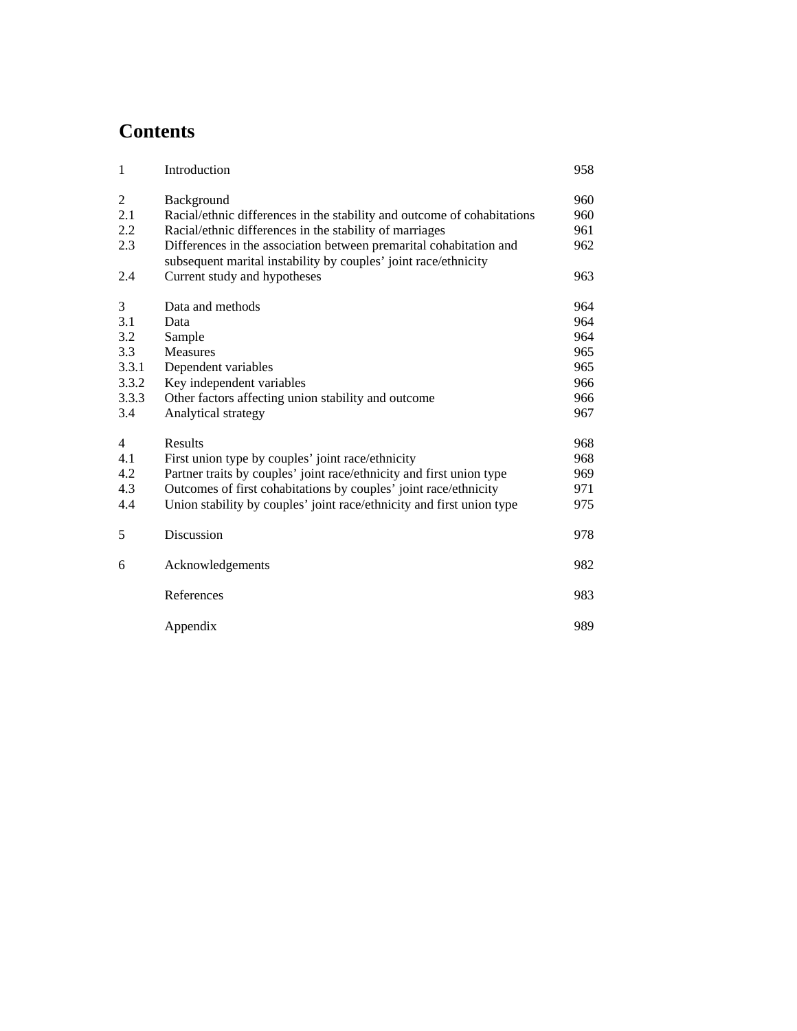# Contents

| | | |
|---|---|---|
| 1 | Introduction | 958 |
| 2 | Background | 960 |
| 2.1 | Racial/ethnic differences in the stability and outcome of cohabitations | 960 |
| 2.2 | Racial/ethnic differences in the stability of marriages | 961 |
| 2.3 | Differences in the association between premarital cohabitation and subsequent marital instability by couples' joint race/ethnicity | 962 |
| 2.4 | Current study and hypotheses | 963 |
| 3 | Data and methods | 964 |
| 3.1 | Data | 964 |
| 3.2 | Sample | 964 |
| 3.3 | Measures | 965 |
| 3.3.1 | Dependent variables | 965 |
| 3.3.2 | Key independent variables | 966 |
| 3.3.3 | Other factors affecting union stability and outcome | 966 |
| 3.4 | Analytical strategy | 967 |
| 4 | Results | 968 |
| 4.1 | First union type by couples' joint race/ethnicity | 968 |
| 4.2 | Partner traits by couples' joint race/ethnicity and first union type | 969 |
| 4.3 | Outcomes of first cohabitations by couples' joint race/ethnicity | 971 |
| 4.4 | Union stability by couples' joint race/ethnicity and first union type | 975 |
| 5 | Discussion | 978 |
| 6 | Acknowledgements | 982 |
| | References | 983 |
| | Appendix | 989 |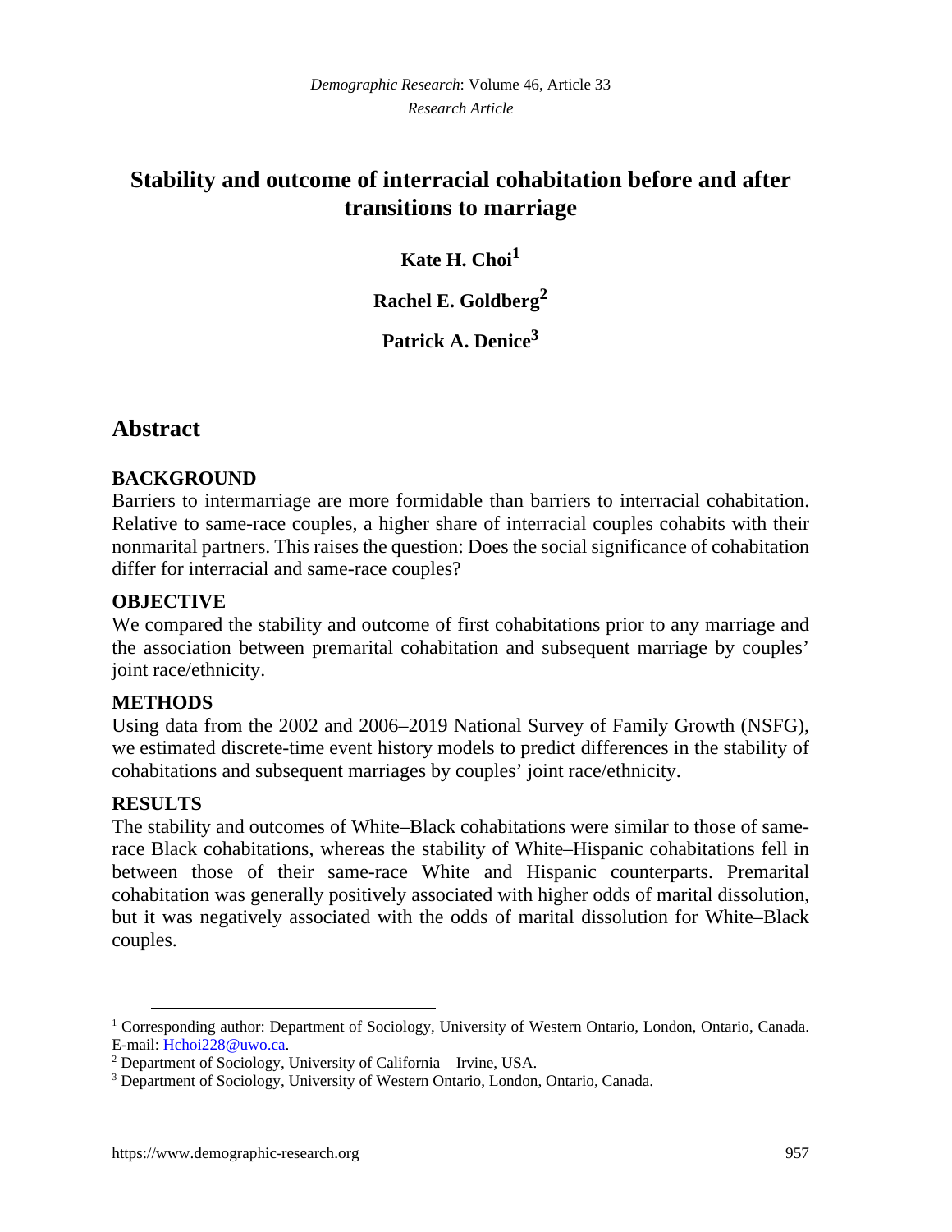# Stability and outcome of interracial cohabitation before and after transitions to marriage

**Kate H. Choi[1]**

**Rachel E. Goldberg[2]**

**Patrick A. Denice[3]**

## Abstract

### BACKGROUND

Barriers to intermarriage are more formidable than barriers to interracial cohabitation. Relative to same-race couples, a higher share of interracial couples cohabits with their nonmarital partners. This raises the question: Does the social significance of cohabitation differ for interracial and same-race couples?

### OBJECTIVE

We compared the stability and outcome of first cohabitations prior to any marriage and the association between premarital cohabitation and subsequent marriage by couples' joint race/ethnicity.

### METHODS

Using data from the 2002 and 2006–2019 National Survey of Family Growth (NSFG), we estimated discrete-time event history models to predict differences in the stability of cohabitations and subsequent marriages by couples' joint race/ethnicity.

### RESULTS

The stability and outcomes of White–Black cohabitations were similar to those of same-race Black cohabitations, whereas the stability of White–Hispanic cohabitations fell in between those of their same-race White and Hispanic counterparts. Premarital cohabitation was generally positively associated with higher odds of marital dissolution, but it was negatively associated with the odds of marital dissolution for White–Black couples.

---

[1] Corresponding author: Department of Sociology, University of Western Ontario, London, Ontario, Canada. E-mail: Hchoi228@uwo.ca.

[2] Department of Sociology, University of California – Irvine, USA.

[3] Department of Sociology, University of Western Ontario, London, Ontario, Canada.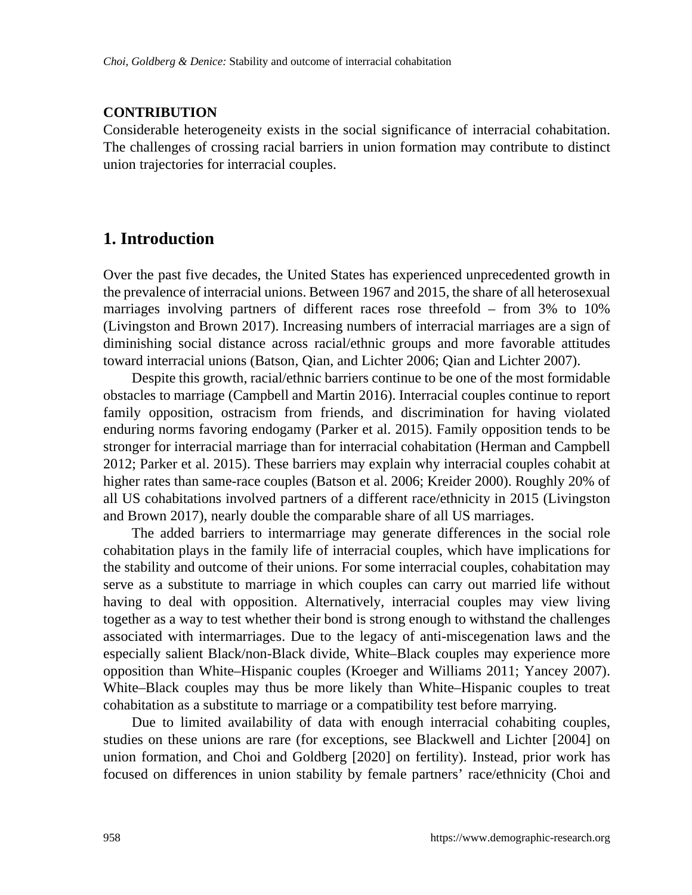**CONTRIBUTION**

Considerable heterogeneity exists in the social significance of interracial cohabitation. The challenges of crossing racial barriers in union formation may contribute to distinct union trajectories for interracial couples.

## 1. Introduction

Over the past five decades, the United States has experienced unprecedented growth in the prevalence of interracial unions. Between 1967 and 2015, the share of all heterosexual marriages involving partners of different races rose threefold – from 3% to 10% (Livingston and Brown 2017). Increasing numbers of interracial marriages are a sign of diminishing social distance across racial/ethnic groups and more favorable attitudes toward interracial unions (Batson, Qian, and Lichter 2006; Qian and Lichter 2007).

Despite this growth, racial/ethnic barriers continue to be one of the most formidable obstacles to marriage (Campbell and Martin 2016). Interracial couples continue to report family opposition, ostracism from friends, and discrimination for having violated enduring norms favoring endogamy (Parker et al. 2015). Family opposition tends to be stronger for interracial marriage than for interracial cohabitation (Herman and Campbell 2012; Parker et al. 2015). These barriers may explain why interracial couples cohabit at higher rates than same-race couples (Batson et al. 2006; Kreider 2000). Roughly 20% of all US cohabitations involved partners of a different race/ethnicity in 2015 (Livingston and Brown 2017), nearly double the comparable share of all US marriages.

The added barriers to intermarriage may generate differences in the social role cohabitation plays in the family life of interracial couples, which have implications for the stability and outcome of their unions. For some interracial couples, cohabitation may serve as a substitute to marriage in which couples can carry out married life without having to deal with opposition. Alternatively, interracial couples may view living together as a way to test whether their bond is strong enough to withstand the challenges associated with intermarriages. Due to the legacy of anti-miscegenation laws and the especially salient Black/non-Black divide, White–Black couples may experience more opposition than White–Hispanic couples (Kroeger and Williams 2011; Yancey 2007). White–Black couples may thus be more likely than White–Hispanic couples to treat cohabitation as a substitute to marriage or a compatibility test before marrying.

Due to limited availability of data with enough interracial cohabiting couples, studies on these unions are rare (for exceptions, see Blackwell and Lichter [2004] on union formation, and Choi and Goldberg [2020] on fertility). Instead, prior work has focused on differences in union stability by female partners' race/ethnicity (Choi and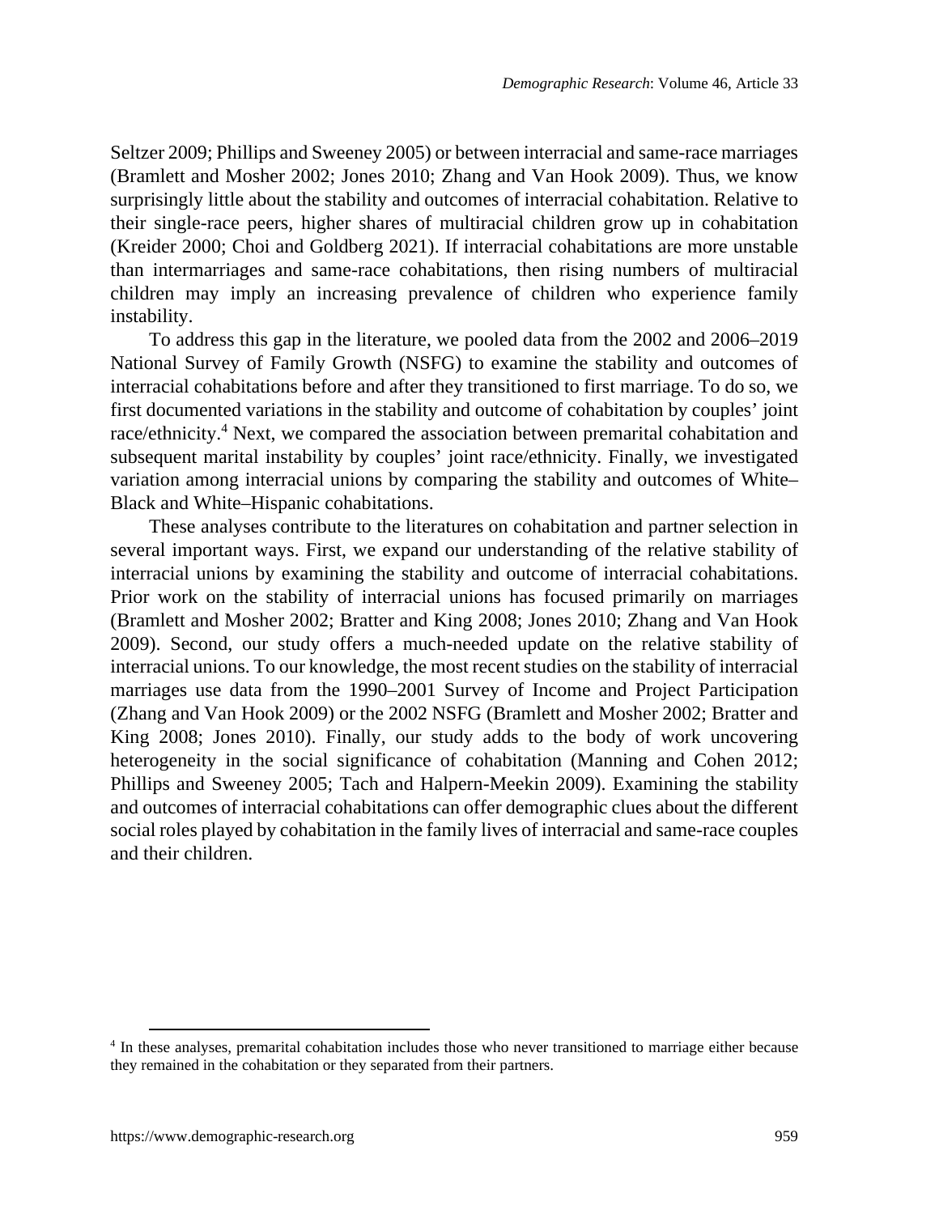Seltzer 2009; Phillips and Sweeney 2005) or between interracial and same-race marriages (Bramlett and Mosher 2002; Jones 2010; Zhang and Van Hook 2009). Thus, we know surprisingly little about the stability and outcomes of interracial cohabitation. Relative to their single-race peers, higher shares of multiracial children grow up in cohabitation (Kreider 2000; Choi and Goldberg 2021). If interracial cohabitations are more unstable than intermarriages and same-race cohabitations, then rising numbers of multiracial children may imply an increasing prevalence of children who experience family instability.

To address this gap in the literature, we pooled data from the 2002 and 2006–2019 National Survey of Family Growth (NSFG) to examine the stability and outcomes of interracial cohabitations before and after they transitioned to first marriage. To do so, we first documented variations in the stability and outcome of cohabitation by couples' joint race/ethnicity.[4] Next, we compared the association between premarital cohabitation and subsequent marital instability by couples' joint race/ethnicity. Finally, we investigated variation among interracial unions by comparing the stability and outcomes of White–Black and White–Hispanic cohabitations.

These analyses contribute to the literatures on cohabitation and partner selection in several important ways. First, we expand our understanding of the relative stability of interracial unions by examining the stability and outcome of interracial cohabitations. Prior work on the stability of interracial unions has focused primarily on marriages (Bramlett and Mosher 2002; Bratter and King 2008; Jones 2010; Zhang and Van Hook 2009). Second, our study offers a much-needed update on the relative stability of interracial unions. To our knowledge, the most recent studies on the stability of interracial marriages use data from the 1990–2001 Survey of Income and Project Participation (Zhang and Van Hook 2009) or the 2002 NSFG (Bramlett and Mosher 2002; Bratter and King 2008; Jones 2010). Finally, our study adds to the body of work uncovering heterogeneity in the social significance of cohabitation (Manning and Cohen 2012; Phillips and Sweeney 2005; Tach and Halpern-Meekin 2009). Examining the stability and outcomes of interracial cohabitations can offer demographic clues about the different social roles played by cohabitation in the family lives of interracial and same-race couples and their children.

[4] In these analyses, premarital cohabitation includes those who never transitioned to marriage either because they remained in the cohabitation or they separated from their partners.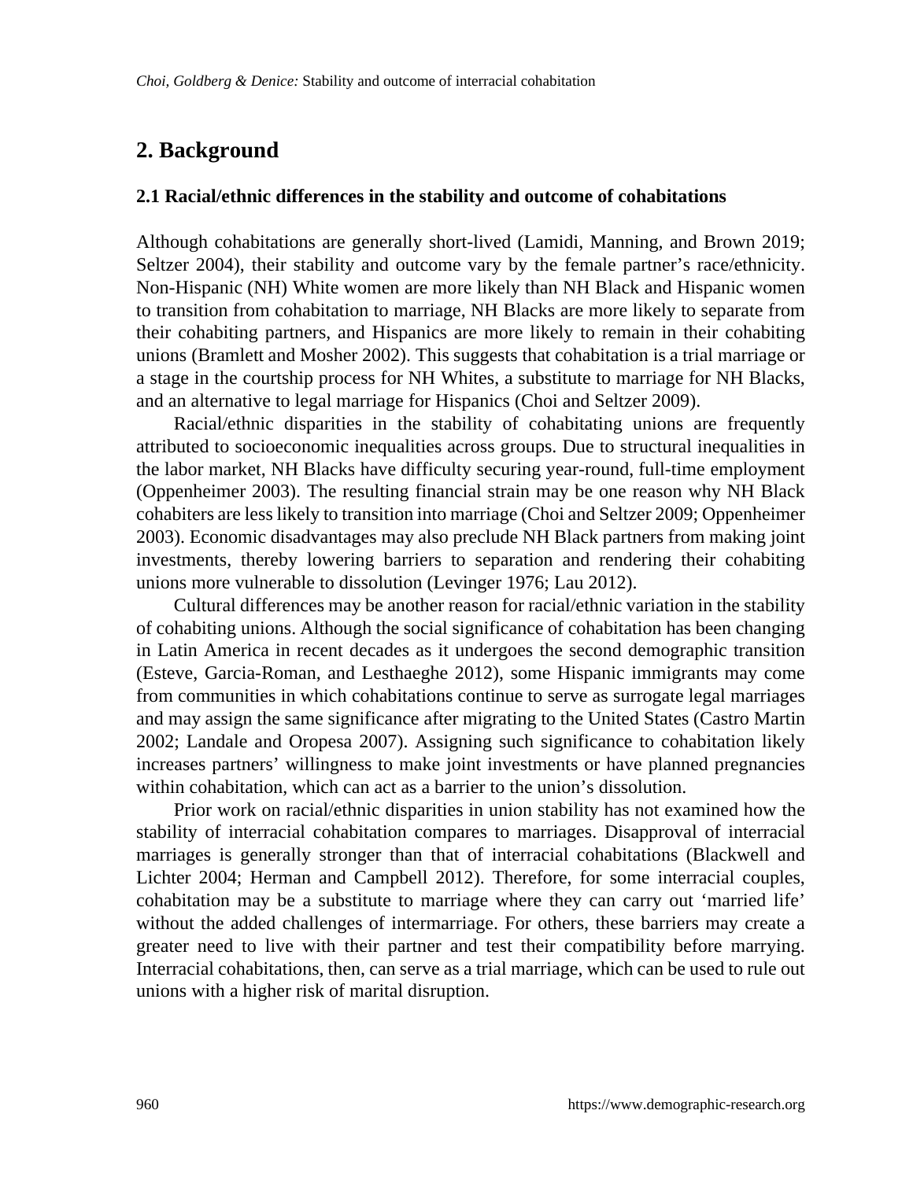## 2. Background

### 2.1 Racial/ethnic differences in the stability and outcome of cohabitations

Although cohabitations are generally short-lived (Lamidi, Manning, and Brown 2019; Seltzer 2004), their stability and outcome vary by the female partner's race/ethnicity. Non-Hispanic (NH) White women are more likely than NH Black and Hispanic women to transition from cohabitation to marriage, NH Blacks are more likely to separate from their cohabiting partners, and Hispanics are more likely to remain in their cohabiting unions (Bramlett and Mosher 2002). This suggests that cohabitation is a trial marriage or a stage in the courtship process for NH Whites, a substitute to marriage for NH Blacks, and an alternative to legal marriage for Hispanics (Choi and Seltzer 2009).

Racial/ethnic disparities in the stability of cohabitating unions are frequently attributed to socioeconomic inequalities across groups. Due to structural inequalities in the labor market, NH Blacks have difficulty securing year-round, full-time employment (Oppenheimer 2003). The resulting financial strain may be one reason why NH Black cohabiters are less likely to transition into marriage (Choi and Seltzer 2009; Oppenheimer 2003). Economic disadvantages may also preclude NH Black partners from making joint investments, thereby lowering barriers to separation and rendering their cohabiting unions more vulnerable to dissolution (Levinger 1976; Lau 2012).

Cultural differences may be another reason for racial/ethnic variation in the stability of cohabiting unions. Although the social significance of cohabitation has been changing in Latin America in recent decades as it undergoes the second demographic transition (Esteve, Garcia-Roman, and Lesthaeghe 2012), some Hispanic immigrants may come from communities in which cohabitations continue to serve as surrogate legal marriages and may assign the same significance after migrating to the United States (Castro Martin 2002; Landale and Oropesa 2007). Assigning such significance to cohabitation likely increases partners' willingness to make joint investments or have planned pregnancies within cohabitation, which can act as a barrier to the union's dissolution.

Prior work on racial/ethnic disparities in union stability has not examined how the stability of interracial cohabitation compares to marriages. Disapproval of interracial marriages is generally stronger than that of interracial cohabitations (Blackwell and Lichter 2004; Herman and Campbell 2012). Therefore, for some interracial couples, cohabitation may be a substitute to marriage where they can carry out 'married life' without the added challenges of intermarriage. For others, these barriers may create a greater need to live with their partner and test their compatibility before marrying. Interracial cohabitations, then, can serve as a trial marriage, which can be used to rule out unions with a higher risk of marital disruption.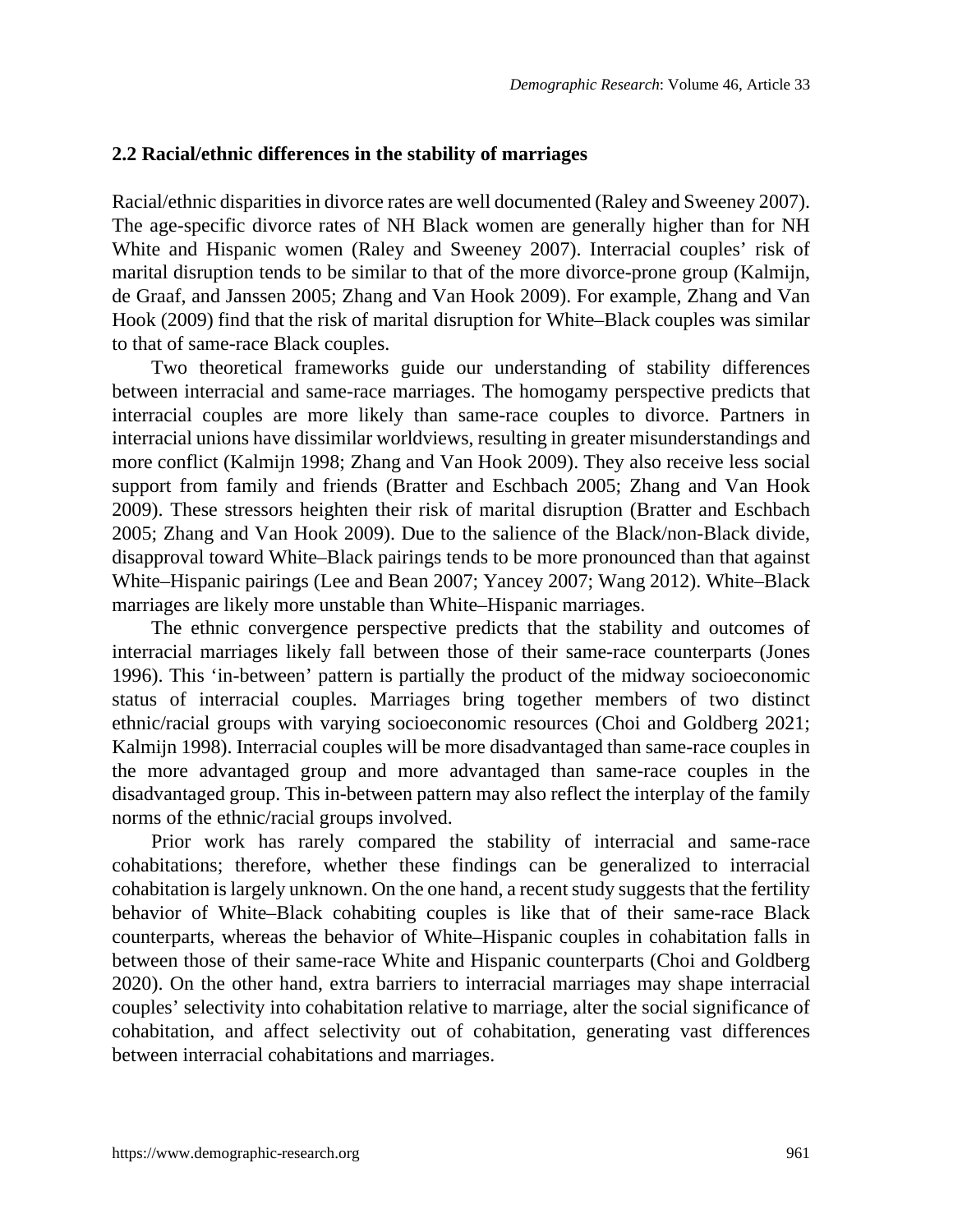### 2.2 Racial/ethnic differences in the stability of marriages

Racial/ethnic disparities in divorce rates are well documented (Raley and Sweeney 2007). The age-specific divorce rates of NH Black women are generally higher than for NH White and Hispanic women (Raley and Sweeney 2007). Interracial couples' risk of marital disruption tends to be similar to that of the more divorce-prone group (Kalmijn, de Graaf, and Janssen 2005; Zhang and Van Hook 2009). For example, Zhang and Van Hook (2009) find that the risk of marital disruption for White–Black couples was similar to that of same-race Black couples.

Two theoretical frameworks guide our understanding of stability differences between interracial and same-race marriages. The homogamy perspective predicts that interracial couples are more likely than same-race couples to divorce. Partners in interracial unions have dissimilar worldviews, resulting in greater misunderstandings and more conflict (Kalmijn 1998; Zhang and Van Hook 2009). They also receive less social support from family and friends (Bratter and Eschbach 2005; Zhang and Van Hook 2009). These stressors heighten their risk of marital disruption (Bratter and Eschbach 2005; Zhang and Van Hook 2009). Due to the salience of the Black/non-Black divide, disapproval toward White–Black pairings tends to be more pronounced than that against White–Hispanic pairings (Lee and Bean 2007; Yancey 2007; Wang 2012). White–Black marriages are likely more unstable than White–Hispanic marriages.

The ethnic convergence perspective predicts that the stability and outcomes of interracial marriages likely fall between those of their same-race counterparts (Jones 1996). This 'in-between' pattern is partially the product of the midway socioeconomic status of interracial couples. Marriages bring together members of two distinct ethnic/racial groups with varying socioeconomic resources (Choi and Goldberg 2021; Kalmijn 1998). Interracial couples will be more disadvantaged than same-race couples in the more advantaged group and more advantaged than same-race couples in the disadvantaged group. This in-between pattern may also reflect the interplay of the family norms of the ethnic/racial groups involved.

Prior work has rarely compared the stability of interracial and same-race cohabitations; therefore, whether these findings can be generalized to interracial cohabitation is largely unknown. On the one hand, a recent study suggests that the fertility behavior of White–Black cohabiting couples is like that of their same-race Black counterparts, whereas the behavior of White–Hispanic couples in cohabitation falls in between those of their same-race White and Hispanic counterparts (Choi and Goldberg 2020). On the other hand, extra barriers to interracial marriages may shape interracial couples' selectivity into cohabitation relative to marriage, alter the social significance of cohabitation, and affect selectivity out of cohabitation, generating vast differences between interracial cohabitations and marriages.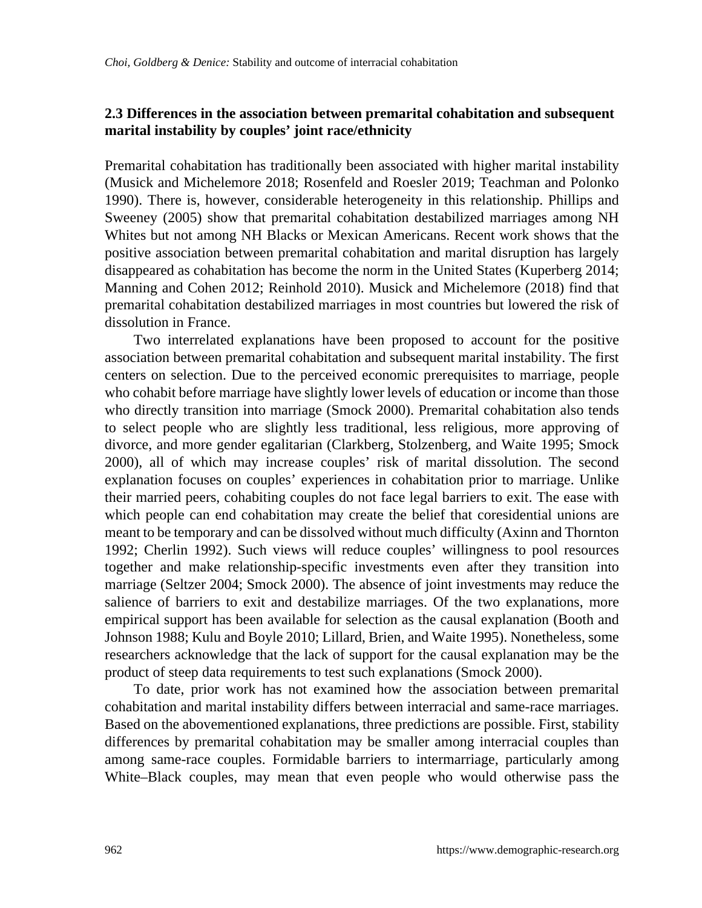### 2.3 Differences in the association between premarital cohabitation and subsequent marital instability by couples' joint race/ethnicity

Premarital cohabitation has traditionally been associated with higher marital instability (Musick and Michelemore 2018; Rosenfeld and Roesler 2019; Teachman and Polonko 1990). There is, however, considerable heterogeneity in this relationship. Phillips and Sweeney (2005) show that premarital cohabitation destabilized marriages among NH Whites but not among NH Blacks or Mexican Americans. Recent work shows that the positive association between premarital cohabitation and marital disruption has largely disappeared as cohabitation has become the norm in the United States (Kuperberg 2014; Manning and Cohen 2012; Reinhold 2010). Musick and Michelemore (2018) find that premarital cohabitation destabilized marriages in most countries but lowered the risk of dissolution in France.

Two interrelated explanations have been proposed to account for the positive association between premarital cohabitation and subsequent marital instability. The first centers on selection. Due to the perceived economic prerequisites to marriage, people who cohabit before marriage have slightly lower levels of education or income than those who directly transition into marriage (Smock 2000). Premarital cohabitation also tends to select people who are slightly less traditional, less religious, more approving of divorce, and more gender egalitarian (Clarkberg, Stolzenberg, and Waite 1995; Smock 2000), all of which may increase couples' risk of marital dissolution. The second explanation focuses on couples' experiences in cohabitation prior to marriage. Unlike their married peers, cohabiting couples do not face legal barriers to exit. The ease with which people can end cohabitation may create the belief that coresidential unions are meant to be temporary and can be dissolved without much difficulty (Axinn and Thornton 1992; Cherlin 1992). Such views will reduce couples' willingness to pool resources together and make relationship-specific investments even after they transition into marriage (Seltzer 2004; Smock 2000). The absence of joint investments may reduce the salience of barriers to exit and destabilize marriages. Of the two explanations, more empirical support has been available for selection as the causal explanation (Booth and Johnson 1988; Kulu and Boyle 2010; Lillard, Brien, and Waite 1995). Nonetheless, some researchers acknowledge that the lack of support for the causal explanation may be the product of steep data requirements to test such explanations (Smock 2000).

To date, prior work has not examined how the association between premarital cohabitation and marital instability differs between interracial and same-race marriages. Based on the abovementioned explanations, three predictions are possible. First, stability differences by premarital cohabitation may be smaller among interracial couples than among same-race couples. Formidable barriers to intermarriage, particularly among White–Black couples, may mean that even people who would otherwise pass the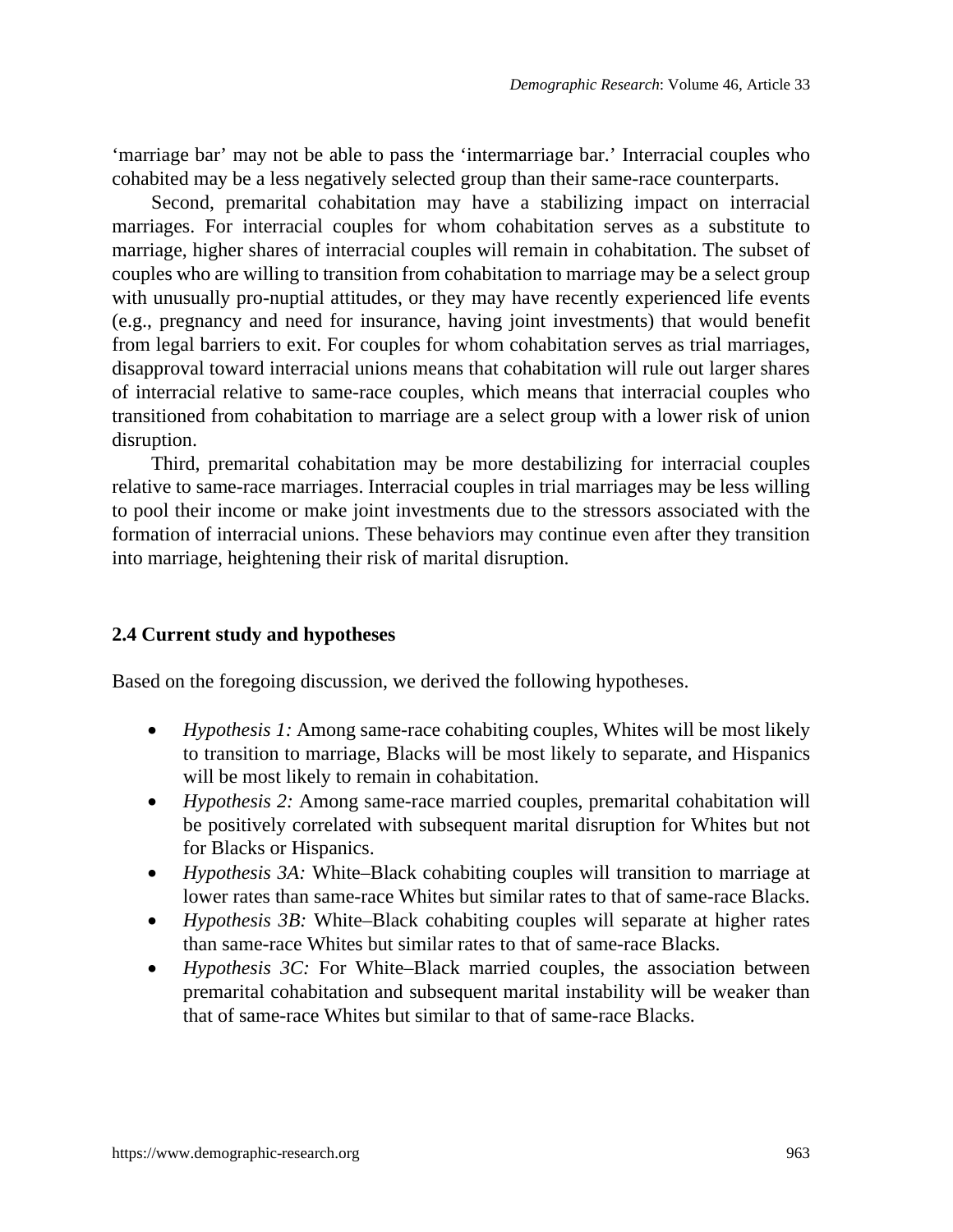'marriage bar' may not be able to pass the 'intermarriage bar.' Interracial couples who cohabited may be a less negatively selected group than their same-race counterparts.

Second, premarital cohabitation may have a stabilizing impact on interracial marriages. For interracial couples for whom cohabitation serves as a substitute to marriage, higher shares of interracial couples will remain in cohabitation. The subset of couples who are willing to transition from cohabitation to marriage may be a select group with unusually pro-nuptial attitudes, or they may have recently experienced life events (e.g., pregnancy and need for insurance, having joint investments) that would benefit from legal barriers to exit. For couples for whom cohabitation serves as trial marriages, disapproval toward interracial unions means that cohabitation will rule out larger shares of interracial relative to same-race couples, which means that interracial couples who transitioned from cohabitation to marriage are a select group with a lower risk of union disruption.

Third, premarital cohabitation may be more destabilizing for interracial couples relative to same-race marriages. Interracial couples in trial marriages may be less willing to pool their income or make joint investments due to the stressors associated with the formation of interracial unions. These behaviors may continue even after they transition into marriage, heightening their risk of marital disruption.

### 2.4 Current study and hypotheses

Based on the foregoing discussion, we derived the following hypotheses.

- *Hypothesis 1:* Among same-race cohabiting couples, Whites will be most likely to transition to marriage, Blacks will be most likely to separate, and Hispanics will be most likely to remain in cohabitation.
- *Hypothesis 2:* Among same-race married couples, premarital cohabitation will be positively correlated with subsequent marital disruption for Whites but not for Blacks or Hispanics.
- *Hypothesis 3A:* White–Black cohabiting couples will transition to marriage at lower rates than same-race Whites but similar rates to that of same-race Blacks.
- *Hypothesis 3B:* White–Black cohabiting couples will separate at higher rates than same-race Whites but similar rates to that of same-race Blacks.
- *Hypothesis 3C:* For White–Black married couples, the association between premarital cohabitation and subsequent marital instability will be weaker than that of same-race Whites but similar to that of same-race Blacks.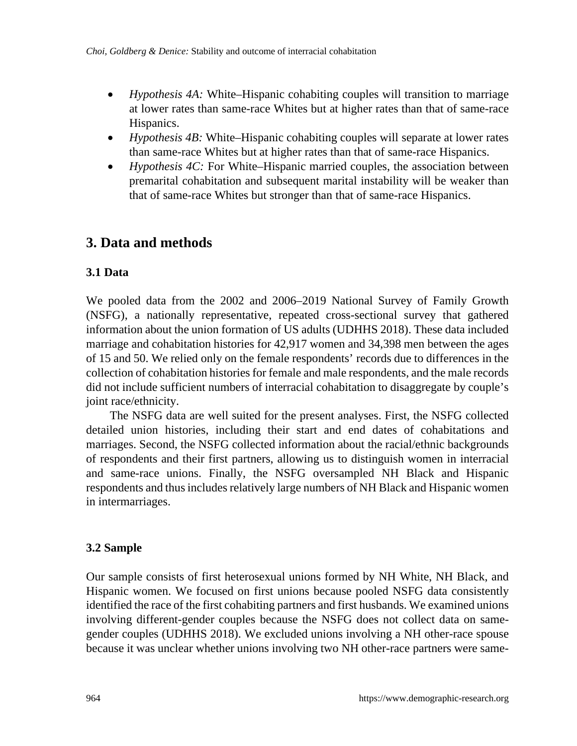- *Hypothesis 4A:* White–Hispanic cohabiting couples will transition to marriage at lower rates than same-race Whites but at higher rates than that of same-race Hispanics.
- *Hypothesis 4B:* White–Hispanic cohabiting couples will separate at lower rates than same-race Whites but at higher rates than that of same-race Hispanics.
- *Hypothesis 4C:* For White–Hispanic married couples, the association between premarital cohabitation and subsequent marital instability will be weaker than that of same-race Whites but stronger than that of same-race Hispanics.

## 3. Data and methods

### 3.1 Data

We pooled data from the 2002 and 2006–2019 National Survey of Family Growth (NSFG), a nationally representative, repeated cross-sectional survey that gathered information about the union formation of US adults (UDHHS 2018). These data included marriage and cohabitation histories for 42,917 women and 34,398 men between the ages of 15 and 50. We relied only on the female respondents' records due to differences in the collection of cohabitation histories for female and male respondents, and the male records did not include sufficient numbers of interracial cohabitation to disaggregate by couple's joint race/ethnicity.

The NSFG data are well suited for the present analyses. First, the NSFG collected detailed union histories, including their start and end dates of cohabitations and marriages. Second, the NSFG collected information about the racial/ethnic backgrounds of respondents and their first partners, allowing us to distinguish women in interracial and same-race unions. Finally, the NSFG oversampled NH Black and Hispanic respondents and thus includes relatively large numbers of NH Black and Hispanic women in intermarriages.

### 3.2 Sample

Our sample consists of first heterosexual unions formed by NH White, NH Black, and Hispanic women. We focused on first unions because pooled NSFG data consistently identified the race of the first cohabiting partners and first husbands. We examined unions involving different-gender couples because the NSFG does not collect data on same-gender couples (UDHHS 2018). We excluded unions involving a NH other-race spouse because it was unclear whether unions involving two NH other-race partners were same-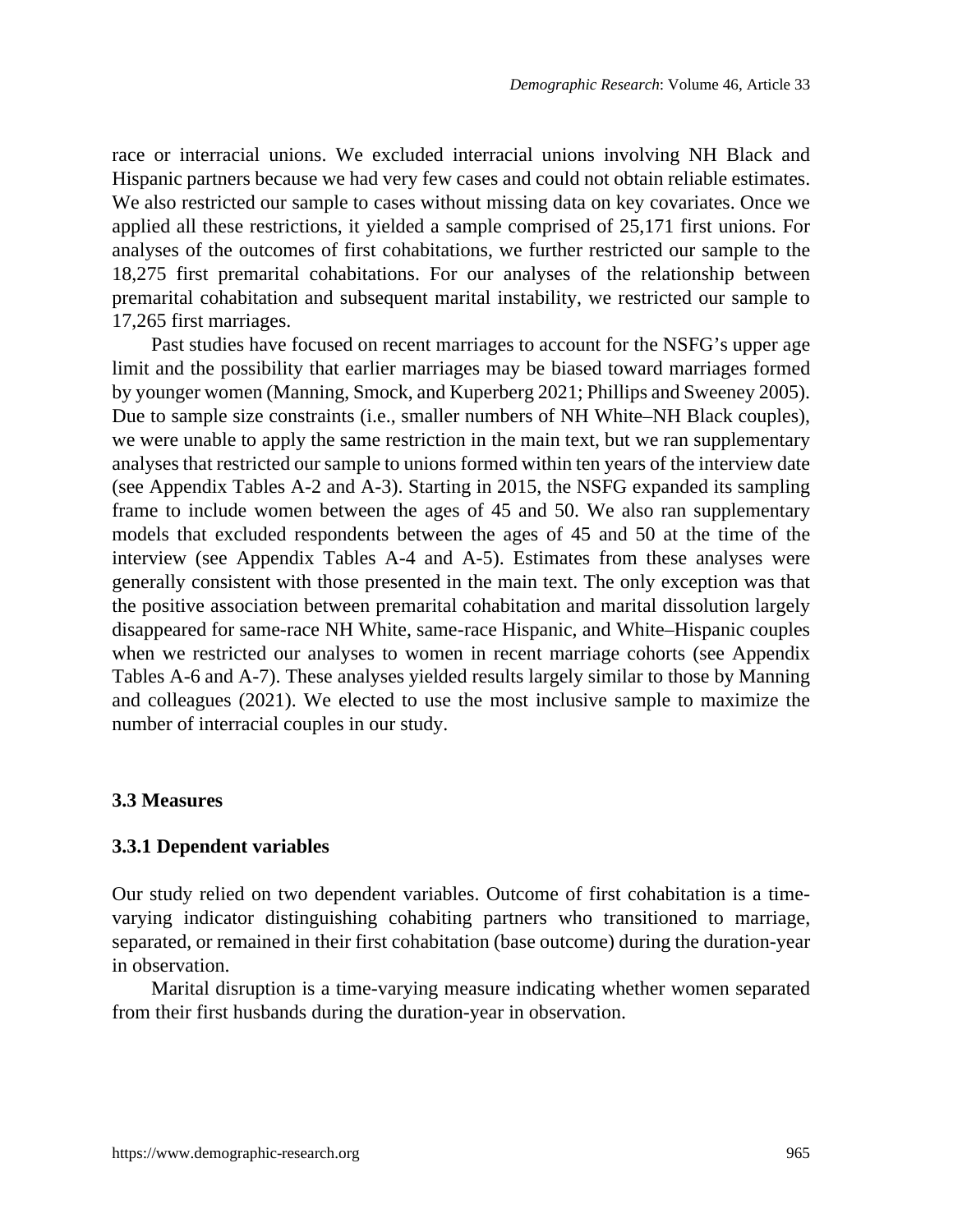race or interracial unions. We excluded interracial unions involving NH Black and Hispanic partners because we had very few cases and could not obtain reliable estimates. We also restricted our sample to cases without missing data on key covariates. Once we applied all these restrictions, it yielded a sample comprised of 25,171 first unions. For analyses of the outcomes of first cohabitations, we further restricted our sample to the 18,275 first premarital cohabitations. For our analyses of the relationship between premarital cohabitation and subsequent marital instability, we restricted our sample to 17,265 first marriages.

Past studies have focused on recent marriages to account for the NSFG's upper age limit and the possibility that earlier marriages may be biased toward marriages formed by younger women (Manning, Smock, and Kuperberg 2021; Phillips and Sweeney 2005). Due to sample size constraints (i.e., smaller numbers of NH White–NH Black couples), we were unable to apply the same restriction in the main text, but we ran supplementary analyses that restricted our sample to unions formed within ten years of the interview date (see Appendix Tables A-2 and A-3). Starting in 2015, the NSFG expanded its sampling frame to include women between the ages of 45 and 50. We also ran supplementary models that excluded respondents between the ages of 45 and 50 at the time of the interview (see Appendix Tables A-4 and A-5). Estimates from these analyses were generally consistent with those presented in the main text. The only exception was that the positive association between premarital cohabitation and marital dissolution largely disappeared for same-race NH White, same-race Hispanic, and White–Hispanic couples when we restricted our analyses to women in recent marriage cohorts (see Appendix Tables A-6 and A-7). These analyses yielded results largely similar to those by Manning and colleagues (2021). We elected to use the most inclusive sample to maximize the number of interracial couples in our study.

### 3.3 Measures

#### 3.3.1 Dependent variables

Our study relied on two dependent variables. Outcome of first cohabitation is a time-varying indicator distinguishing cohabiting partners who transitioned to marriage, separated, or remained in their first cohabitation (base outcome) during the duration-year in observation.

Marital disruption is a time-varying measure indicating whether women separated from their first husbands during the duration-year in observation.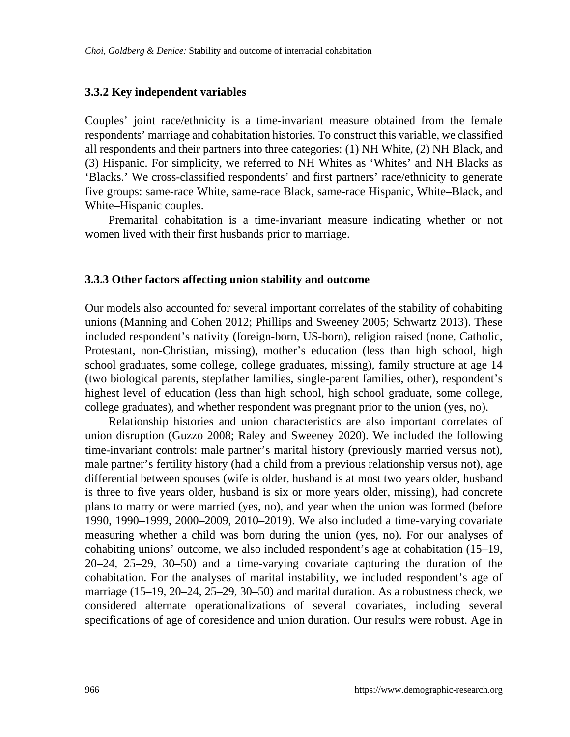### 3.3.2 Key independent variables

Couples' joint race/ethnicity is a time-invariant measure obtained from the female respondents' marriage and cohabitation histories. To construct this variable, we classified all respondents and their partners into three categories: (1) NH White, (2) NH Black, and (3) Hispanic. For simplicity, we referred to NH Whites as 'Whites' and NH Blacks as 'Blacks.' We cross-classified respondents' and first partners' race/ethnicity to generate five groups: same-race White, same-race Black, same-race Hispanic, White–Black, and White–Hispanic couples.

Premarital cohabitation is a time-invariant measure indicating whether or not women lived with their first husbands prior to marriage.

### 3.3.3 Other factors affecting union stability and outcome

Our models also accounted for several important correlates of the stability of cohabiting unions (Manning and Cohen 2012; Phillips and Sweeney 2005; Schwartz 2013). These included respondent's nativity (foreign-born, US-born), religion raised (none, Catholic, Protestant, non-Christian, missing), mother's education (less than high school, high school graduates, some college, college graduates, missing), family structure at age 14 (two biological parents, stepfather families, single-parent families, other), respondent's highest level of education (less than high school, high school graduate, some college, college graduates), and whether respondent was pregnant prior to the union (yes, no).

Relationship histories and union characteristics are also important correlates of union disruption (Guzzo 2008; Raley and Sweeney 2020). We included the following time-invariant controls: male partner's marital history (previously married versus not), male partner's fertility history (had a child from a previous relationship versus not), age differential between spouses (wife is older, husband is at most two years older, husband is three to five years older, husband is six or more years older, missing), had concrete plans to marry or were married (yes, no), and year when the union was formed (before 1990, 1990–1999, 2000–2009, 2010–2019). We also included a time-varying covariate measuring whether a child was born during the union (yes, no). For our analyses of cohabiting unions' outcome, we also included respondent's age at cohabitation (15–19, 20–24, 25–29, 30–50) and a time-varying covariate capturing the duration of the cohabitation. For the analyses of marital instability, we included respondent's age of marriage (15–19, 20–24, 25–29, 30–50) and marital duration. As a robustness check, we considered alternate operationalizations of several covariates, including several specifications of age of coresidence and union duration. Our results were robust. Age in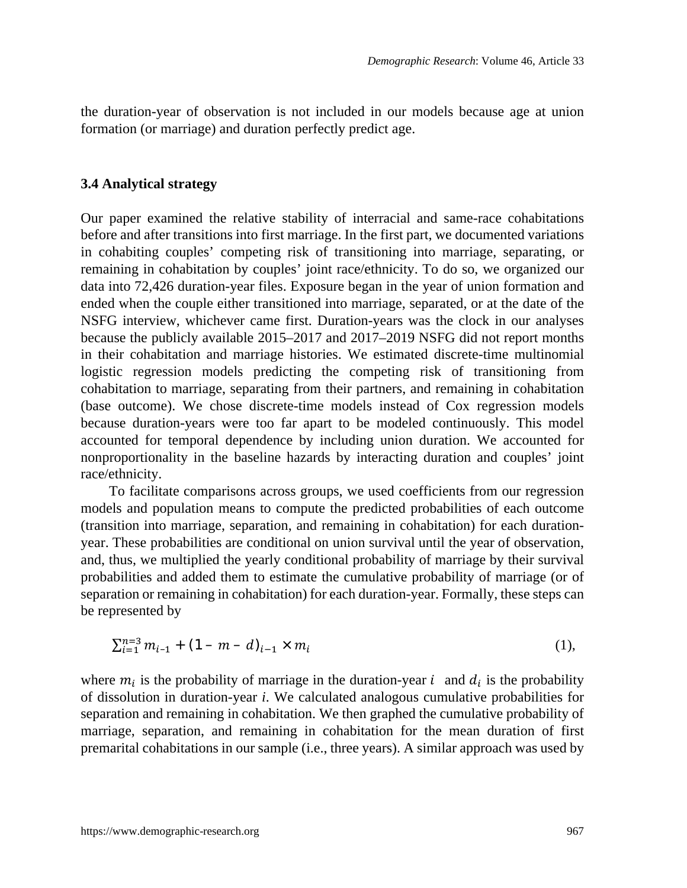the duration-year of observation is not included in our models because age at union formation (or marriage) and duration perfectly predict age.

### 3.4 Analytical strategy

Our paper examined the relative stability of interracial and same-race cohabitations before and after transitions into first marriage. In the first part, we documented variations in cohabiting couples' competing risk of transitioning into marriage, separating, or remaining in cohabitation by couples' joint race/ethnicity. To do so, we organized our data into 72,426 duration-year files. Exposure began in the year of union formation and ended when the couple either transitioned into marriage, separated, or at the date of the NSFG interview, whichever came first. Duration-years was the clock in our analyses because the publicly available 2015–2017 and 2017–2019 NSFG did not report months in their cohabitation and marriage histories. We estimated discrete-time multinomial logistic regression models predicting the competing risk of transitioning from cohabitation to marriage, separating from their partners, and remaining in cohabitation (base outcome). We chose discrete-time models instead of Cox regression models because duration-years were too far apart to be modeled continuously. This model accounted for temporal dependence by including union duration. We accounted for nonproportionality in the baseline hazards by interacting duration and couples' joint race/ethnicity.

To facilitate comparisons across groups, we used coefficients from our regression models and population means to compute the predicted probabilities of each outcome (transition into marriage, separation, and remaining in cohabitation) for each duration-year. These probabilities are conditional on union survival until the year of observation, and, thus, we multiplied the yearly conditional probability of marriage by their survival probabilities and added them to estimate the cumulative probability of marriage (or of separation or remaining in cohabitation) for each duration-year. Formally, these steps can be represented by

$$\sum_{i=1}^{n=3} m_{i-1} + (1 - m - d)_{i-1} \times m_i \tag{1},$$

where $m_i$ is the probability of marriage in the duration-year $i$ and $d_i$ is the probability of dissolution in duration-year $i$. We calculated analogous cumulative probabilities for separation and remaining in cohabitation. We then graphed the cumulative probability of marriage, separation, and remaining in cohabitation for the mean duration of first premarital cohabitations in our sample (i.e., three years). A similar approach was used by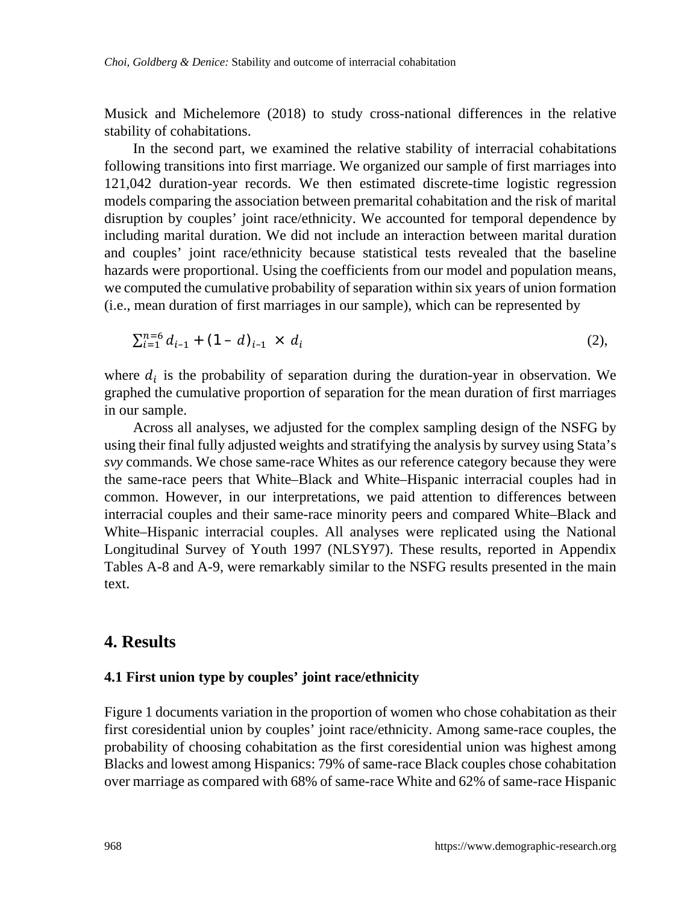Musick and Michelemore (2018) to study cross-national differences in the relative stability of cohabitations.

In the second part, we examined the relative stability of interracial cohabitations following transitions into first marriage. We organized our sample of first marriages into 121,042 duration-year records. We then estimated discrete-time logistic regression models comparing the association between premarital cohabitation and the risk of marital disruption by couples' joint race/ethnicity. We accounted for temporal dependence by including marital duration. We did not include an interaction between marital duration and couples' joint race/ethnicity because statistical tests revealed that the baseline hazards were proportional. Using the coefficients from our model and population means, we computed the cumulative probability of separation within six years of union formation (i.e., mean duration of first marriages in our sample), which can be represented by

$$\sum_{i=1}^{n=6} d_{i-1} + (1 - d)_{i-1} \times d_i \qquad (2),$$

where $d_i$ is the probability of separation during the duration-year in observation. We graphed the cumulative proportion of separation for the mean duration of first marriages in our sample.

Across all analyses, we adjusted for the complex sampling design of the NSFG by using their final fully adjusted weights and stratifying the analysis by survey using Stata's *svy* commands. We chose same-race Whites as our reference category because they were the same-race peers that White–Black and White–Hispanic interracial couples had in common. However, in our interpretations, we paid attention to differences between interracial couples and their same-race minority peers and compared White–Black and White–Hispanic interracial couples. All analyses were replicated using the National Longitudinal Survey of Youth 1997 (NLSY97). These results, reported in Appendix Tables A-8 and A-9, were remarkably similar to the NSFG results presented in the main text.

## 4. Results

### 4.1 First union type by couples' joint race/ethnicity

Figure 1 documents variation in the proportion of women who chose cohabitation as their first coresidential union by couples' joint race/ethnicity. Among same-race couples, the probability of choosing cohabitation as the first coresidential union was highest among Blacks and lowest among Hispanics: 79% of same-race Black couples chose cohabitation over marriage as compared with 68% of same-race White and 62% of same-race Hispanic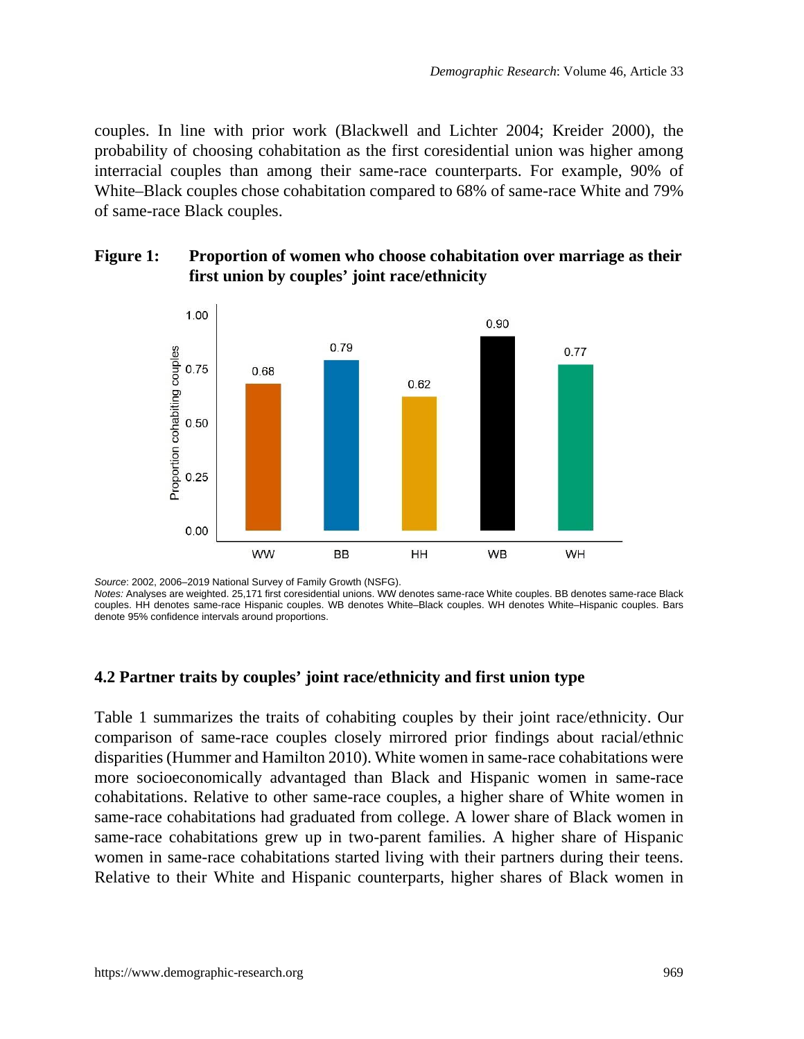couples. In line with prior work (Blackwell and Lichter 2004; Kreider 2000), the probability of choosing cohabitation as the first coresidential union was higher among interracial couples than among their same-race counterparts. For example, 90% of White–Black couples chose cohabitation compared to 68% of same-race White and 79% of same-race Black couples.

**Figure 1: Proportion of women who choose cohabitation over marriage as their first union by couples' joint race/ethnicity**

*Source*: 2002, 2006–2019 National Survey of Family Growth (NSFG).
*Notes:* Analyses are weighted. 25,171 first coresidential unions. WW denotes same-race White couples. BB denotes same-race Black couples. HH denotes same-race Hispanic couples. WB denotes White–Black couples. WH denotes White–Hispanic couples. Bars denote 95% confidence intervals around proportions.

### 4.2 Partner traits by couples' joint race/ethnicity and first union type

Table 1 summarizes the traits of cohabiting couples by their joint race/ethnicity. Our comparison of same-race couples closely mirrored prior findings about racial/ethnic disparities (Hummer and Hamilton 2010). White women in same-race cohabitations were more socioeconomically advantaged than Black and Hispanic women in same-race cohabitations. Relative to other same-race couples, a higher share of White women in same-race cohabitations had graduated from college. A lower share of Black women in same-race cohabitations grew up in two-parent families. A higher share of Hispanic women in same-race cohabitations started living with their partners during their teens. Relative to their White and Hispanic counterparts, higher shares of Black women in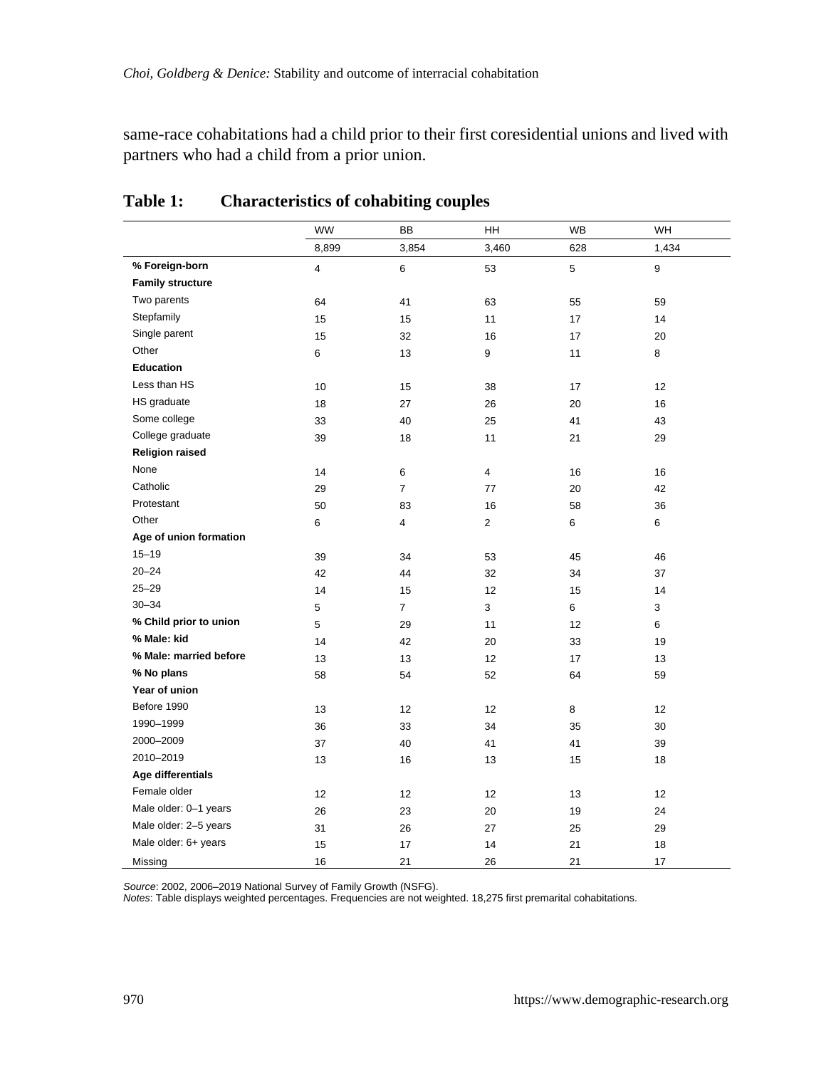same-race cohabitations had a child prior to their first coresidential unions and lived with partners who had a child from a prior union.

**Table 1: Characteristics of cohabiting couples**

| | WW | BB | HH | WB | WH |
|---|---|---|---|---|---|
| | 8,899 | 3,854 | 3,460 | 628 | 1,434 |
| **% Foreign-born** | 4 | 6 | 53 | 5 | 9 |
| **Family structure** | | | | | |
| Two parents | 64 | 41 | 63 | 55 | 59 |
| Stepfamily | 15 | 15 | 11 | 17 | 14 |
| Single parent | 15 | 32 | 16 | 17 | 20 |
| Other | 6 | 13 | 9 | 11 | 8 |
| **Education** | | | | | |
| Less than HS | 10 | 15 | 38 | 17 | 12 |
| HS graduate | 18 | 27 | 26 | 20 | 16 |
| Some college | 33 | 40 | 25 | 41 | 43 |
| College graduate | 39 | 18 | 11 | 21 | 29 |
| **Religion raised** | | | | | |
| None | 14 | 6 | 4 | 16 | 16 |
| Catholic | 29 | 7 | 77 | 20 | 42 |
| Protestant | 50 | 83 | 16 | 58 | 36 |
| Other | 6 | 4 | 2 | 6 | 6 |
| **Age of union formation** | | | | | |
| 15–19 | 39 | 34 | 53 | 45 | 46 |
| 20–24 | 42 | 44 | 32 | 34 | 37 |
| 25–29 | 14 | 15 | 12 | 15 | 14 |
| 30–34 | 5 | 7 | 3 | 6 | 3 |
| **% Child prior to union** | 5 | 29 | 11 | 12 | 6 |
| **% Male: kid** | 14 | 42 | 20 | 33 | 19 |
| **% Male: married before** | 13 | 13 | 12 | 17 | 13 |
| **% No plans** | 58 | 54 | 52 | 64 | 59 |
| **Year of union** | | | | | |
| Before 1990 | 13 | 12 | 12 | 8 | 12 |
| 1990–1999 | 36 | 33 | 34 | 35 | 30 |
| 2000–2009 | 37 | 40 | 41 | 41 | 39 |
| 2010–2019 | 13 | 16 | 13 | 15 | 18 |
| **Age differentials** | | | | | |
| Female older | 12 | 12 | 12 | 13 | 12 |
| Male older: 0–1 years | 26 | 23 | 20 | 19 | 24 |
| Male older: 2–5 years | 31 | 26 | 27 | 25 | 29 |
| Male older: 6+ years | 15 | 17 | 14 | 21 | 18 |
| Missing | 16 | 21 | 26 | 21 | 17 |

*Source*: 2002, 2006–2019 National Survey of Family Growth (NSFG).
*Notes*: Table displays weighted percentages. Frequencies are not weighted. 18,275 first premarital cohabitations.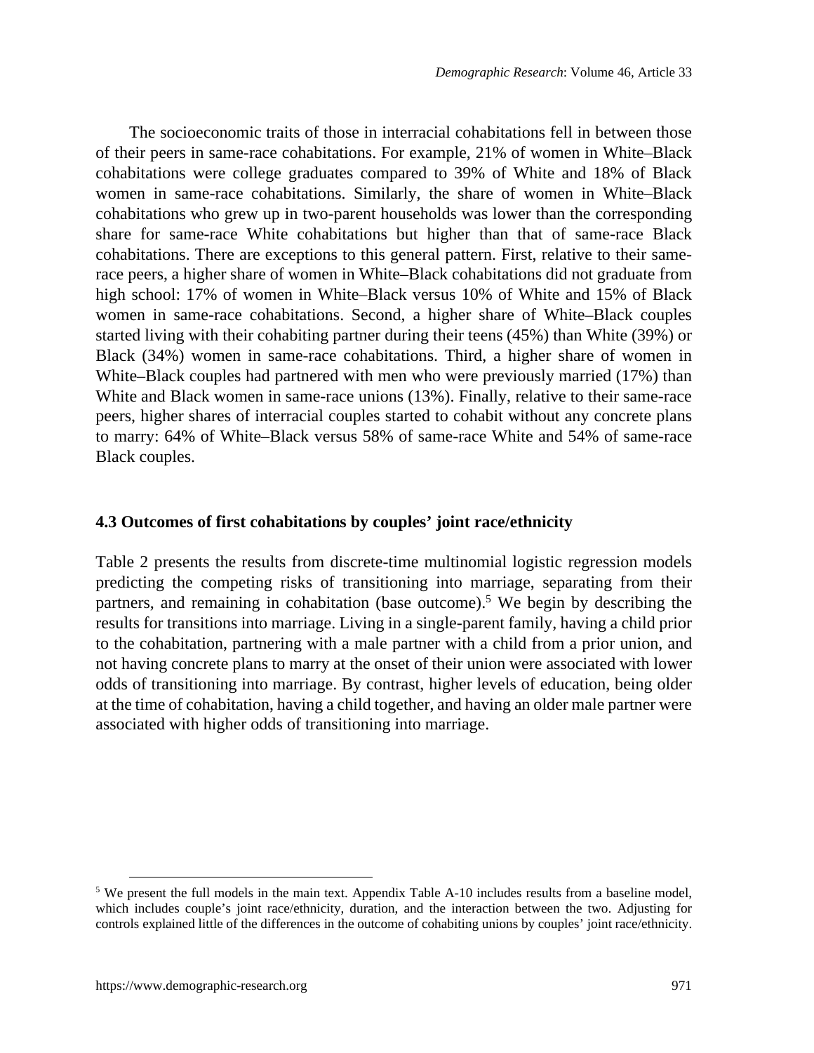The socioeconomic traits of those in interracial cohabitations fell in between those of their peers in same-race cohabitations. For example, 21% of women in White–Black cohabitations were college graduates compared to 39% of White and 18% of Black women in same-race cohabitations. Similarly, the share of women in White–Black cohabitations who grew up in two-parent households was lower than the corresponding share for same-race White cohabitations but higher than that of same-race Black cohabitations. There are exceptions to this general pattern. First, relative to their same-race peers, a higher share of women in White–Black cohabitations did not graduate from high school: 17% of women in White–Black versus 10% of White and 15% of Black women in same-race cohabitations. Second, a higher share of White–Black couples started living with their cohabiting partner during their teens (45%) than White (39%) or Black (34%) women in same-race cohabitations. Third, a higher share of women in White–Black couples had partnered with men who were previously married (17%) than White and Black women in same-race unions (13%). Finally, relative to their same-race peers, higher shares of interracial couples started to cohabit without any concrete plans to marry: 64% of White–Black versus 58% of same-race White and 54% of same-race Black couples.

### 4.3 Outcomes of first cohabitations by couples' joint race/ethnicity

Table 2 presents the results from discrete-time multinomial logistic regression models predicting the competing risks of transitioning into marriage, separating from their partners, and remaining in cohabitation (base outcome).[5] We begin by describing the results for transitions into marriage. Living in a single-parent family, having a child prior to the cohabitation, partnering with a male partner with a child from a prior union, and not having concrete plans to marry at the onset of their union were associated with lower odds of transitioning into marriage. By contrast, higher levels of education, being older at the time of cohabitation, having a child together, and having an older male partner were associated with higher odds of transitioning into marriage.

[5] We present the full models in the main text. Appendix Table A-10 includes results from a baseline model, which includes couple's joint race/ethnicity, duration, and the interaction between the two. Adjusting for controls explained little of the differences in the outcome of cohabiting unions by couples' joint race/ethnicity.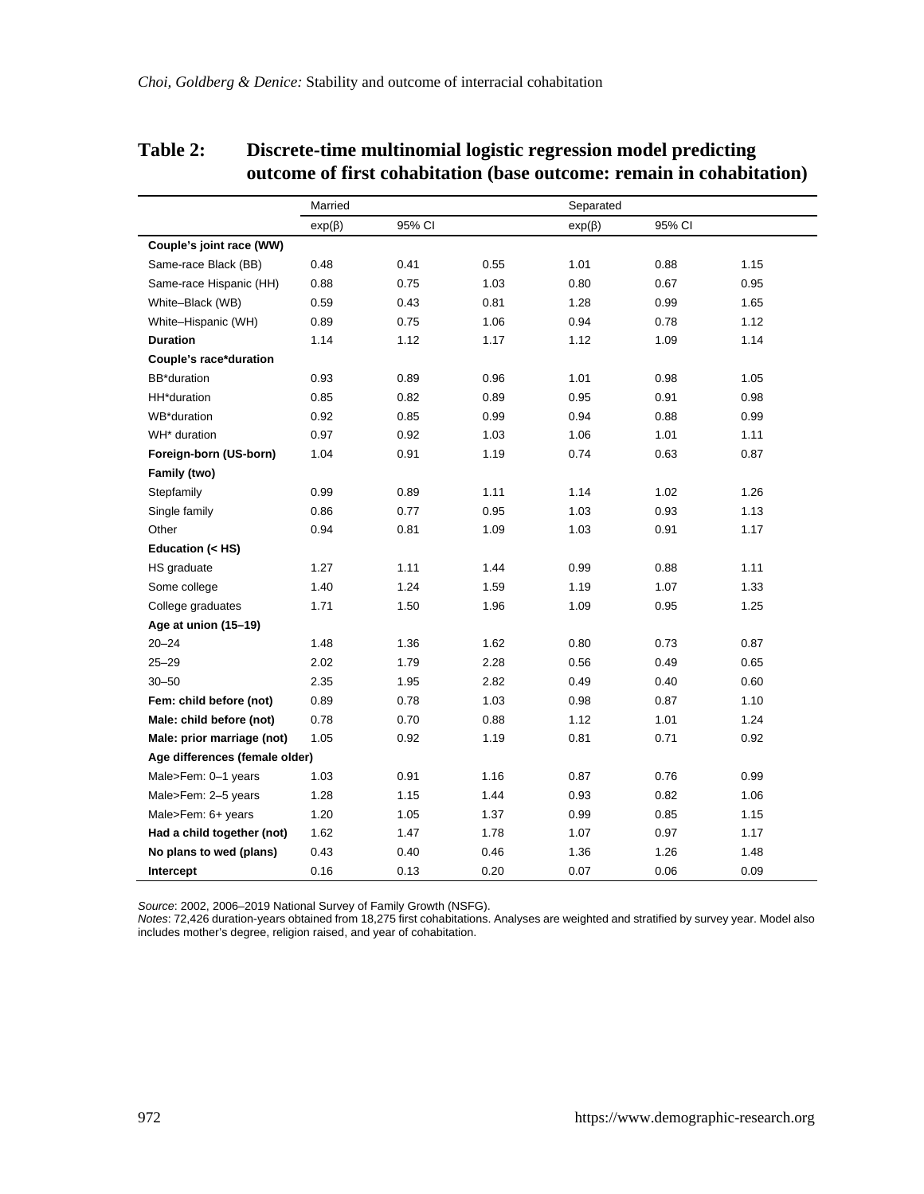**Table 2: Discrete-time multinomial logistic regression model predicting outcome of first cohabitation (base outcome: remain in cohabitation)**

| | Married | | | Separated | | |
|---|---|---|---|---|---|---|
| | exp(β) | 95% CI | | exp(β) | 95% CI | |
| **Couple's joint race (WW)** | | | | | | |
| Same-race Black (BB) | 0.48 | 0.41 | 0.55 | 1.01 | 0.88 | 1.15 |
| Same-race Hispanic (HH) | 0.88 | 0.75 | 1.03 | 0.80 | 0.67 | 0.95 |
| White–Black (WB) | 0.59 | 0.43 | 0.81 | 1.28 | 0.99 | 1.65 |
| White–Hispanic (WH) | 0.89 | 0.75 | 1.06 | 0.94 | 0.78 | 1.12 |
| **Duration** | 1.14 | 1.12 | 1.17 | 1.12 | 1.09 | 1.14 |
| **Couple's race*duration** | | | | | | |
| BB*duration | 0.93 | 0.89 | 0.96 | 1.01 | 0.98 | 1.05 |
| HH*duration | 0.85 | 0.82 | 0.89 | 0.95 | 0.91 | 0.98 |
| WB*duration | 0.92 | 0.85 | 0.99 | 0.94 | 0.88 | 0.99 |
| WH* duration | 0.97 | 0.92 | 1.03 | 1.06 | 1.01 | 1.11 |
| **Foreign-born (US-born)** | 1.04 | 0.91 | 1.19 | 0.74 | 0.63 | 0.87 |
| **Family (two)** | | | | | | |
| Stepfamily | 0.99 | 0.89 | 1.11 | 1.14 | 1.02 | 1.26 |
| Single family | 0.86 | 0.77 | 0.95 | 1.03 | 0.93 | 1.13 |
| Other | 0.94 | 0.81 | 1.09 | 1.03 | 0.91 | 1.17 |
| **Education (< HS)** | | | | | | |
| HS graduate | 1.27 | 1.11 | 1.44 | 0.99 | 0.88 | 1.11 |
| Some college | 1.40 | 1.24 | 1.59 | 1.19 | 1.07 | 1.33 |
| College graduates | 1.71 | 1.50 | 1.96 | 1.09 | 0.95 | 1.25 |
| **Age at union (15–19)** | | | | | | |
| 20–24 | 1.48 | 1.36 | 1.62 | 0.80 | 0.73 | 0.87 |
| 25–29 | 2.02 | 1.79 | 2.28 | 0.56 | 0.49 | 0.65 |
| 30–50 | 2.35 | 1.95 | 2.82 | 0.49 | 0.40 | 0.60 |
| **Fem: child before (not)** | 0.89 | 0.78 | 1.03 | 0.98 | 0.87 | 1.10 |
| **Male: child before (not)** | 0.78 | 0.70 | 0.88 | 1.12 | 1.01 | 1.24 |
| **Male: prior marriage (not)** | 1.05 | 0.92 | 1.19 | 0.81 | 0.71 | 0.92 |
| **Age differences (female older)** | | | | | | |
| Male>Fem: 0–1 years | 1.03 | 0.91 | 1.16 | 0.87 | 0.76 | 0.99 |
| Male>Fem: 2–5 years | 1.28 | 1.15 | 1.44 | 0.93 | 0.82 | 1.06 |
| Male>Fem: 6+ years | 1.20 | 1.05 | 1.37 | 0.99 | 0.85 | 1.15 |
| **Had a child together (not)** | 1.62 | 1.47 | 1.78 | 1.07 | 0.97 | 1.17 |
| **No plans to wed (plans)** | 0.43 | 0.40 | 0.46 | 1.36 | 1.26 | 1.48 |
| **Intercept** | 0.16 | 0.13 | 0.20 | 0.07 | 0.06 | 0.09 |

*Source*: 2002, 2006–2019 National Survey of Family Growth (NSFG).
*Notes*: 72,426 duration-years obtained from 18,275 first cohabitations. Analyses are weighted and stratified by survey year. Model also includes mother's degree, religion raised, and year of cohabitation.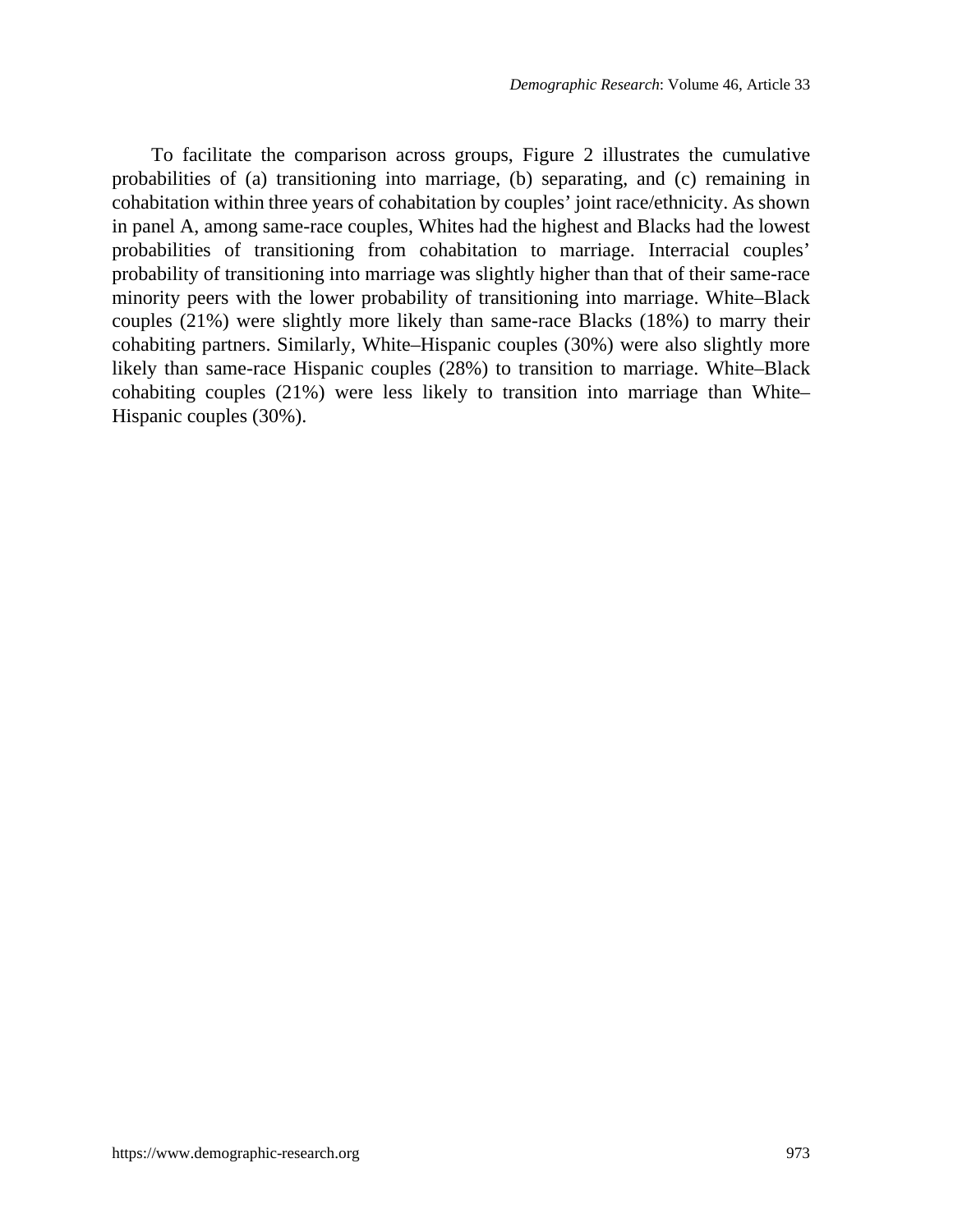To facilitate the comparison across groups, Figure 2 illustrates the cumulative probabilities of (a) transitioning into marriage, (b) separating, and (c) remaining in cohabitation within three years of cohabitation by couples' joint race/ethnicity. As shown in panel A, among same-race couples, Whites had the highest and Blacks had the lowest probabilities of transitioning from cohabitation to marriage. Interracial couples' probability of transitioning into marriage was slightly higher than that of their same-race minority peers with the lower probability of transitioning into marriage. White–Black couples (21%) were slightly more likely than same-race Blacks (18%) to marry their cohabiting partners. Similarly, White–Hispanic couples (30%) were also slightly more likely than same-race Hispanic couples (28%) to transition to marriage. White–Black cohabiting couples (21%) were less likely to transition into marriage than White–Hispanic couples (30%).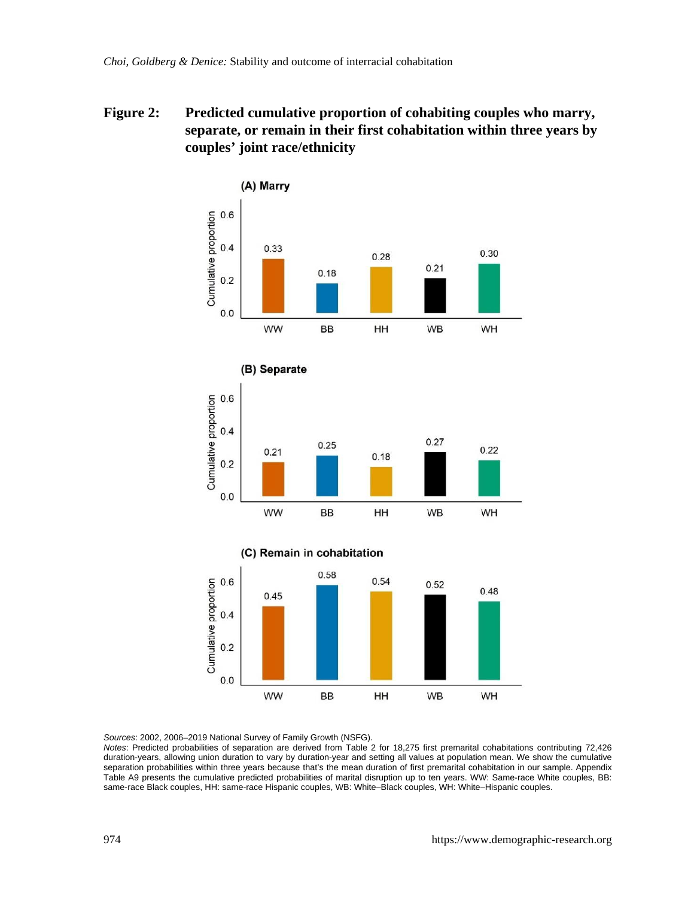**Figure 2: Predicted cumulative proportion of cohabiting couples who marry, separate, or remain in their first cohabitation within three years by couples' joint race/ethnicity**

**(A) Marry**

| | WW | BB | HH | WB | WH |
|---|---|---|---|---|---|
| Cumulative proportion | 0.33 | 0.18 | 0.28 | 0.21 | 0.30 |

**(B) Separate**

| | WW | BB | HH | WB | WH |
|---|---|---|---|---|---|
| Cumulative proportion | 0.21 | 0.25 | 0.18 | 0.27 | 0.22 |

**(C) Remain in cohabitation**

| | WW | BB | HH | WB | WH |
|---|---|---|---|---|---|
| Cumulative proportion | 0.45 | 0.58 | 0.54 | 0.52 | 0.48 |

*Sources*: 2002, 2006–2019 National Survey of Family Growth (NSFG).

*Notes*: Predicted probabilities of separation are derived from Table 2 for 18,275 first premarital cohabitations contributing 72,426 duration-years, allowing union duration to vary by duration-year and setting all values at population mean. We show the cumulative separation probabilities within three years because that's the mean duration of first premarital cohabitation in our sample. Appendix Table A9 presents the cumulative predicted probabilities of marital disruption up to ten years. WW: Same-race White couples, BB: same-race Black couples, HH: same-race Hispanic couples, WB: White–Black couples, WH: White–Hispanic couples.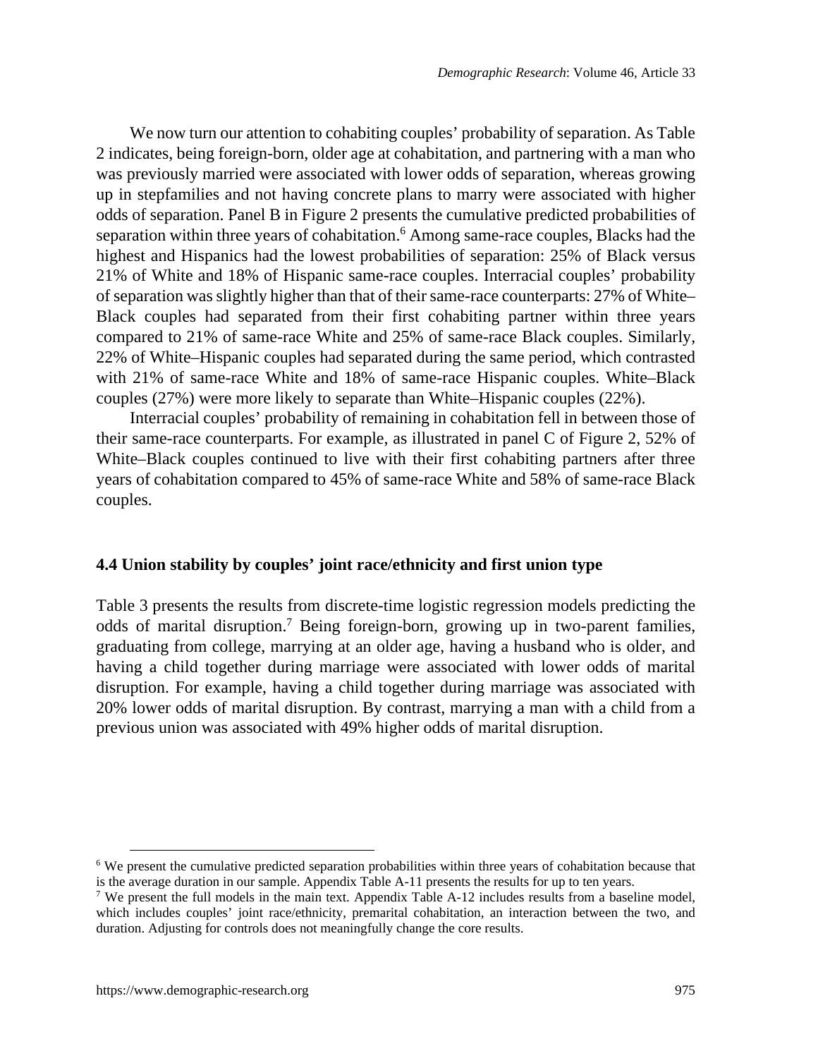We now turn our attention to cohabiting couples' probability of separation. As Table 2 indicates, being foreign-born, older age at cohabitation, and partnering with a man who was previously married were associated with lower odds of separation, whereas growing up in stepfamilies and not having concrete plans to marry were associated with higher odds of separation. Panel B in Figure 2 presents the cumulative predicted probabilities of separation within three years of cohabitation.[6] Among same-race couples, Blacks had the highest and Hispanics had the lowest probabilities of separation: 25% of Black versus 21% of White and 18% of Hispanic same-race couples. Interracial couples' probability of separation was slightly higher than that of their same-race counterparts: 27% of White–Black couples had separated from their first cohabiting partner within three years compared to 21% of same-race White and 25% of same-race Black couples. Similarly, 22% of White–Hispanic couples had separated during the same period, which contrasted with 21% of same-race White and 18% of same-race Hispanic couples. White–Black couples (27%) were more likely to separate than White–Hispanic couples (22%).

Interracial couples' probability of remaining in cohabitation fell in between those of their same-race counterparts. For example, as illustrated in panel C of Figure 2, 52% of White–Black couples continued to live with their first cohabiting partners after three years of cohabitation compared to 45% of same-race White and 58% of same-race Black couples.

### 4.4 Union stability by couples' joint race/ethnicity and first union type

Table 3 presents the results from discrete-time logistic regression models predicting the odds of marital disruption.[7] Being foreign-born, growing up in two-parent families, graduating from college, marrying at an older age, having a husband who is older, and having a child together during marriage were associated with lower odds of marital disruption. For example, having a child together during marriage was associated with 20% lower odds of marital disruption. By contrast, marrying a man with a child from a previous union was associated with 49% higher odds of marital disruption.

---

[6] We present the cumulative predicted separation probabilities within three years of cohabitation because that is the average duration in our sample. Appendix Table A-11 presents the results for up to ten years.

[7] We present the full models in the main text. Appendix Table A-12 includes results from a baseline model, which includes couples' joint race/ethnicity, premarital cohabitation, an interaction between the two, and duration. Adjusting for controls does not meaningfully change the core results.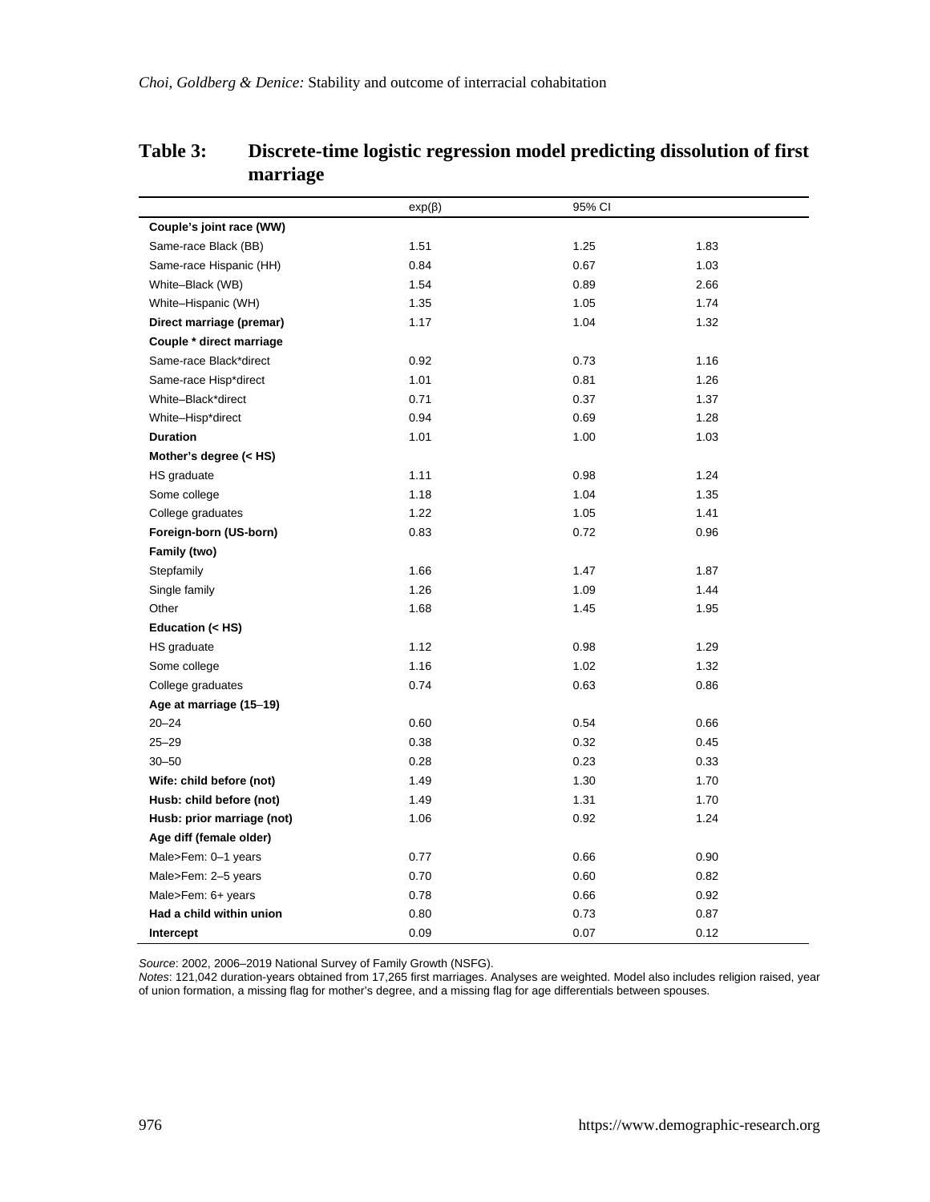**Table 3: Discrete-time logistic regression model predicting dissolution of first marriage**

| | exp(β) | 95% CI | |
|---|---|---|---|
| **Couple's joint race (WW)** | | | |
| Same-race Black (BB) | 1.51 | 1.25 | 1.83 |
| Same-race Hispanic (HH) | 0.84 | 0.67 | 1.03 |
| White–Black (WB) | 1.54 | 0.89 | 2.66 |
| White–Hispanic (WH) | 1.35 | 1.05 | 1.74 |
| **Direct marriage (premar)** | 1.17 | 1.04 | 1.32 |
| **Couple * direct marriage** | | | |
| Same-race Black*direct | 0.92 | 0.73 | 1.16 |
| Same-race Hisp*direct | 1.01 | 0.81 | 1.26 |
| White–Black*direct | 0.71 | 0.37 | 1.37 |
| White–Hisp*direct | 0.94 | 0.69 | 1.28 |
| **Duration** | 1.01 | 1.00 | 1.03 |
| **Mother's degree (< HS)** | | | |
| HS graduate | 1.11 | 0.98 | 1.24 |
| Some college | 1.18 | 1.04 | 1.35 |
| College graduates | 1.22 | 1.05 | 1.41 |
| **Foreign-born (US-born)** | 0.83 | 0.72 | 0.96 |
| **Family (two)** | | | |
| Stepfamily | 1.66 | 1.47 | 1.87 |
| Single family | 1.26 | 1.09 | 1.44 |
| Other | 1.68 | 1.45 | 1.95 |
| **Education (< HS)** | | | |
| HS graduate | 1.12 | 0.98 | 1.29 |
| Some college | 1.16 | 1.02 | 1.32 |
| College graduates | 0.74 | 0.63 | 0.86 |
| **Age at marriage (15–19)** | | | |
| 20–24 | 0.60 | 0.54 | 0.66 |
| 25–29 | 0.38 | 0.32 | 0.45 |
| 30–50 | 0.28 | 0.23 | 0.33 |
| **Wife: child before (not)** | 1.49 | 1.30 | 1.70 |
| **Husb: child before (not)** | 1.49 | 1.31 | 1.70 |
| **Husb: prior marriage (not)** | 1.06 | 0.92 | 1.24 |
| **Age diff (female older)** | | | |
| Male>Fem: 0–1 years | 0.77 | 0.66 | 0.90 |
| Male>Fem: 2–5 years | 0.70 | 0.60 | 0.82 |
| Male>Fem: 6+ years | 0.78 | 0.66 | 0.92 |
| **Had a child within union** | 0.80 | 0.73 | 0.87 |
| **Intercept** | 0.09 | 0.07 | 0.12 |

*Source*: 2002, 2006–2019 National Survey of Family Growth (NSFG).
*Notes*: 121,042 duration-years obtained from 17,265 first marriages. Analyses are weighted. Model also includes religion raised, year of union formation, a missing flag for mother's degree, and a missing flag for age differentials between spouses.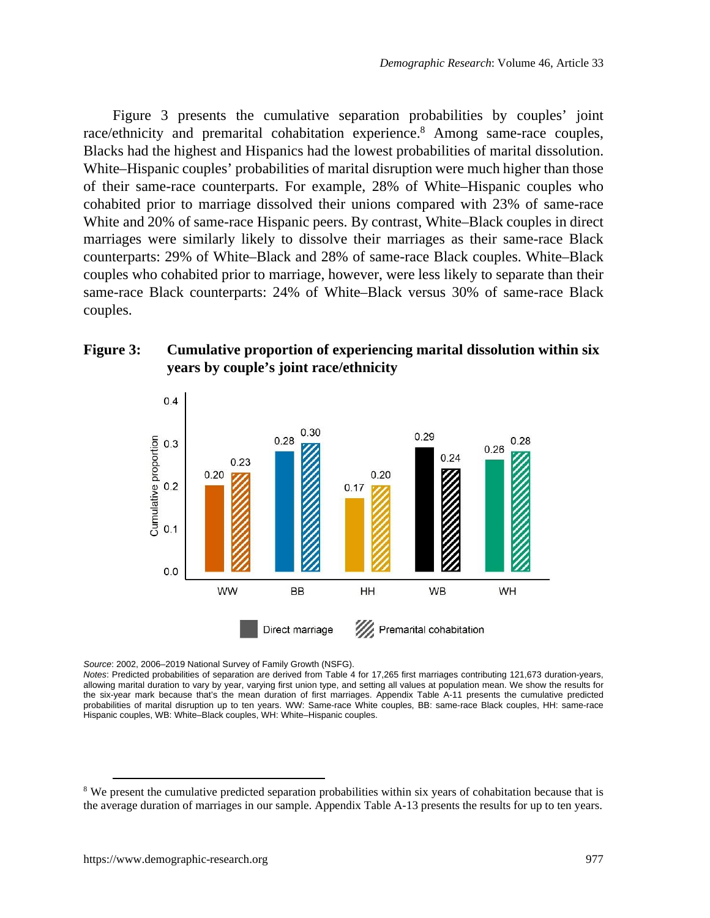Figure 3 presents the cumulative separation probabilities by couples' joint race/ethnicity and premarital cohabitation experience.[8] Among same-race couples, Blacks had the highest and Hispanics had the lowest probabilities of marital dissolution. White–Hispanic couples' probabilities of marital disruption were much higher than those of their same-race counterparts. For example, 28% of White–Hispanic couples who cohabited prior to marriage dissolved their unions compared with 23% of same-race White and 20% of same-race Hispanic peers. By contrast, White–Black couples in direct marriages were similarly likely to dissolve their marriages as their same-race Black counterparts: 29% of White–Black and 28% of same-race Black couples. White–Black couples who cohabited prior to marriage, however, were less likely to separate than their same-race Black counterparts: 24% of White–Black versus 30% of same-race Black couples.

**Figure 3: Cumulative proportion of experiencing marital dissolution within six years by couple's joint race/ethnicity**

| | Direct marriage | Premarital cohabitation |
|---|---|---|
| WW | 0.20 | 0.23 |
| BB | 0.28 | 0.30 |
| HH | 0.17 | 0.20 |
| WB | 0.29 | 0.24 |
| WH | 0.26 | 0.28 |

*Source*: 2002, 2006–2019 National Survey of Family Growth (NSFG).
*Notes*: Predicted probabilities of separation are derived from Table 4 for 17,265 first marriages contributing 121,673 duration-years, allowing marital duration to vary by year, varying first union type, and setting all values at population mean. We show the results for the six-year mark because that's the mean duration of first marriages. Appendix Table A-11 presents the cumulative predicted probabilities of marital disruption up to ten years. WW: Same-race White couples, BB: same-race Black couples, HH: same-race Hispanic couples, WB: White–Black couples, WH: White–Hispanic couples.

[8] We present the cumulative predicted separation probabilities within six years of cohabitation because that is the average duration of marriages in our sample. Appendix Table A-13 presents the results for up to ten years.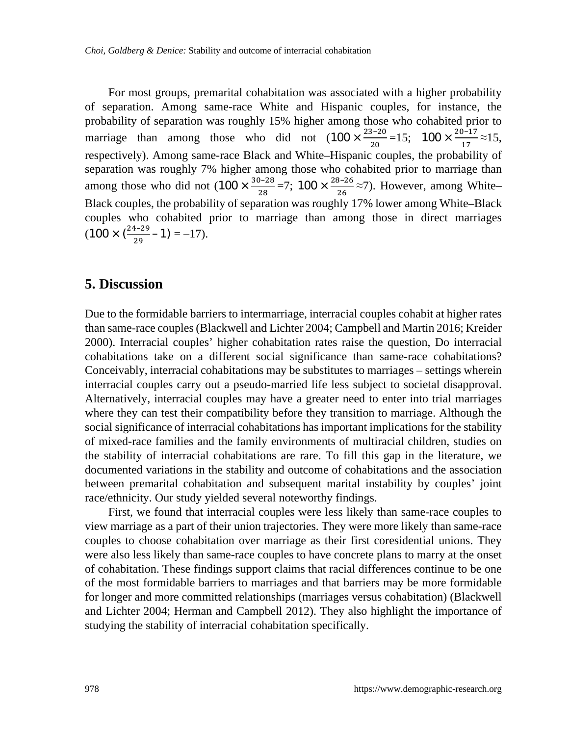For most groups, premarital cohabitation was associated with a higher probability of separation. Among same-race White and Hispanic couples, for instance, the probability of separation was roughly 15% higher among those who cohabited prior to marriage than among those who did not ($100 \times \frac{23-20}{20}$ =15; $100 \times \frac{20-17}{17}$ ≈15, respectively). Among same-race Black and White–Hispanic couples, the probability of separation was roughly 7% higher among those who cohabited prior to marriage than among those who did not ($100 \times \frac{30-28}{28}$ =7; $100 \times \frac{28-26}{26}$ ≈7). However, among White–Black couples, the probability of separation was roughly 17% lower among White–Black couples who cohabited prior to marriage than among those in direct marriages ($100 \times (\frac{24-29}{29} - 1)$ = –17).

## 5. Discussion

Due to the formidable barriers to intermarriage, interracial couples cohabit at higher rates than same-race couples (Blackwell and Lichter 2004; Campbell and Martin 2016; Kreider 2000). Interracial couples' higher cohabitation rates raise the question, Do interracial cohabitations take on a different social significance than same-race cohabitations? Conceivably, interracial cohabitations may be substitutes to marriages – settings wherein interracial couples carry out a pseudo-married life less subject to societal disapproval. Alternatively, interracial couples may have a greater need to enter into trial marriages where they can test their compatibility before they transition to marriage. Although the social significance of interracial cohabitations has important implications for the stability of mixed-race families and the family environments of multiracial children, studies on the stability of interracial cohabitations are rare. To fill this gap in the literature, we documented variations in the stability and outcome of cohabitations and the association between premarital cohabitation and subsequent marital instability by couples' joint race/ethnicity. Our study yielded several noteworthy findings.

First, we found that interracial couples were less likely than same-race couples to view marriage as a part of their union trajectories. They were more likely than same-race couples to choose cohabitation over marriage as their first coresidential unions. They were also less likely than same-race couples to have concrete plans to marry at the onset of cohabitation. These findings support claims that racial differences continue to be one of the most formidable barriers to marriages and that barriers may be more formidable for longer and more committed relationships (marriages versus cohabitation) (Blackwell and Lichter 2004; Herman and Campbell 2012). They also highlight the importance of studying the stability of interracial cohabitation specifically.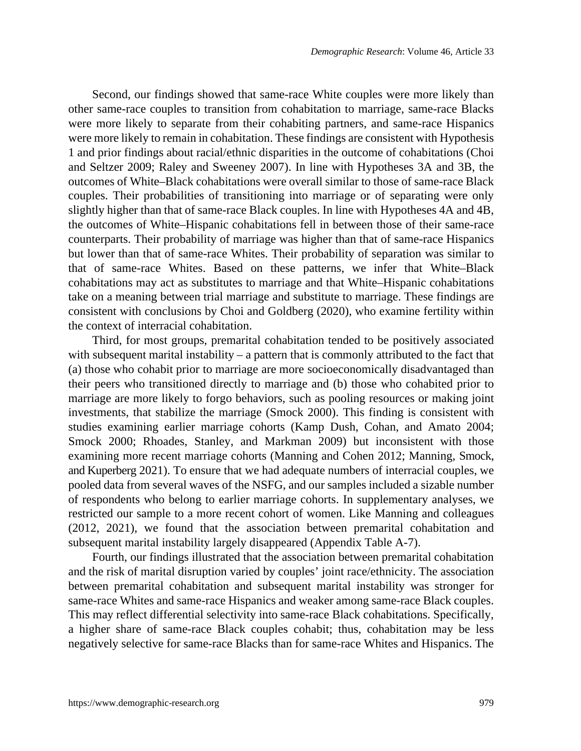Second, our findings showed that same-race White couples were more likely than other same-race couples to transition from cohabitation to marriage, same-race Blacks were more likely to separate from their cohabiting partners, and same-race Hispanics were more likely to remain in cohabitation. These findings are consistent with Hypothesis 1 and prior findings about racial/ethnic disparities in the outcome of cohabitations (Choi and Seltzer 2009; Raley and Sweeney 2007). In line with Hypotheses 3A and 3B, the outcomes of White–Black cohabitations were overall similar to those of same-race Black couples. Their probabilities of transitioning into marriage or of separating were only slightly higher than that of same-race Black couples. In line with Hypotheses 4A and 4B, the outcomes of White–Hispanic cohabitations fell in between those of their same-race counterparts. Their probability of marriage was higher than that of same-race Hispanics but lower than that of same-race Whites. Their probability of separation was similar to that of same-race Whites. Based on these patterns, we infer that White–Black cohabitations may act as substitutes to marriage and that White–Hispanic cohabitations take on a meaning between trial marriage and substitute to marriage. These findings are consistent with conclusions by Choi and Goldberg (2020), who examine fertility within the context of interracial cohabitation.

Third, for most groups, premarital cohabitation tended to be positively associated with subsequent marital instability – a pattern that is commonly attributed to the fact that (a) those who cohabit prior to marriage are more socioeconomically disadvantaged than their peers who transitioned directly to marriage and (b) those who cohabited prior to marriage are more likely to forgo behaviors, such as pooling resources or making joint investments, that stabilize the marriage (Smock 2000). This finding is consistent with studies examining earlier marriage cohorts (Kamp Dush, Cohan, and Amato 2004; Smock 2000; Rhoades, Stanley, and Markman 2009) but inconsistent with those examining more recent marriage cohorts (Manning and Cohen 2012; Manning, Smock, and Kuperberg 2021). To ensure that we had adequate numbers of interracial couples, we pooled data from several waves of the NSFG, and our samples included a sizable number of respondents who belong to earlier marriage cohorts. In supplementary analyses, we restricted our sample to a more recent cohort of women. Like Manning and colleagues (2012, 2021), we found that the association between premarital cohabitation and subsequent marital instability largely disappeared (Appendix Table A-7).

Fourth, our findings illustrated that the association between premarital cohabitation and the risk of marital disruption varied by couples' joint race/ethnicity. The association between premarital cohabitation and subsequent marital instability was stronger for same-race Whites and same-race Hispanics and weaker among same-race Black couples. This may reflect differential selectivity into same-race Black cohabitations. Specifically, a higher share of same-race Black couples cohabit; thus, cohabitation may be less negatively selective for same-race Blacks than for same-race Whites and Hispanics. The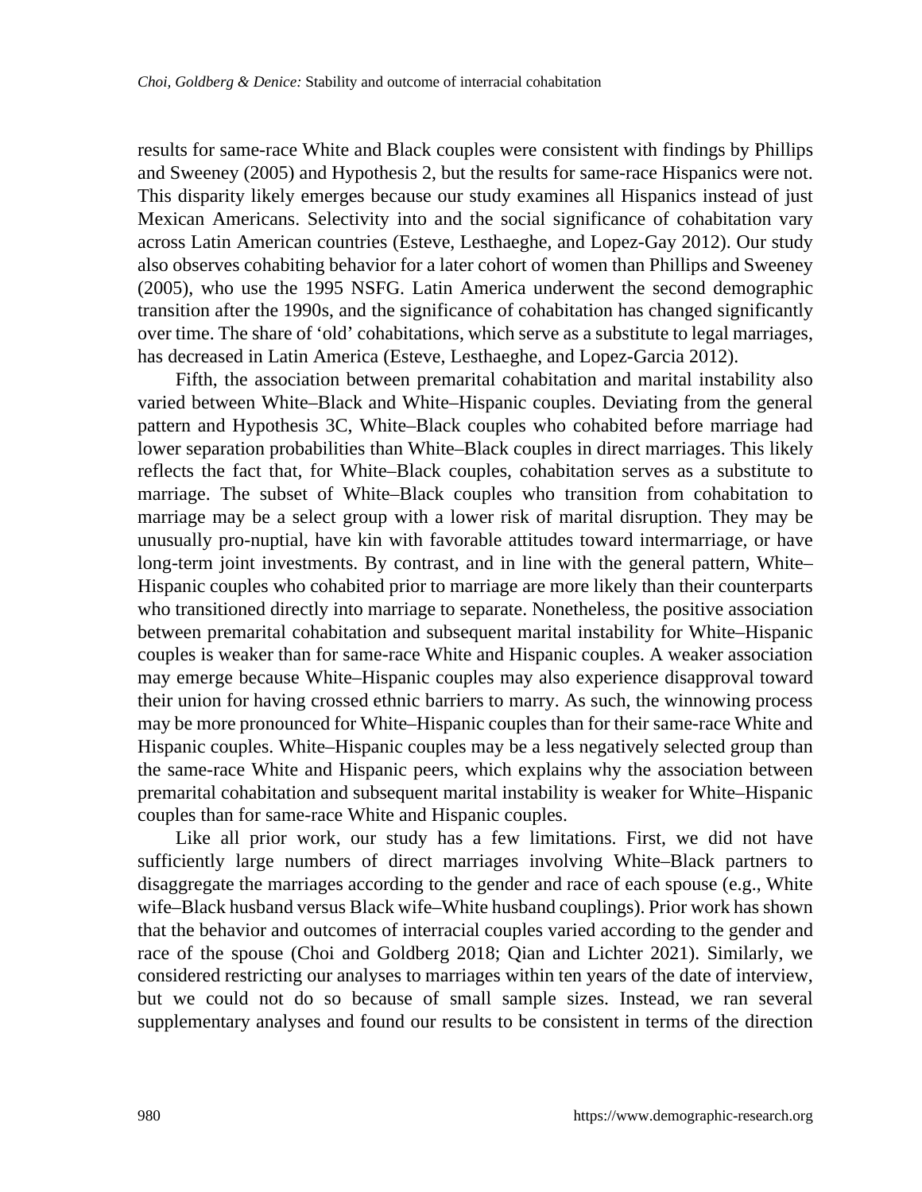results for same-race White and Black couples were consistent with findings by Phillips and Sweeney (2005) and Hypothesis 2, but the results for same-race Hispanics were not. This disparity likely emerges because our study examines all Hispanics instead of just Mexican Americans. Selectivity into and the social significance of cohabitation vary across Latin American countries (Esteve, Lesthaeghe, and Lopez-Gay 2012). Our study also observes cohabiting behavior for a later cohort of women than Phillips and Sweeney (2005), who use the 1995 NSFG. Latin America underwent the second demographic transition after the 1990s, and the significance of cohabitation has changed significantly over time. The share of 'old' cohabitations, which serve as a substitute to legal marriages, has decreased in Latin America (Esteve, Lesthaeghe, and Lopez-Garcia 2012).

Fifth, the association between premarital cohabitation and marital instability also varied between White–Black and White–Hispanic couples. Deviating from the general pattern and Hypothesis 3C, White–Black couples who cohabited before marriage had lower separation probabilities than White–Black couples in direct marriages. This likely reflects the fact that, for White–Black couples, cohabitation serves as a substitute to marriage. The subset of White–Black couples who transition from cohabitation to marriage may be a select group with a lower risk of marital disruption. They may be unusually pro-nuptial, have kin with favorable attitudes toward intermarriage, or have long-term joint investments. By contrast, and in line with the general pattern, White–Hispanic couples who cohabited prior to marriage are more likely than their counterparts who transitioned directly into marriage to separate. Nonetheless, the positive association between premarital cohabitation and subsequent marital instability for White–Hispanic couples is weaker than for same-race White and Hispanic couples. A weaker association may emerge because White–Hispanic couples may also experience disapproval toward their union for having crossed ethnic barriers to marry. As such, the winnowing process may be more pronounced for White–Hispanic couples than for their same-race White and Hispanic couples. White–Hispanic couples may be a less negatively selected group than the same-race White and Hispanic peers, which explains why the association between premarital cohabitation and subsequent marital instability is weaker for White–Hispanic couples than for same-race White and Hispanic couples.

Like all prior work, our study has a few limitations. First, we did not have sufficiently large numbers of direct marriages involving White–Black partners to disaggregate the marriages according to the gender and race of each spouse (e.g., White wife–Black husband versus Black wife–White husband couplings). Prior work has shown that the behavior and outcomes of interracial couples varied according to the gender and race of the spouse (Choi and Goldberg 2018; Qian and Lichter 2021). Similarly, we considered restricting our analyses to marriages within ten years of the date of interview, but we could not do so because of small sample sizes. Instead, we ran several supplementary analyses and found our results to be consistent in terms of the direction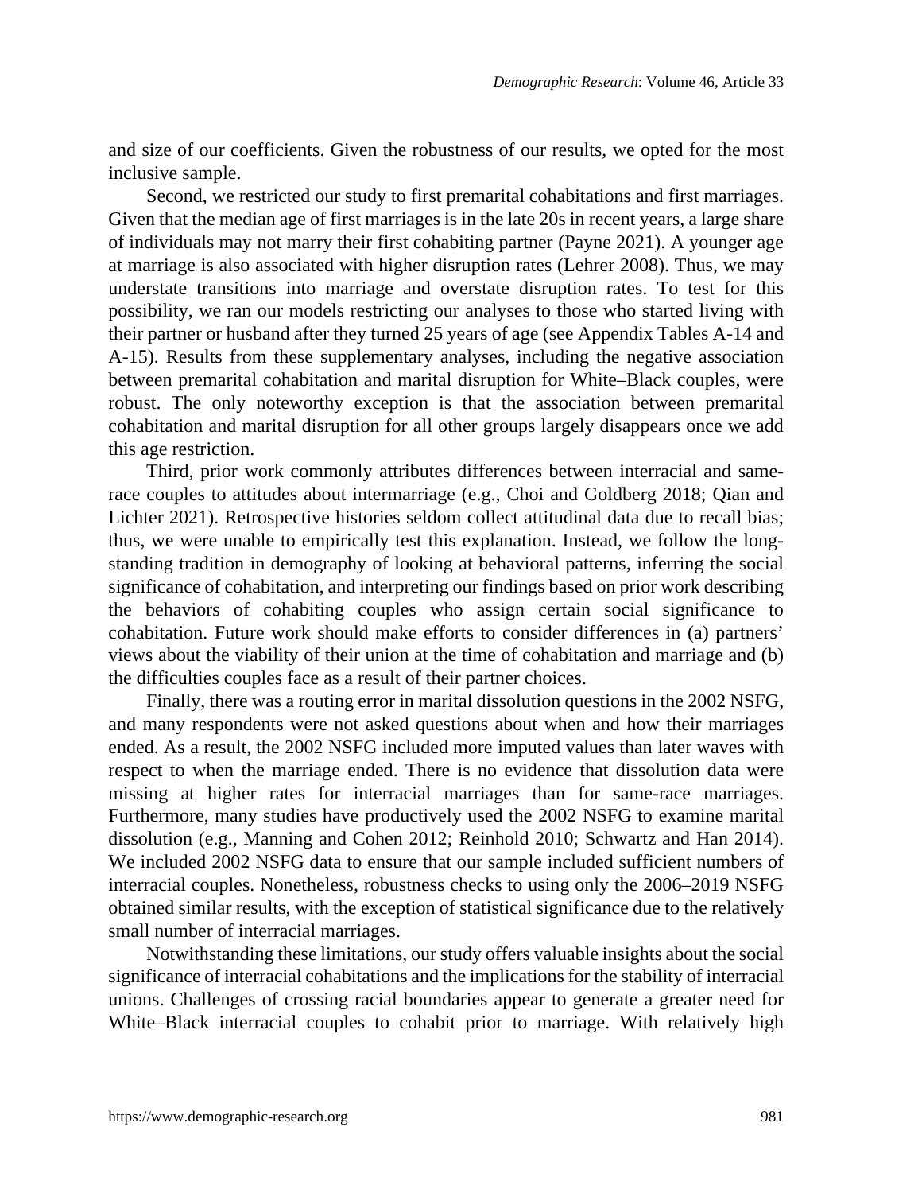and size of our coefficients. Given the robustness of our results, we opted for the most inclusive sample.

Second, we restricted our study to first premarital cohabitations and first marriages. Given that the median age of first marriages is in the late 20s in recent years, a large share of individuals may not marry their first cohabiting partner (Payne 2021). A younger age at marriage is also associated with higher disruption rates (Lehrer 2008). Thus, we may understate transitions into marriage and overstate disruption rates. To test for this possibility, we ran our models restricting our analyses to those who started living with their partner or husband after they turned 25 years of age (see Appendix Tables A-14 and A-15). Results from these supplementary analyses, including the negative association between premarital cohabitation and marital disruption for White–Black couples, were robust. The only noteworthy exception is that the association between premarital cohabitation and marital disruption for all other groups largely disappears once we add this age restriction.

Third, prior work commonly attributes differences between interracial and same-race couples to attitudes about intermarriage (e.g., Choi and Goldberg 2018; Qian and Lichter 2021). Retrospective histories seldom collect attitudinal data due to recall bias; thus, we were unable to empirically test this explanation. Instead, we follow the long-standing tradition in demography of looking at behavioral patterns, inferring the social significance of cohabitation, and interpreting our findings based on prior work describing the behaviors of cohabiting couples who assign certain social significance to cohabitation. Future work should make efforts to consider differences in (a) partners' views about the viability of their union at the time of cohabitation and marriage and (b) the difficulties couples face as a result of their partner choices.

Finally, there was a routing error in marital dissolution questions in the 2002 NSFG, and many respondents were not asked questions about when and how their marriages ended. As a result, the 2002 NSFG included more imputed values than later waves with respect to when the marriage ended. There is no evidence that dissolution data were missing at higher rates for interracial marriages than for same-race marriages. Furthermore, many studies have productively used the 2002 NSFG to examine marital dissolution (e.g., Manning and Cohen 2012; Reinhold 2010; Schwartz and Han 2014). We included 2002 NSFG data to ensure that our sample included sufficient numbers of interracial couples. Nonetheless, robustness checks to using only the 2006–2019 NSFG obtained similar results, with the exception of statistical significance due to the relatively small number of interracial marriages.

Notwithstanding these limitations, our study offers valuable insights about the social significance of interracial cohabitations and the implications for the stability of interracial unions. Challenges of crossing racial boundaries appear to generate a greater need for White–Black interracial couples to cohabit prior to marriage. With relatively high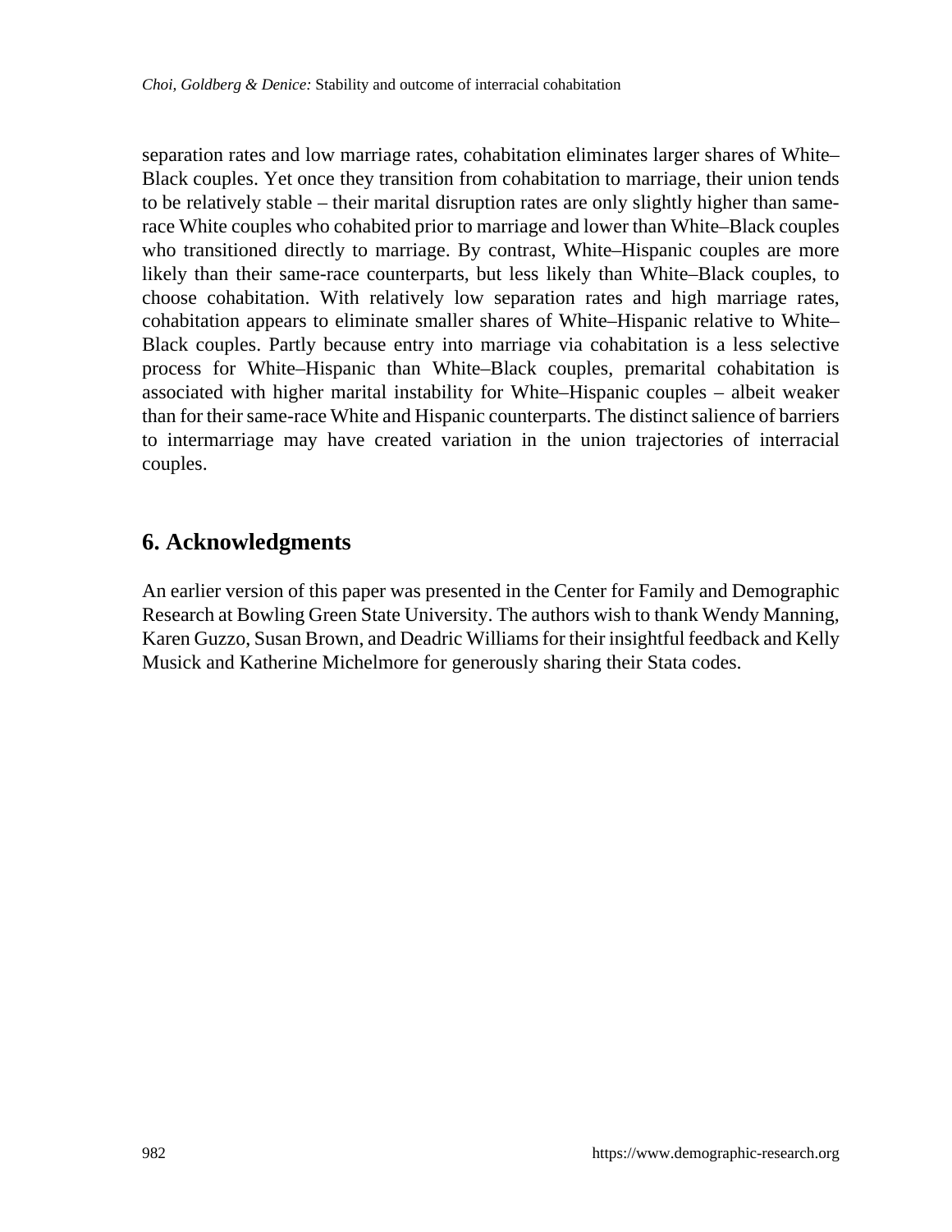separation rates and low marriage rates, cohabitation eliminates larger shares of White–Black couples. Yet once they transition from cohabitation to marriage, their union tends to be relatively stable – their marital disruption rates are only slightly higher than same-race White couples who cohabited prior to marriage and lower than White–Black couples who transitioned directly to marriage. By contrast, White–Hispanic couples are more likely than their same-race counterparts, but less likely than White–Black couples, to choose cohabitation. With relatively low separation rates and high marriage rates, cohabitation appears to eliminate smaller shares of White–Hispanic relative to White–Black couples. Partly because entry into marriage via cohabitation is a less selective process for White–Hispanic than White–Black couples, premarital cohabitation is associated with higher marital instability for White–Hispanic couples – albeit weaker than for their same-race White and Hispanic counterparts. The distinct salience of barriers to intermarriage may have created variation in the union trajectories of interracial couples.

## 6. Acknowledgments

An earlier version of this paper was presented in the Center for Family and Demographic Research at Bowling Green State University. The authors wish to thank Wendy Manning, Karen Guzzo, Susan Brown, and Deadric Williams for their insightful feedback and Kelly Musick and Katherine Michelmore for generously sharing their Stata codes.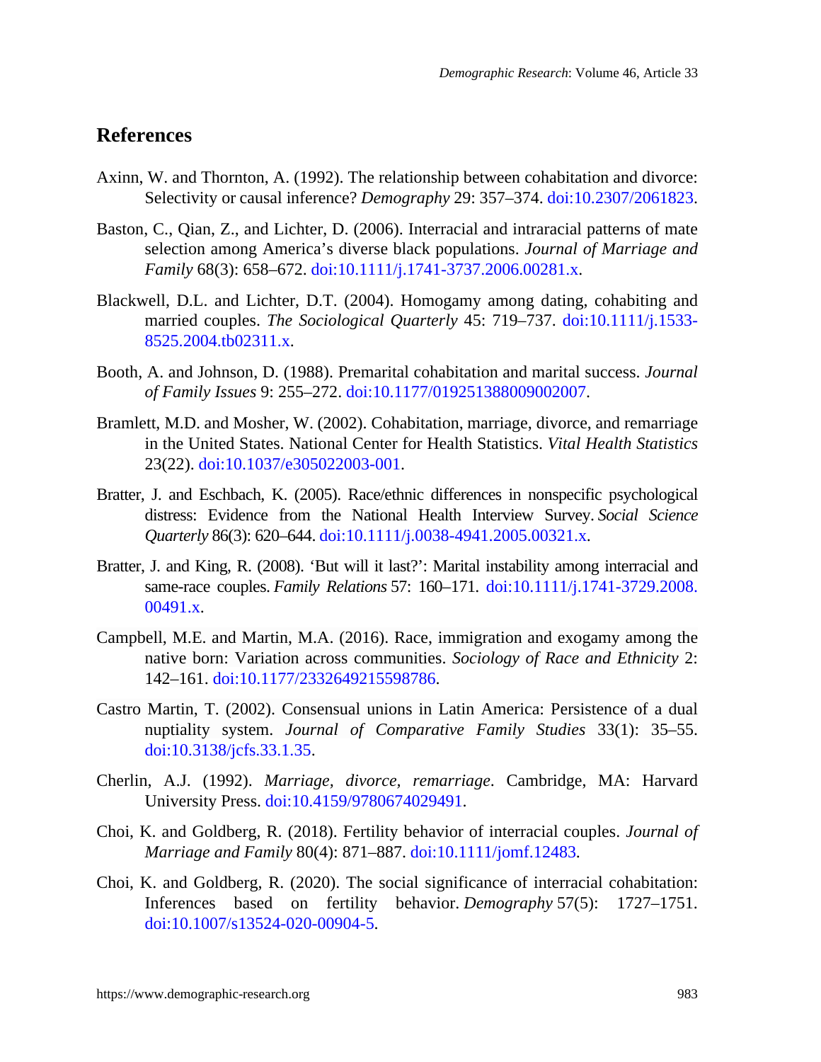## References

Axinn, W. and Thornton, A. (1992). The relationship between cohabitation and divorce: Selectivity or causal inference? *Demography* 29: 357–374. doi:10.2307/2061823.

Baston, C., Qian, Z., and Lichter, D. (2006). Interracial and intraracial patterns of mate selection among America's diverse black populations. *Journal of Marriage and Family* 68(3): 658–672. doi:10.1111/j.1741-3737.2006.00281.x.

Blackwell, D.L. and Lichter, D.T. (2004). Homogamy among dating, cohabiting and married couples. *The Sociological Quarterly* 45: 719–737. doi:10.1111/j.1533-8525.2004.tb02311.x.

Booth, A. and Johnson, D. (1988). Premarital cohabitation and marital success. *Journal of Family Issues* 9: 255–272. doi:10.1177/019251388009002007.

Bramlett, M.D. and Mosher, W. (2002). Cohabitation, marriage, divorce, and remarriage in the United States. National Center for Health Statistics. *Vital Health Statistics* 23(22). doi:10.1037/e305022003-001.

Bratter, J. and Eschbach, K. (2005). Race/ethnic differences in nonspecific psychological distress: Evidence from the National Health Interview Survey. *Social Science Quarterly* 86(3): 620–644. doi:10.1111/j.0038-4941.2005.00321.x.

Bratter, J. and King, R. (2008). 'But will it last?': Marital instability among interracial and same-race couples. *Family Relations* 57: 160–171. doi:10.1111/j.1741-3729.2008.00491.x.

Campbell, M.E. and Martin, M.A. (2016). Race, immigration and exogamy among the native born: Variation across communities. *Sociology of Race and Ethnicity* 2: 142–161. doi:10.1177/2332649215598786.

Castro Martin, T. (2002). Consensual unions in Latin America: Persistence of a dual nuptiality system. *Journal of Comparative Family Studies* 33(1): 35–55. doi:10.3138/jcfs.33.1.35.

Cherlin, A.J. (1992). *Marriage, divorce, remarriage*. Cambridge, MA: Harvard University Press. doi:10.4159/9780674029491.

Choi, K. and Goldberg, R. (2018). Fertility behavior of interracial couples. *Journal of Marriage and Family* 80(4): 871–887. doi:10.1111/jomf.12483.

Choi, K. and Goldberg, R. (2020). The social significance of interracial cohabitation: Inferences based on fertility behavior. *Demography* 57(5): 1727–1751. doi:10.1007/s13524-020-00904-5.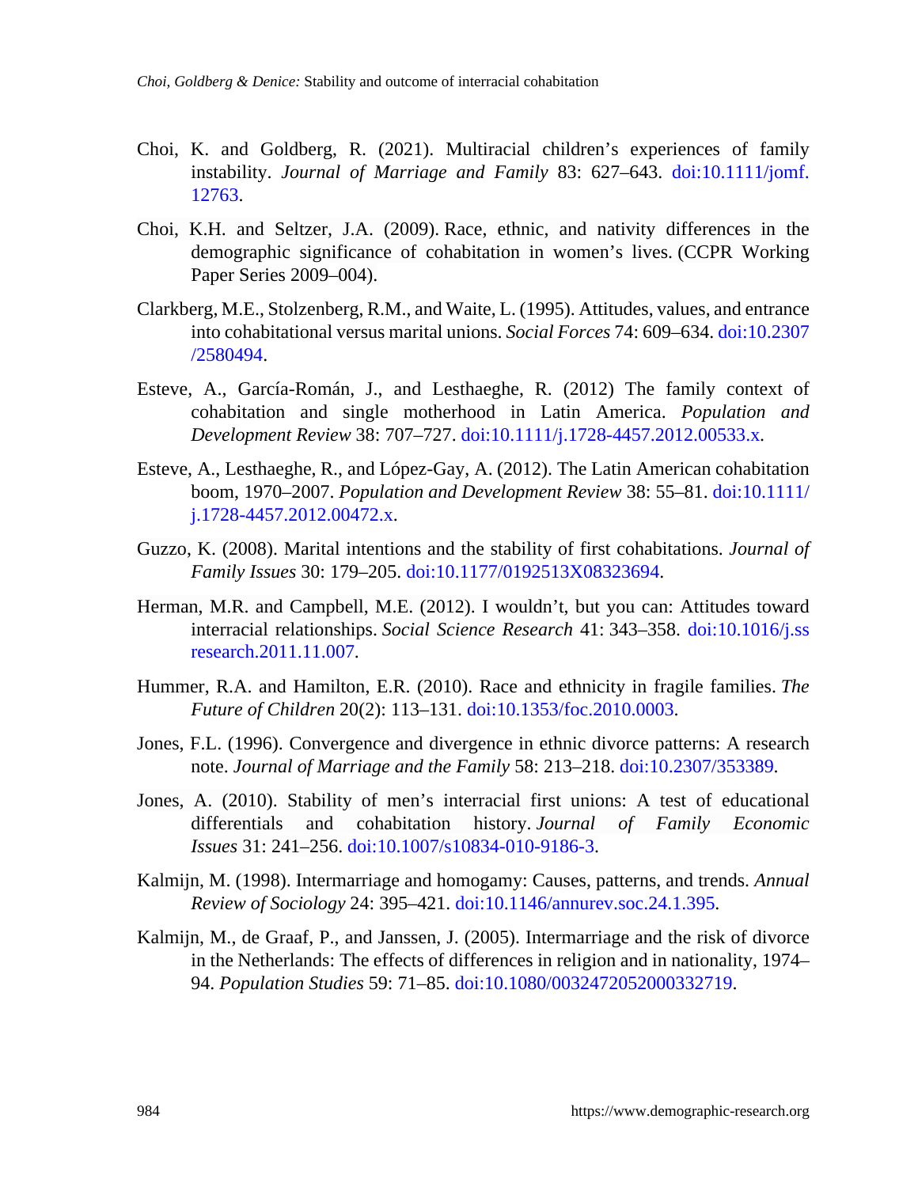Choi, K. and Goldberg, R. (2021). Multiracial children's experiences of family instability. *Journal of Marriage and Family* 83: 627–643. doi:10.1111/jomf.12763.

Choi, K.H. and Seltzer, J.A. (2009). Race, ethnic, and nativity differences in the demographic significance of cohabitation in women's lives. (CCPR Working Paper Series 2009–004).

Clarkberg, M.E., Stolzenberg, R.M., and Waite, L. (1995). Attitudes, values, and entrance into cohabitational versus marital unions. *Social Forces* 74: 609–634. doi:10.2307/2580494.

Esteve, A., García-Román, J., and Lesthaeghe, R. (2012) The family context of cohabitation and single motherhood in Latin America. *Population and Development Review* 38: 707–727. doi:10.1111/j.1728-4457.2012.00533.x.

Esteve, A., Lesthaeghe, R., and López-Gay, A. (2012). The Latin American cohabitation boom, 1970–2007. *Population and Development Review* 38: 55–81. doi:10.1111/j.1728-4457.2012.00472.x.

Guzzo, K. (2008). Marital intentions and the stability of first cohabitations. *Journal of Family Issues* 30: 179–205. doi:10.1177/0192513X08323694.

Herman, M.R. and Campbell, M.E. (2012). I wouldn't, but you can: Attitudes toward interracial relationships. *Social Science Research* 41: 343–358. doi:10.1016/j.ssresearch.2011.11.007.

Hummer, R.A. and Hamilton, E.R. (2010). Race and ethnicity in fragile families. *The Future of Children* 20(2): 113–131. doi:10.1353/foc.2010.0003.

Jones, F.L. (1996). Convergence and divergence in ethnic divorce patterns: A research note. *Journal of Marriage and the Family* 58: 213–218. doi:10.2307/353389.

Jones, A. (2010). Stability of men's interracial first unions: A test of educational differentials and cohabitation history. *Journal of Family Economic Issues* 31: 241–256. doi:10.1007/s10834-010-9186-3.

Kalmijn, M. (1998). Intermarriage and homogamy: Causes, patterns, and trends. *Annual Review of Sociology* 24: 395–421. doi:10.1146/annurev.soc.24.1.395.

Kalmijn, M., de Graaf, P., and Janssen, J. (2005). Intermarriage and the risk of divorce in the Netherlands: The effects of differences in religion and in nationality, 1974–94. *Population Studies* 59: 71–85. doi:10.1080/0032472052000332719.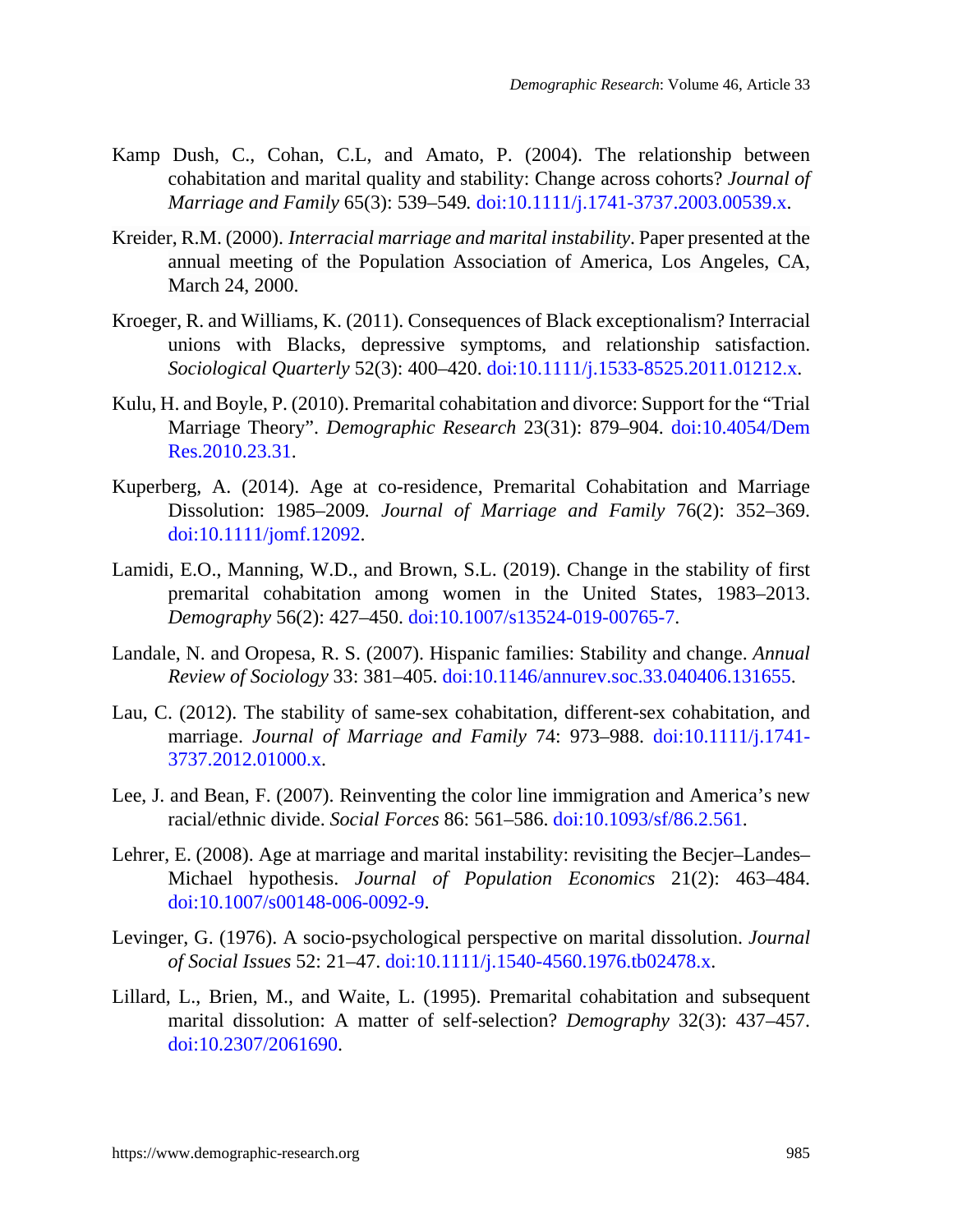Kamp Dush, C., Cohan, C.L, and Amato, P. (2004). The relationship between cohabitation and marital quality and stability: Change across cohorts? *Journal of Marriage and Family* 65(3): 539–549. doi:10.1111/j.1741-3737.2003.00539.x.

Kreider, R.M. (2000). *Interracial marriage and marital instability*. Paper presented at the annual meeting of the Population Association of America, Los Angeles, CA, March 24, 2000.

Kroeger, R. and Williams, K. (2011). Consequences of Black exceptionalism? Interracial unions with Blacks, depressive symptoms, and relationship satisfaction. *Sociological Quarterly* 52(3): 400–420. doi:10.1111/j.1533-8525.2011.01212.x.

Kulu, H. and Boyle, P. (2010). Premarital cohabitation and divorce: Support for the "Trial Marriage Theory". *Demographic Research* 23(31): 879–904. doi:10.4054/DemRes.2010.23.31.

Kuperberg, A. (2014). Age at co-residence, Premarital Cohabitation and Marriage Dissolution: 1985–2009. *Journal of Marriage and Family* 76(2): 352–369. doi:10.1111/jomf.12092.

Lamidi, E.O., Manning, W.D., and Brown, S.L. (2019). Change in the stability of first premarital cohabitation among women in the United States, 1983–2013. *Demography* 56(2): 427–450. doi:10.1007/s13524-019-00765-7.

Landale, N. and Oropesa, R. S. (2007). Hispanic families: Stability and change. *Annual Review of Sociology* 33: 381–405. doi:10.1146/annurev.soc.33.040406.131655.

Lau, C. (2012). The stability of same-sex cohabitation, different-sex cohabitation, and marriage. *Journal of Marriage and Family* 74: 973–988. doi:10.1111/j.1741-3737.2012.01000.x.

Lee, J. and Bean, F. (2007). Reinventing the color line immigration and America's new racial/ethnic divide. *Social Forces* 86: 561–586. doi:10.1093/sf/86.2.561.

Lehrer, E. (2008). Age at marriage and marital instability: revisiting the Becjer–Landes–Michael hypothesis. *Journal of Population Economics* 21(2): 463–484. doi:10.1007/s00148-006-0092-9.

Levinger, G. (1976). A socio-psychological perspective on marital dissolution. *Journal of Social Issues* 52: 21–47. doi:10.1111/j.1540-4560.1976.tb02478.x.

Lillard, L., Brien, M., and Waite, L. (1995). Premarital cohabitation and subsequent marital dissolution: A matter of self-selection? *Demography* 32(3): 437–457. doi:10.2307/2061690.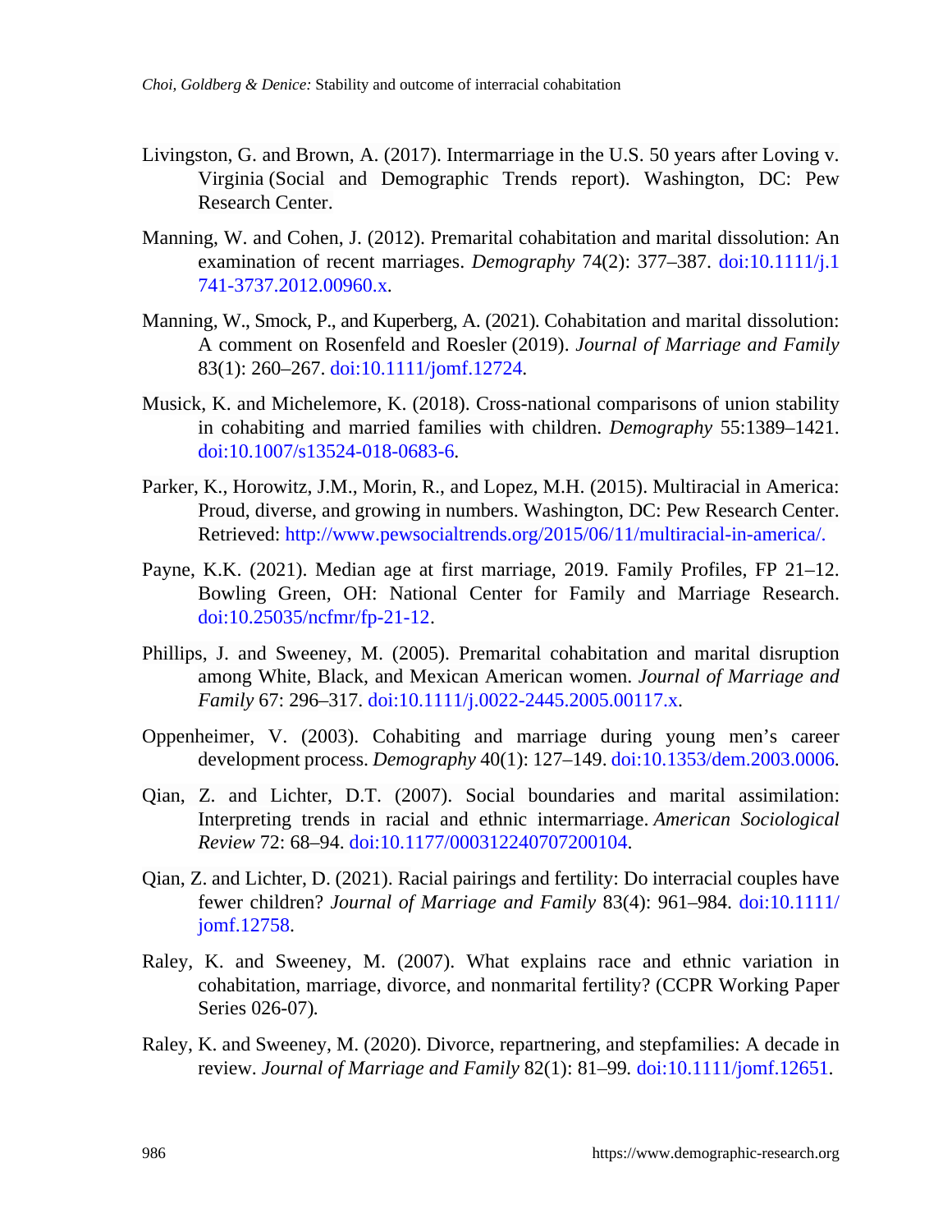Livingston, G. and Brown, A. (2017). Intermarriage in the U.S. 50 years after Loving v. Virginia (Social and Demographic Trends report). Washington, DC: Pew Research Center.

Manning, W. and Cohen, J. (2012). Premarital cohabitation and marital dissolution: An examination of recent marriages. *Demography* 74(2): 377–387. doi:10.1111/j.1741-3737.2012.00960.x.

Manning, W., Smock, P., and Kuperberg, A. (2021). Cohabitation and marital dissolution: A comment on Rosenfeld and Roesler (2019). *Journal of Marriage and Family* 83(1): 260–267. doi:10.1111/jomf.12724.

Musick, K. and Michelemore, K. (2018). Cross-national comparisons of union stability in cohabiting and married families with children. *Demography* 55:1389–1421. doi:10.1007/s13524-018-0683-6.

Parker, K., Horowitz, J.M., Morin, R., and Lopez, M.H. (2015). Multiracial in America: Proud, diverse, and growing in numbers. Washington, DC: Pew Research Center. Retrieved: http://www.pewsocialtrends.org/2015/06/11/multiracial-in-america/.

Payne, K.K. (2021). Median age at first marriage, 2019. Family Profiles, FP 21–12. Bowling Green, OH: National Center for Family and Marriage Research. doi:10.25035/ncfmr/fp-21-12.

Phillips, J. and Sweeney, M. (2005). Premarital cohabitation and marital disruption among White, Black, and Mexican American women. *Journal of Marriage and Family* 67: 296–317. doi:10.1111/j.0022-2445.2005.00117.x.

Oppenheimer, V. (2003). Cohabiting and marriage during young men's career development process. *Demography* 40(1): 127–149. doi:10.1353/dem.2003.0006.

Qian, Z. and Lichter, D.T. (2007). Social boundaries and marital assimilation: Interpreting trends in racial and ethnic intermarriage. *American Sociological Review* 72: 68–94. doi:10.1177/000312240707200104.

Qian, Z. and Lichter, D. (2021). Racial pairings and fertility: Do interracial couples have fewer children? *Journal of Marriage and Family* 83(4): 961–984. doi:10.1111/jomf.12758.

Raley, K. and Sweeney, M. (2007). What explains race and ethnic variation in cohabitation, marriage, divorce, and nonmarital fertility? (CCPR Working Paper Series 026-07).

Raley, K. and Sweeney, M. (2020). Divorce, repartnering, and stepfamilies: A decade in review. *Journal of Marriage and Family* 82(1): 81–99. doi:10.1111/jomf.12651.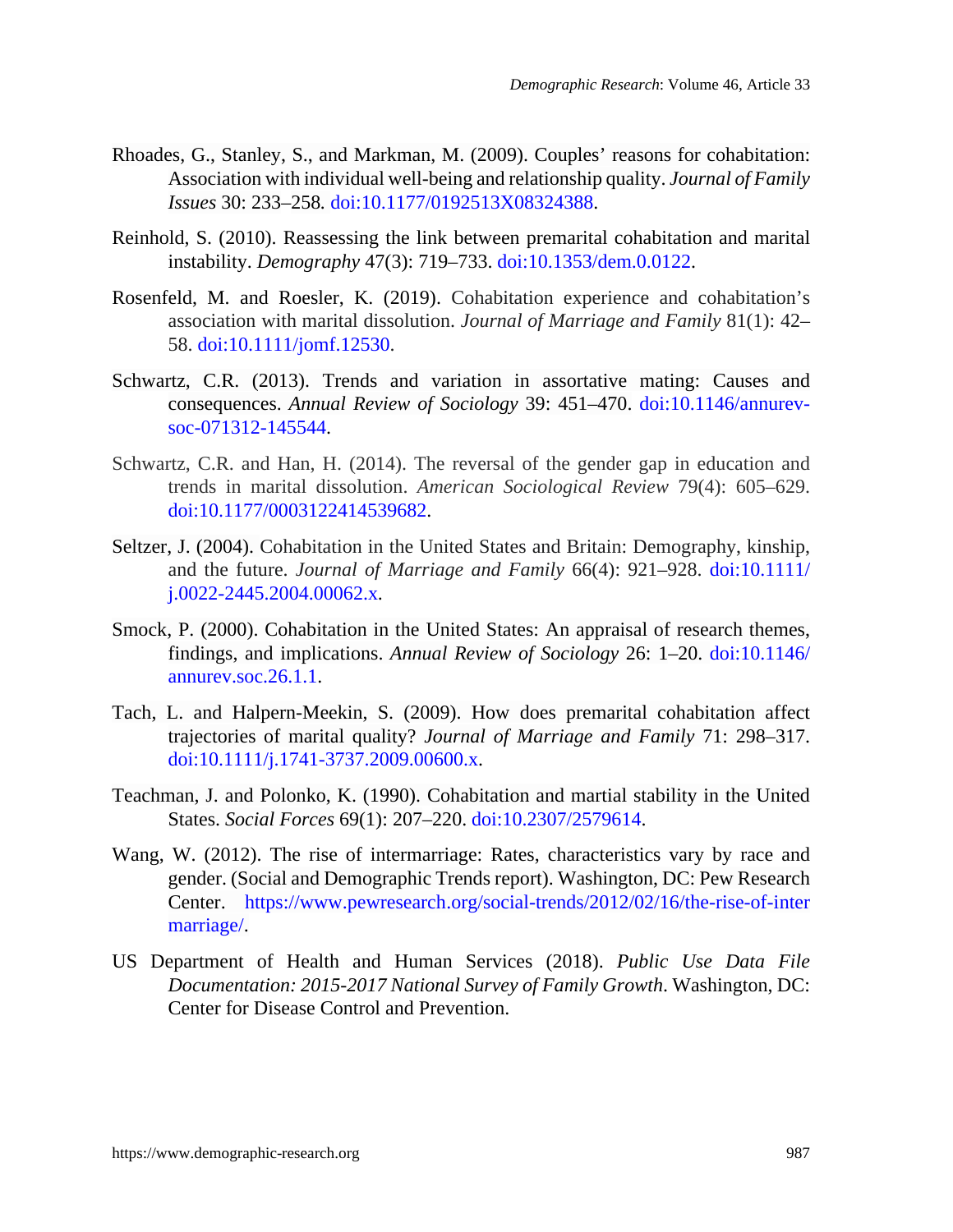Rhoades, G., Stanley, S., and Markman, M. (2009). Couples' reasons for cohabitation: Association with individual well-being and relationship quality. *Journal of Family Issues* 30: 233–258. doi:10.1177/0192513X08324388.

Reinhold, S. (2010). Reassessing the link between premarital cohabitation and marital instability. *Demography* 47(3): 719–733. doi:10.1353/dem.0.0122.

Rosenfeld, M. and Roesler, K. (2019). Cohabitation experience and cohabitation's association with marital dissolution. *Journal of Marriage and Family* 81(1): 42–58. doi:10.1111/jomf.12530.

Schwartz, C.R. (2013). Trends and variation in assortative mating: Causes and consequences. *Annual Review of Sociology* 39: 451–470. doi:10.1146/annurev-soc-071312-145544.

Schwartz, C.R. and Han, H. (2014). The reversal of the gender gap in education and trends in marital dissolution. *American Sociological Review* 79(4): 605–629. doi:10.1177/0003122414539682.

Seltzer, J. (2004). Cohabitation in the United States and Britain: Demography, kinship, and the future. *Journal of Marriage and Family* 66(4): 921–928. doi:10.1111/j.0022-2445.2004.00062.x.

Smock, P. (2000). Cohabitation in the United States: An appraisal of research themes, findings, and implications. *Annual Review of Sociology* 26: 1–20. doi:10.1146/annurev.soc.26.1.1.

Tach, L. and Halpern-Meekin, S. (2009). How does premarital cohabitation affect trajectories of marital quality? *Journal of Marriage and Family* 71: 298–317. doi:10.1111/j.1741-3737.2009.00600.x.

Teachman, J. and Polonko, K. (1990). Cohabitation and martial stability in the United States. *Social Forces* 69(1): 207–220. doi:10.2307/2579614.

Wang, W. (2012). The rise of intermarriage: Rates, characteristics vary by race and gender. (Social and Demographic Trends report). Washington, DC: Pew Research Center. https://www.pewresearch.org/social-trends/2012/02/16/the-rise-of-intermarriage/.

US Department of Health and Human Services (2018). *Public Use Data File Documentation: 2015-2017 National Survey of Family Growth*. Washington, DC: Center for Disease Control and Prevention.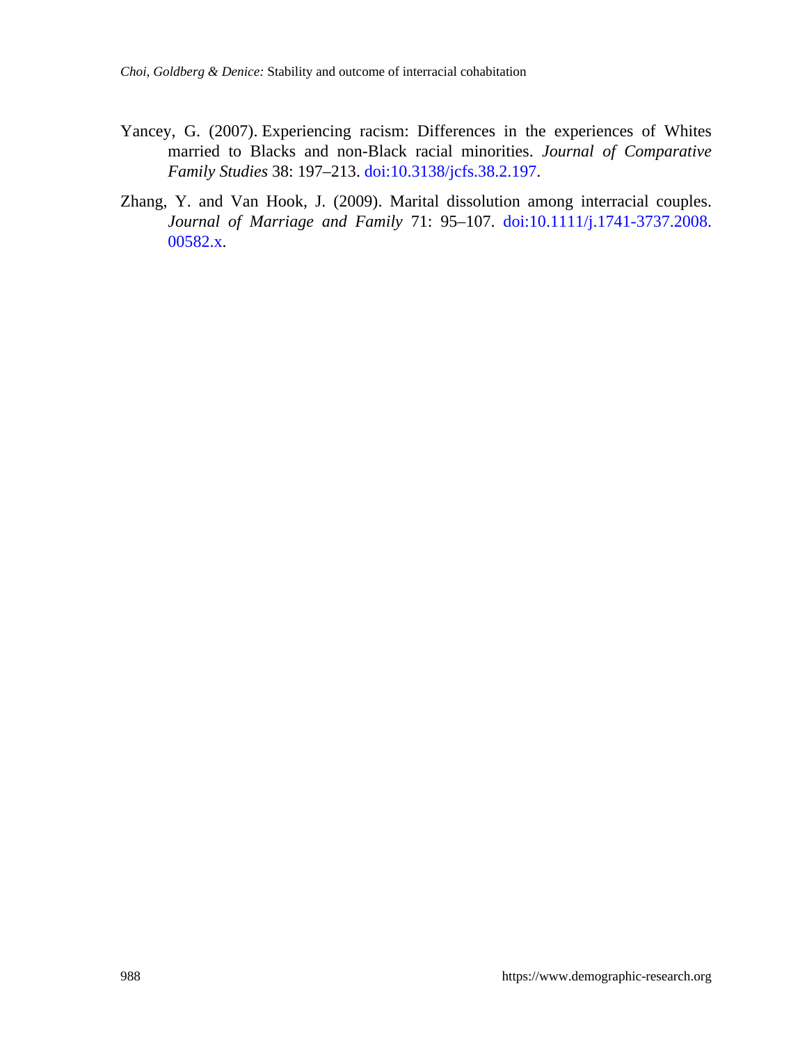Yancey, G. (2007). Experiencing racism: Differences in the experiences of Whites married to Blacks and non-Black racial minorities. *Journal of Comparative Family Studies* 38: 197–213. doi:10.3138/jcfs.38.2.197.

Zhang, Y. and Van Hook, J. (2009). Marital dissolution among interracial couples. *Journal of Marriage and Family* 71: 95–107. doi:10.1111/j.1741-3737.2008.00582.x.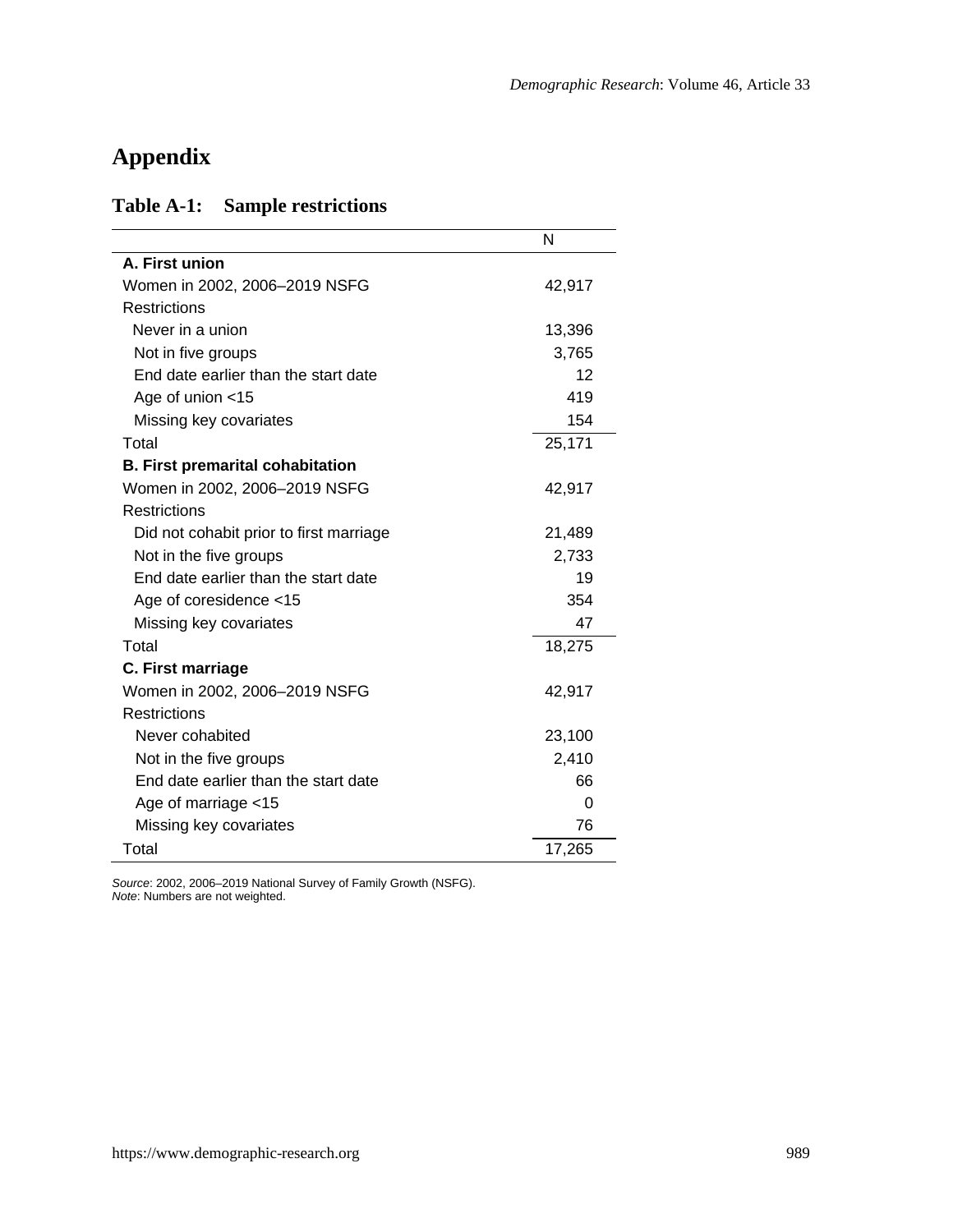# Appendix

## Table A-1: Sample restrictions

| | N |
|---|---|
| **A. First union** | |
| Women in 2002, 2006–2019 NSFG | 42,917 |
| Restrictions | |
| Never in a union | 13,396 |
| Not in five groups | 3,765 |
| End date earlier than the start date | 12 |
| Age of union <15 | 419 |
| Missing key covariates | 154 |
| Total | 25,171 |
| **B. First premarital cohabitation** | |
| Women in 2002, 2006–2019 NSFG | 42,917 |
| Restrictions | |
| Did not cohabit prior to first marriage | 21,489 |
| Not in the five groups | 2,733 |
| End date earlier than the start date | 19 |
| Age of coresidence <15 | 354 |
| Missing key covariates | 47 |
| Total | 18,275 |
| **C. First marriage** | |
| Women in 2002, 2006–2019 NSFG | 42,917 |
| Restrictions | |
| Never cohabited | 23,100 |
| Not in the five groups | 2,410 |
| End date earlier than the start date | 66 |
| Age of marriage <15 | 0 |
| Missing key covariates | 76 |
| Total | 17,265 |

*Source*: 2002, 2006–2019 National Survey of Family Growth (NSFG).
*Note*: Numbers are not weighted.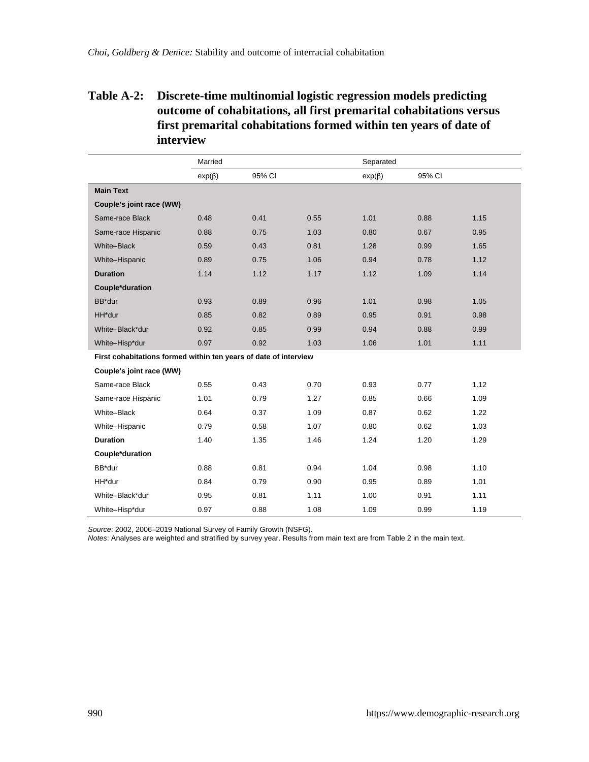**Table A-2: Discrete-time multinomial logistic regression models predicting outcome of cohabitations, all first premarital cohabitations versus first premarital cohabitations formed within ten years of date of interview**

| | Married | | | Separated | | |
|---|---|---|---|---|---|---|
| | exp(β) | 95% CI | | exp(β) | 95% CI | |
| **Main Text** | | | | | | |
| **Couple's joint race (WW)** | | | | | | |
| Same-race Black | 0.48 | 0.41 | 0.55 | 1.01 | 0.88 | 1.15 |
| Same-race Hispanic | 0.88 | 0.75 | 1.03 | 0.80 | 0.67 | 0.95 |
| White–Black | 0.59 | 0.43 | 0.81 | 1.28 | 0.99 | 1.65 |
| White–Hispanic | 0.89 | 0.75 | 1.06 | 0.94 | 0.78 | 1.12 |
| **Duration** | 1.14 | 1.12 | 1.17 | 1.12 | 1.09 | 1.14 |
| **Couple*duration** | | | | | | |
| BB*dur | 0.93 | 0.89 | 0.96 | 1.01 | 0.98 | 1.05 |
| HH*dur | 0.85 | 0.82 | 0.89 | 0.95 | 0.91 | 0.98 |
| White–Black*dur | 0.92 | 0.85 | 0.99 | 0.94 | 0.88 | 0.99 |
| White–Hisp*dur | 0.97 | 0.92 | 1.03 | 1.06 | 1.01 | 1.11 |
| **First cohabitations formed within ten years of date of interview** | | | | | | |
| **Couple's joint race (WW)** | | | | | | |
| Same-race Black | 0.55 | 0.43 | 0.70 | 0.93 | 0.77 | 1.12 |
| Same-race Hispanic | 1.01 | 0.79 | 1.27 | 0.85 | 0.66 | 1.09 |
| White–Black | 0.64 | 0.37 | 1.09 | 0.87 | 0.62 | 1.22 |
| White–Hispanic | 0.79 | 0.58 | 1.07 | 0.80 | 0.62 | 1.03 |
| **Duration** | 1.40 | 1.35 | 1.46 | 1.24 | 1.20 | 1.29 |
| **Couple*duration** | | | | | | |
| BB*dur | 0.88 | 0.81 | 0.94 | 1.04 | 0.98 | 1.10 |
| HH*dur | 0.84 | 0.79 | 0.90 | 0.95 | 0.89 | 1.01 |
| White–Black*dur | 0.95 | 0.81 | 1.11 | 1.00 | 0.91 | 1.11 |
| White–Hisp*dur | 0.97 | 0.88 | 1.08 | 1.09 | 0.99 | 1.19 |

*Source*: 2002, 2006–2019 National Survey of Family Growth (NSFG).
*Notes*: Analyses are weighted and stratified by survey year. Results from main text are from Table 2 in the main text.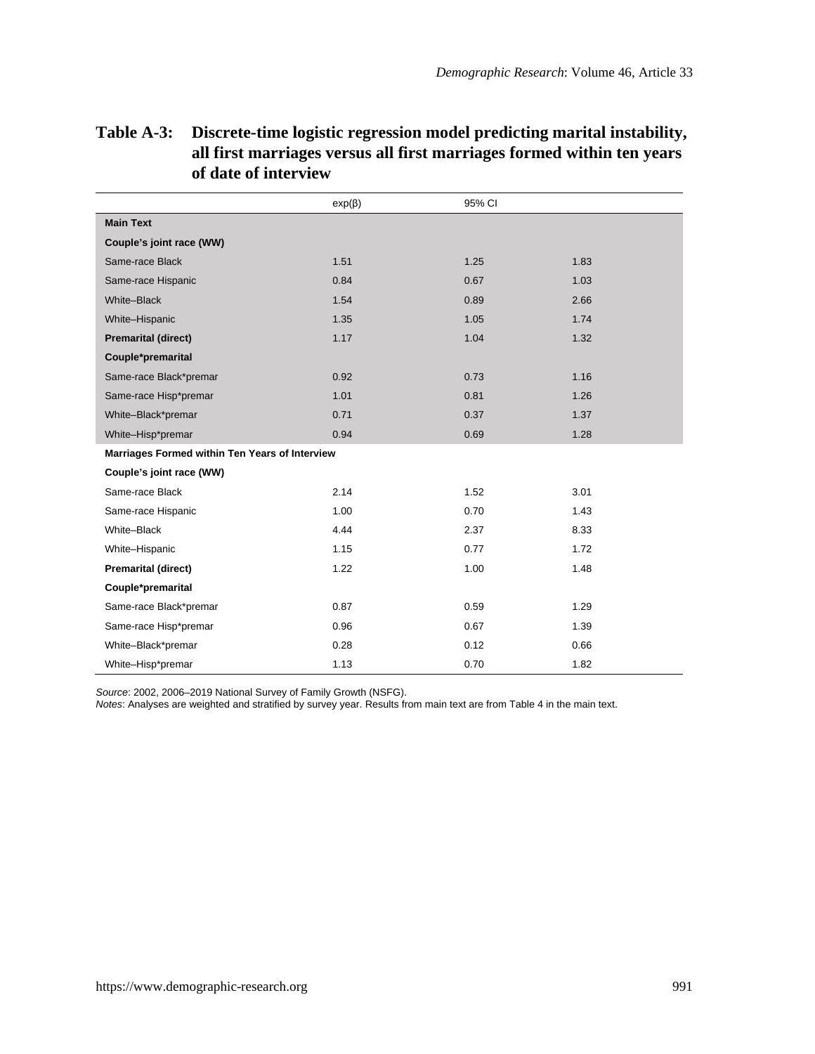**Table A-3: Discrete-time logistic regression model predicting marital instability, all first marriages versus all first marriages formed within ten years of date of interview**

| | exp(β) | 95% CI | |
|---|---|---|---|
| **Main Text** | | | |
| **Couple's joint race (WW)** | | | |
| Same-race Black | 1.51 | 1.25 | 1.83 |
| Same-race Hispanic | 0.84 | 0.67 | 1.03 |
| White–Black | 1.54 | 0.89 | 2.66 |
| White–Hispanic | 1.35 | 1.05 | 1.74 |
| **Premarital (direct)** | 1.17 | 1.04 | 1.32 |
| **Couple*premarital** | | | |
| Same-race Black*premar | 0.92 | 0.73 | 1.16 |
| Same-race Hisp*premar | 1.01 | 0.81 | 1.26 |
| White–Black*premar | 0.71 | 0.37 | 1.37 |
| White–Hisp*premar | 0.94 | 0.69 | 1.28 |
| **Marriages Formed within Ten Years of Interview** | | | |
| **Couple's joint race (WW)** | | | |
| Same-race Black | 2.14 | 1.52 | 3.01 |
| Same-race Hispanic | 1.00 | 0.70 | 1.43 |
| White–Black | 4.44 | 2.37 | 8.33 |
| White–Hispanic | 1.15 | 0.77 | 1.72 |
| **Premarital (direct)** | 1.22 | 1.00 | 1.48 |
| **Couple*premarital** | | | |
| Same-race Black*premar | 0.87 | 0.59 | 1.29 |
| Same-race Hisp*premar | 0.96 | 0.67 | 1.39 |
| White–Black*premar | 0.28 | 0.12 | 0.66 |
| White–Hisp*premar | 1.13 | 0.70 | 1.82 |

*Source*: 2002, 2006–2019 National Survey of Family Growth (NSFG).
*Notes*: Analyses are weighted and stratified by survey year. Results from main text are from Table 4 in the main text.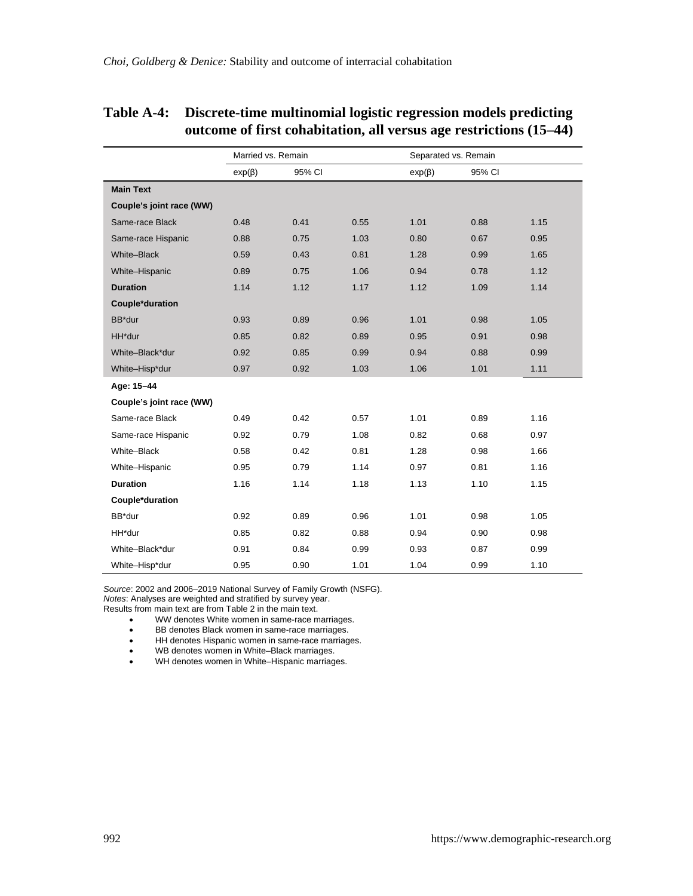**Table A-4: Discrete-time multinomial logistic regression models predicting outcome of first cohabitation, all versus age restrictions (15–44)**

| | Married vs. Remain | | | Separated vs. Remain | | |
|---|---|---|---|---|---|---|
| | exp(β) | 95% CI | | exp(β) | 95% CI | |
| **Main Text** | | | | | | |
| **Couple's joint race (WW)** | | | | | | |
| Same-race Black | 0.48 | 0.41 | 0.55 | 1.01 | 0.88 | 1.15 |
| Same-race Hispanic | 0.88 | 0.75 | 1.03 | 0.80 | 0.67 | 0.95 |
| White–Black | 0.59 | 0.43 | 0.81 | 1.28 | 0.99 | 1.65 |
| White–Hispanic | 0.89 | 0.75 | 1.06 | 0.94 | 0.78 | 1.12 |
| **Duration** | 1.14 | 1.12 | 1.17 | 1.12 | 1.09 | 1.14 |
| **Couple*duration** | | | | | | |
| BB*dur | 0.93 | 0.89 | 0.96 | 1.01 | 0.98 | 1.05 |
| HH*dur | 0.85 | 0.82 | 0.89 | 0.95 | 0.91 | 0.98 |
| White–Black*dur | 0.92 | 0.85 | 0.99 | 0.94 | 0.88 | 0.99 |
| White–Hisp*dur | 0.97 | 0.92 | 1.03 | 1.06 | 1.01 | 1.11 |
| **Age: 15–44** | | | | | | |
| **Couple's joint race (WW)** | | | | | | |
| Same-race Black | 0.49 | 0.42 | 0.57 | 1.01 | 0.89 | 1.16 |
| Same-race Hispanic | 0.92 | 0.79 | 1.08 | 0.82 | 0.68 | 0.97 |
| White–Black | 0.58 | 0.42 | 0.81 | 1.28 | 0.98 | 1.66 |
| White–Hispanic | 0.95 | 0.79 | 1.14 | 0.97 | 0.81 | 1.16 |
| **Duration** | 1.16 | 1.14 | 1.18 | 1.13 | 1.10 | 1.15 |
| **Couple*duration** | | | | | | |
| BB*dur | 0.92 | 0.89 | 0.96 | 1.01 | 0.98 | 1.05 |
| HH*dur | 0.85 | 0.82 | 0.88 | 0.94 | 0.90 | 0.98 |
| White–Black*dur | 0.91 | 0.84 | 0.99 | 0.93 | 0.87 | 0.99 |
| White–Hisp*dur | 0.95 | 0.90 | 1.01 | 1.04 | 0.99 | 1.10 |

*Source*: 2002 and 2006–2019 National Survey of Family Growth (NSFG).
*Notes*: Analyses are weighted and stratified by survey year.
Results from main text are from Table 2 in the main text.

- WW denotes White women in same-race marriages.
- BB denotes Black women in same-race marriages.
- HH denotes Hispanic women in same-race marriages.
- WB denotes women in White–Black marriages.
- WH denotes women in White–Hispanic marriages.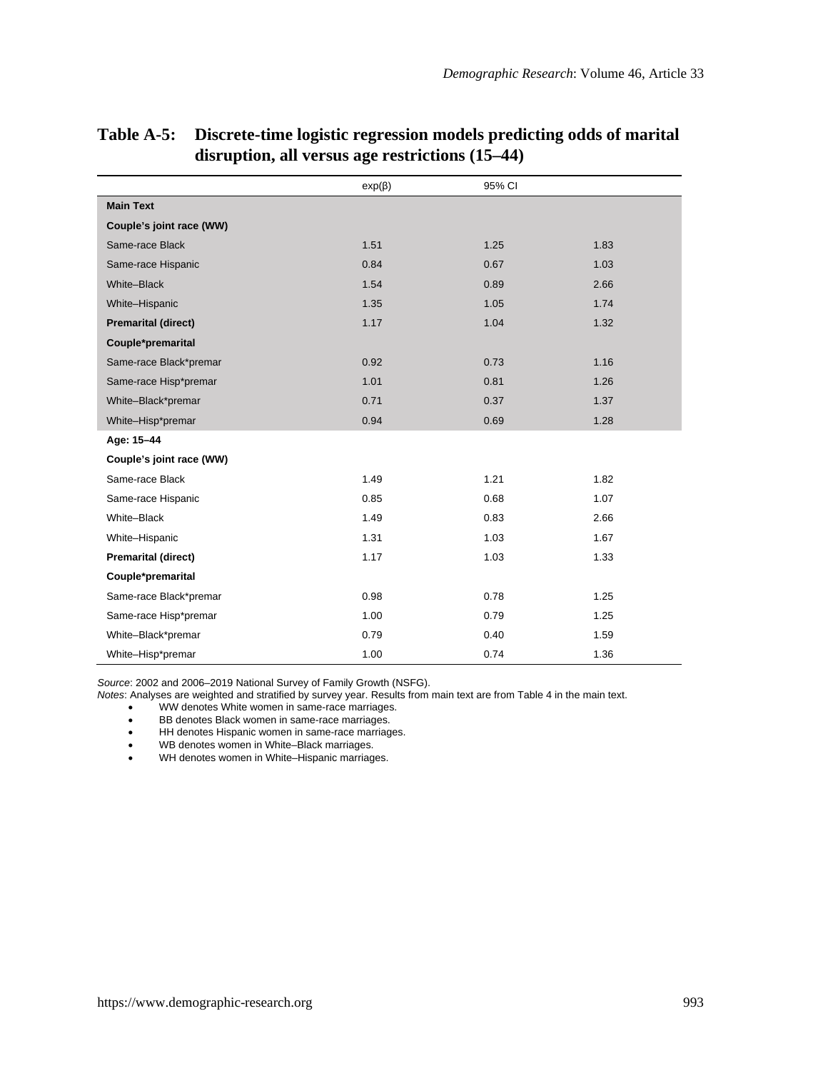## Table A-5: Discrete-time logistic regression models predicting odds of marital disruption, all versus age restrictions (15–44)

| | exp(β) | 95% CI | |
|---|---|---|---|
| **Main Text** | | | |
| **Couple's joint race (WW)** | | | |
| Same-race Black | 1.51 | 1.25 | 1.83 |
| Same-race Hispanic | 0.84 | 0.67 | 1.03 |
| White–Black | 1.54 | 0.89 | 2.66 |
| White–Hispanic | 1.35 | 1.05 | 1.74 |
| **Premarital (direct)** | 1.17 | 1.04 | 1.32 |
| **Couple*premarital** | | | |
| Same-race Black*premar | 0.92 | 0.73 | 1.16 |
| Same-race Hisp*premar | 1.01 | 0.81 | 1.26 |
| White–Black*premar | 0.71 | 0.37 | 1.37 |
| White–Hisp*premar | 0.94 | 0.69 | 1.28 |
| **Age: 15–44** | | | |
| **Couple's joint race (WW)** | | | |
| Same-race Black | 1.49 | 1.21 | 1.82 |
| Same-race Hispanic | 0.85 | 0.68 | 1.07 |
| White–Black | 1.49 | 0.83 | 2.66 |
| White–Hispanic | 1.31 | 1.03 | 1.67 |
| **Premarital (direct)** | 1.17 | 1.03 | 1.33 |
| **Couple*premarital** | | | |
| Same-race Black*premar | 0.98 | 0.78 | 1.25 |
| Same-race Hisp*premar | 1.00 | 0.79 | 1.25 |
| White–Black*premar | 0.79 | 0.40 | 1.59 |
| White–Hisp*premar | 1.00 | 0.74 | 1.36 |

*Source*: 2002 and 2006–2019 National Survey of Family Growth (NSFG).

*Notes*: Analyses are weighted and stratified by survey year. Results from main text are from Table 4 in the main text.

- WW denotes White women in same-race marriages.
- BB denotes Black women in same-race marriages.
- HH denotes Hispanic women in same-race marriages.
- WB denotes women in White–Black marriages.
- WH denotes women in White–Hispanic marriages.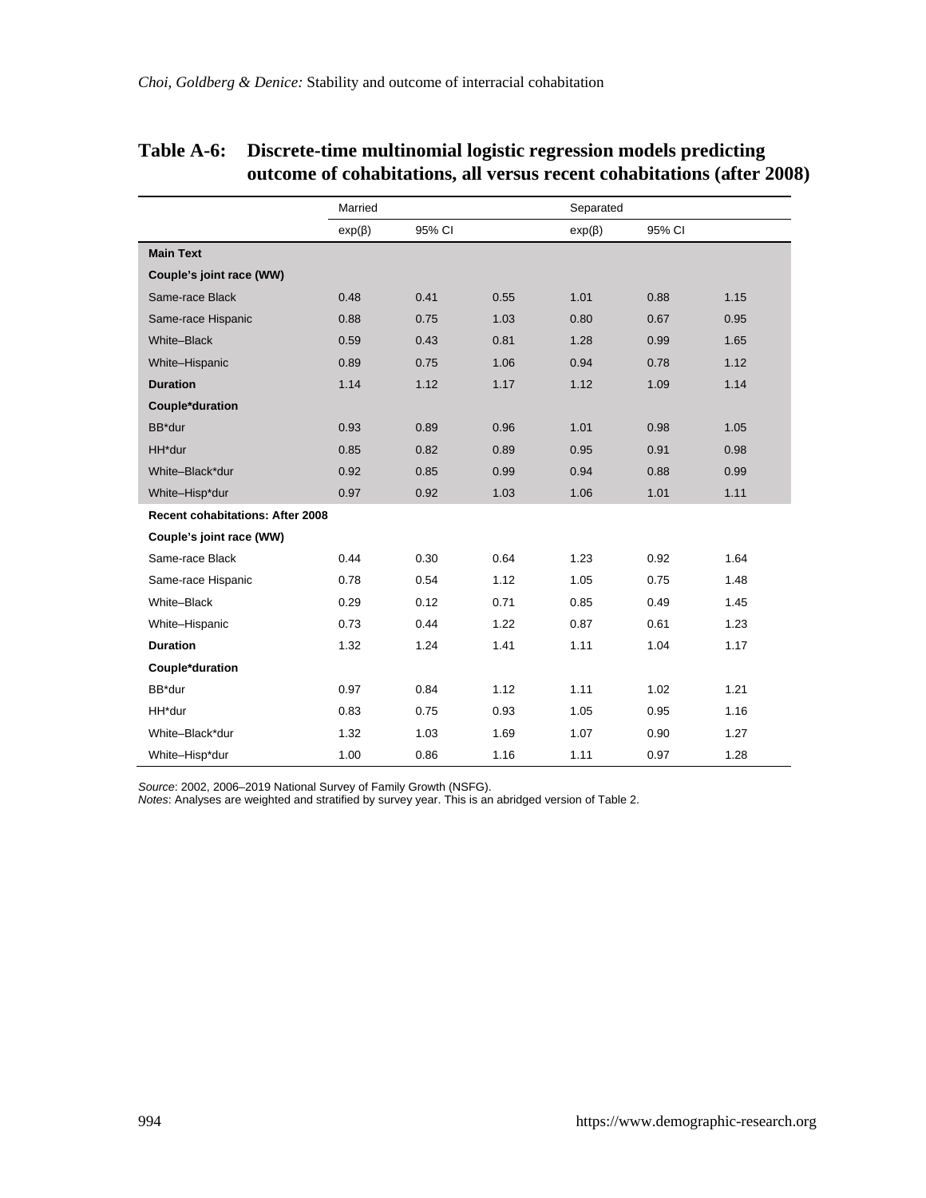**Table A-6: Discrete-time multinomial logistic regression models predicting outcome of cohabitations, all versus recent cohabitations (after 2008)**

| | Married | | | Separated | | |
|---|---|---|---|---|---|---|
| | exp(β) | 95% CI | | exp(β) | 95% CI | |
| **Main Text** | | | | | | |
| **Couple's joint race (WW)** | | | | | | |
| Same-race Black | 0.48 | 0.41 | 0.55 | 1.01 | 0.88 | 1.15 |
| Same-race Hispanic | 0.88 | 0.75 | 1.03 | 0.80 | 0.67 | 0.95 |
| White–Black | 0.59 | 0.43 | 0.81 | 1.28 | 0.99 | 1.65 |
| White–Hispanic | 0.89 | 0.75 | 1.06 | 0.94 | 0.78 | 1.12 |
| **Duration** | 1.14 | 1.12 | 1.17 | 1.12 | 1.09 | 1.14 |
| **Couple*duration** | | | | | | |
| BB*dur | 0.93 | 0.89 | 0.96 | 1.01 | 0.98 | 1.05 |
| HH*dur | 0.85 | 0.82 | 0.89 | 0.95 | 0.91 | 0.98 |
| White–Black*dur | 0.92 | 0.85 | 0.99 | 0.94 | 0.88 | 0.99 |
| White–Hisp*dur | 0.97 | 0.92 | 1.03 | 1.06 | 1.01 | 1.11 |
| **Recent cohabitations: After 2008** | | | | | | |
| **Couple's joint race (WW)** | | | | | | |
| Same-race Black | 0.44 | 0.30 | 0.64 | 1.23 | 0.92 | 1.64 |
| Same-race Hispanic | 0.78 | 0.54 | 1.12 | 1.05 | 0.75 | 1.48 |
| White–Black | 0.29 | 0.12 | 0.71 | 0.85 | 0.49 | 1.45 |
| White–Hispanic | 0.73 | 0.44 | 1.22 | 0.87 | 0.61 | 1.23 |
| **Duration** | 1.32 | 1.24 | 1.41 | 1.11 | 1.04 | 1.17 |
| **Couple*duration** | | | | | | |
| BB*dur | 0.97 | 0.84 | 1.12 | 1.11 | 1.02 | 1.21 |
| HH*dur | 0.83 | 0.75 | 0.93 | 1.05 | 0.95 | 1.16 |
| White–Black*dur | 1.32 | 1.03 | 1.69 | 1.07 | 0.90 | 1.27 |
| White–Hisp*dur | 1.00 | 0.86 | 1.16 | 1.11 | 0.97 | 1.28 |

*Source*: 2002, 2006–2019 National Survey of Family Growth (NSFG).
*Notes*: Analyses are weighted and stratified by survey year. This is an abridged version of Table 2.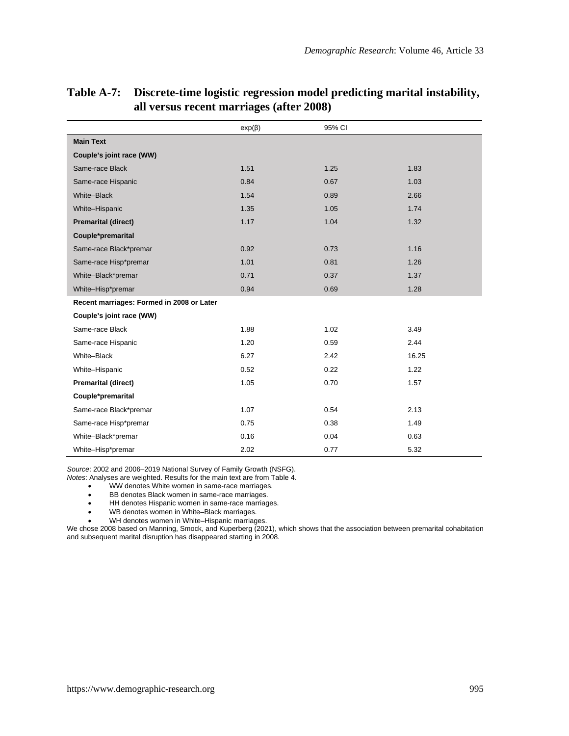**Table A-7: Discrete-time logistic regression model predicting marital instability, all versus recent marriages (after 2008)**

| | exp(β) | 95% CI | |
|---|---|---|---|
| **Main Text** | | | |
| **Couple's joint race (WW)** | | | |
| Same-race Black | 1.51 | 1.25 | 1.83 |
| Same-race Hispanic | 0.84 | 0.67 | 1.03 |
| White–Black | 1.54 | 0.89 | 2.66 |
| White–Hispanic | 1.35 | 1.05 | 1.74 |
| **Premarital (direct)** | 1.17 | 1.04 | 1.32 |
| **Couple*premarital** | | | |
| Same-race Black*premar | 0.92 | 0.73 | 1.16 |
| Same-race Hisp*premar | 1.01 | 0.81 | 1.26 |
| White–Black*premar | 0.71 | 0.37 | 1.37 |
| White–Hisp*premar | 0.94 | 0.69 | 1.28 |
| **Recent marriages: Formed in 2008 or Later** | | | |
| **Couple's joint race (WW)** | | | |
| Same-race Black | 1.88 | 1.02 | 3.49 |
| Same-race Hispanic | 1.20 | 0.59 | 2.44 |
| White–Black | 6.27 | 2.42 | 16.25 |
| White–Hispanic | 0.52 | 0.22 | 1.22 |
| **Premarital (direct)** | 1.05 | 0.70 | 1.57 |
| **Couple*premarital** | | | |
| Same-race Black*premar | 1.07 | 0.54 | 2.13 |
| Same-race Hisp*premar | 0.75 | 0.38 | 1.49 |
| White–Black*premar | 0.16 | 0.04 | 0.63 |
| White–Hisp*premar | 2.02 | 0.77 | 5.32 |

*Source*: 2002 and 2006–2019 National Survey of Family Growth (NSFG).
*Notes*: Analyses are weighted. Results for the main text are from Table 4.

- WW denotes White women in same-race marriages.
- BB denotes Black women in same-race marriages.
- HH denotes Hispanic women in same-race marriages.
- WB denotes women in White–Black marriages.
- WH denotes women in White–Hispanic marriages.

We chose 2008 based on Manning, Smock, and Kuperberg (2021), which shows that the association between premarital cohabitation and subsequent marital disruption has disappeared starting in 2008.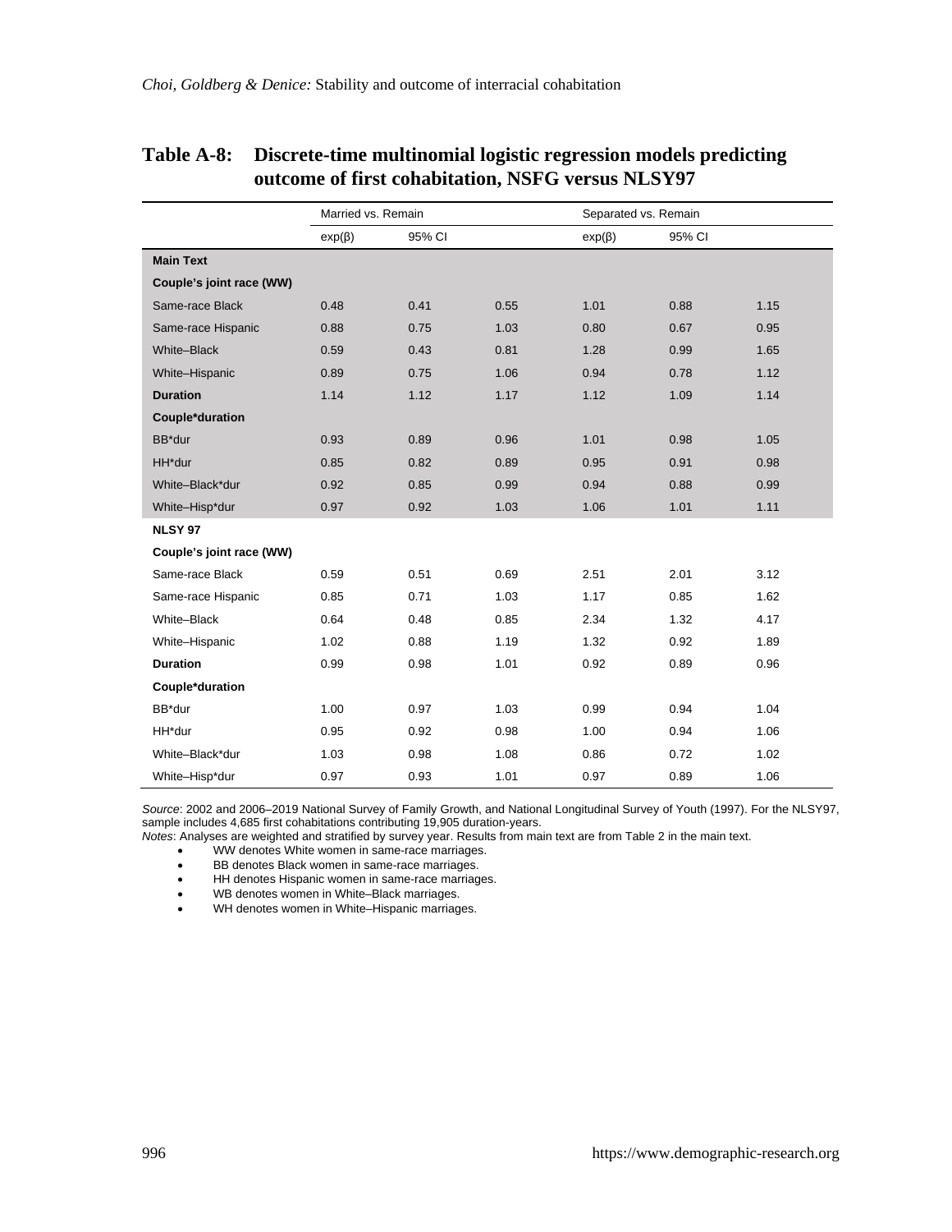## Table A-8: Discrete-time multinomial logistic regression models predicting outcome of first cohabitation, NSFG versus NLSY97

| | Married vs. Remain | | | Separated vs. Remain | | |
|---|---|---|---|---|---|---|
| | exp(β) | 95% CI | | exp(β) | 95% CI | |
| **Main Text** | | | | | | |
| **Couple's joint race (WW)** | | | | | | |
| Same-race Black | 0.48 | 0.41 | 0.55 | 1.01 | 0.88 | 1.15 |
| Same-race Hispanic | 0.88 | 0.75 | 1.03 | 0.80 | 0.67 | 0.95 |
| White–Black | 0.59 | 0.43 | 0.81 | 1.28 | 0.99 | 1.65 |
| White–Hispanic | 0.89 | 0.75 | 1.06 | 0.94 | 0.78 | 1.12 |
| **Duration** | 1.14 | 1.12 | 1.17 | 1.12 | 1.09 | 1.14 |
| **Couple*duration** | | | | | | |
| BB*dur | 0.93 | 0.89 | 0.96 | 1.01 | 0.98 | 1.05 |
| HH*dur | 0.85 | 0.82 | 0.89 | 0.95 | 0.91 | 0.98 |
| White–Black*dur | 0.92 | 0.85 | 0.99 | 0.94 | 0.88 | 0.99 |
| White–Hisp*dur | 0.97 | 0.92 | 1.03 | 1.06 | 1.01 | 1.11 |
| **NLSY 97** | | | | | | |
| **Couple's joint race (WW)** | | | | | | |
| Same-race Black | 0.59 | 0.51 | 0.69 | 2.51 | 2.01 | 3.12 |
| Same-race Hispanic | 0.85 | 0.71 | 1.03 | 1.17 | 0.85 | 1.62 |
| White–Black | 0.64 | 0.48 | 0.85 | 2.34 | 1.32 | 4.17 |
| White–Hispanic | 1.02 | 0.88 | 1.19 | 1.32 | 0.92 | 1.89 |
| **Duration** | 0.99 | 0.98 | 1.01 | 0.92 | 0.89 | 0.96 |
| **Couple*duration** | | | | | | |
| BB*dur | 1.00 | 0.97 | 1.03 | 0.99 | 0.94 | 1.04 |
| HH*dur | 0.95 | 0.92 | 0.98 | 1.00 | 0.94 | 1.06 |
| White–Black*dur | 1.03 | 0.98 | 1.08 | 0.86 | 0.72 | 1.02 |
| White–Hisp*dur | 0.97 | 0.93 | 1.01 | 0.97 | 0.89 | 1.06 |

*Source*: 2002 and 2006–2019 National Survey of Family Growth, and National Longitudinal Survey of Youth (1997). For the NLSY97, sample includes 4,685 first cohabitations contributing 19,905 duration-years.

*Notes*: Analyses are weighted and stratified by survey year. Results from main text are from Table 2 in the main text.

- WW denotes White women in same-race marriages.
- BB denotes Black women in same-race marriages.
- HH denotes Hispanic women in same-race marriages.
- WB denotes women in White–Black marriages.
- WH denotes women in White–Hispanic marriages.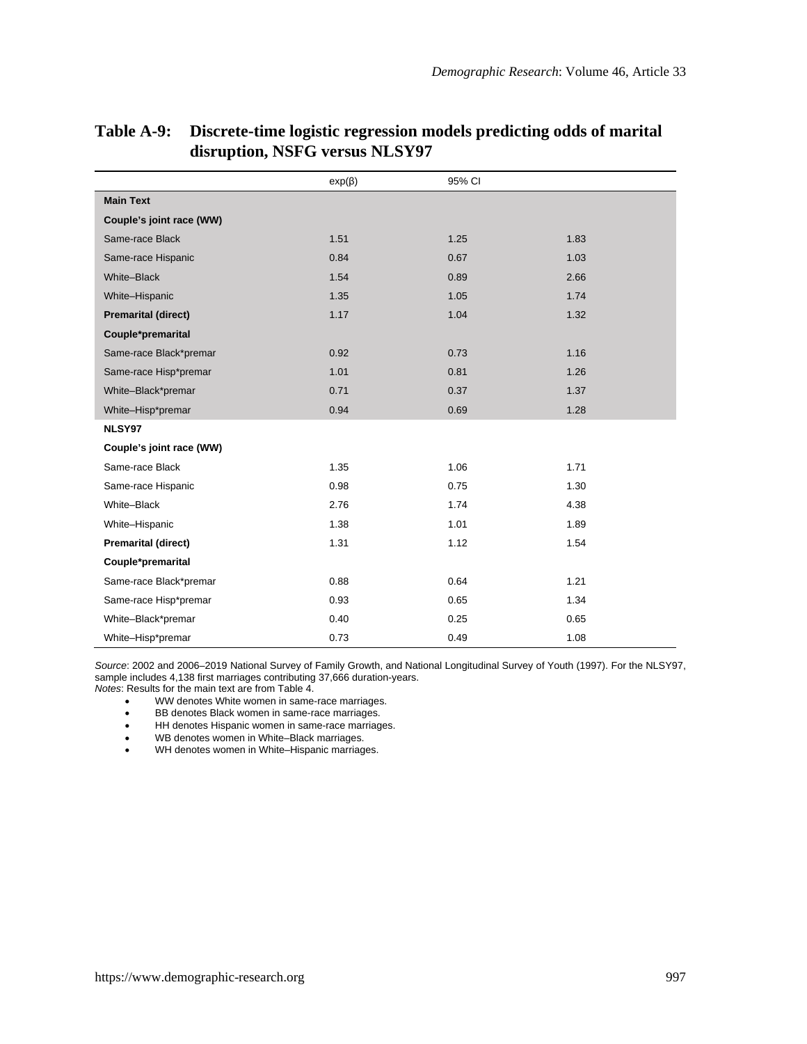**Table A-9: Discrete-time logistic regression models predicting odds of marital disruption, NSFG versus NLSY97**

| | exp(β) | 95% CI | |
|---|---|---|---|
| **Main Text** | | | |
| **Couple's joint race (WW)** | | | |
| Same-race Black | 1.51 | 1.25 | 1.83 |
| Same-race Hispanic | 0.84 | 0.67 | 1.03 |
| White–Black | 1.54 | 0.89 | 2.66 |
| White–Hispanic | 1.35 | 1.05 | 1.74 |
| **Premarital (direct)** | 1.17 | 1.04 | 1.32 |
| **Couple*premarital** | | | |
| Same-race Black*premar | 0.92 | 0.73 | 1.16 |
| Same-race Hisp*premar | 1.01 | 0.81 | 1.26 |
| White–Black*premar | 0.71 | 0.37 | 1.37 |
| White–Hisp*premar | 0.94 | 0.69 | 1.28 |
| **NLSY97** | | | |
| **Couple's joint race (WW)** | | | |
| Same-race Black | 1.35 | 1.06 | 1.71 |
| Same-race Hispanic | 0.98 | 0.75 | 1.30 |
| White–Black | 2.76 | 1.74 | 4.38 |
| White–Hispanic | 1.38 | 1.01 | 1.89 |
| **Premarital (direct)** | 1.31 | 1.12 | 1.54 |
| **Couple*premarital** | | | |
| Same-race Black*premar | 0.88 | 0.64 | 1.21 |
| Same-race Hisp*premar | 0.93 | 0.65 | 1.34 |
| White–Black*premar | 0.40 | 0.25 | 0.65 |
| White–Hisp*premar | 0.73 | 0.49 | 1.08 |

*Source*: 2002 and 2006–2019 National Survey of Family Growth, and National Longitudinal Survey of Youth (1997). For the NLSY97, sample includes 4,138 first marriages contributing 37,666 duration-years.
*Notes*: Results for the main text are from Table 4.

- WW denotes White women in same-race marriages.
- BB denotes Black women in same-race marriages.
- HH denotes Hispanic women in same-race marriages.
- WB denotes women in White–Black marriages.
- WH denotes women in White–Hispanic marriages.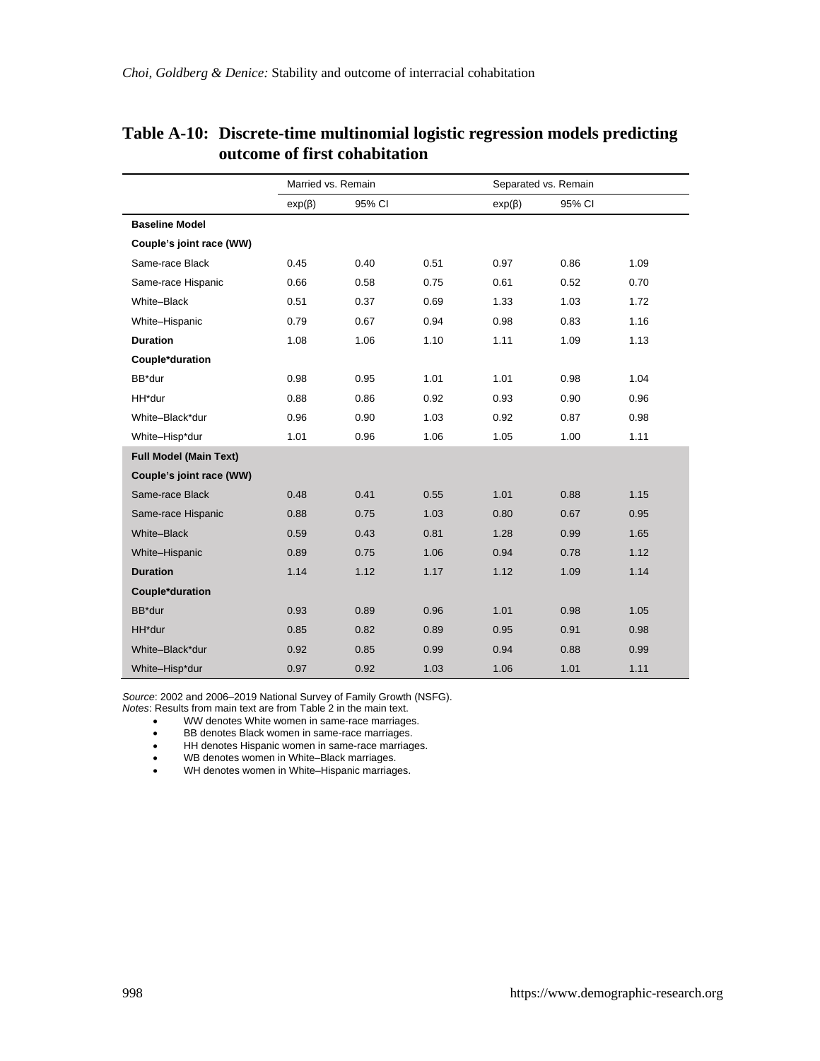### Table A-10: Discrete-time multinomial logistic regression models predicting outcome of first cohabitation

| | Married vs. Remain | | | Separated vs. Remain | | |
|---|---|---|---|---|---|---|
| | exp(β) | 95% CI | | exp(β) | 95% CI | |
| **Baseline Model** | | | | | | |
| **Couple's joint race (WW)** | | | | | | |
| Same-race Black | 0.45 | 0.40 | 0.51 | 0.97 | 0.86 | 1.09 |
| Same-race Hispanic | 0.66 | 0.58 | 0.75 | 0.61 | 0.52 | 0.70 |
| White–Black | 0.51 | 0.37 | 0.69 | 1.33 | 1.03 | 1.72 |
| White–Hispanic | 0.79 | 0.67 | 0.94 | 0.98 | 0.83 | 1.16 |
| **Duration** | 1.08 | 1.06 | 1.10 | 1.11 | 1.09 | 1.13 |
| **Couple*duration** | | | | | | |
| BB*dur | 0.98 | 0.95 | 1.01 | 1.01 | 0.98 | 1.04 |
| HH*dur | 0.88 | 0.86 | 0.92 | 0.93 | 0.90 | 0.96 |
| White–Black*dur | 0.96 | 0.90 | 1.03 | 0.92 | 0.87 | 0.98 |
| White–Hisp*dur | 1.01 | 0.96 | 1.06 | 1.05 | 1.00 | 1.11 |
| **Full Model (Main Text)** | | | | | | |
| **Couple's joint race (WW)** | | | | | | |
| Same-race Black | 0.48 | 0.41 | 0.55 | 1.01 | 0.88 | 1.15 |
| Same-race Hispanic | 0.88 | 0.75 | 1.03 | 0.80 | 0.67 | 0.95 |
| White–Black | 0.59 | 0.43 | 0.81 | 1.28 | 0.99 | 1.65 |
| White–Hispanic | 0.89 | 0.75 | 1.06 | 0.94 | 0.78 | 1.12 |
| **Duration** | 1.14 | 1.12 | 1.17 | 1.12 | 1.09 | 1.14 |
| **Couple*duration** | | | | | | |
| BB*dur | 0.93 | 0.89 | 0.96 | 1.01 | 0.98 | 1.05 |
| HH*dur | 0.85 | 0.82 | 0.89 | 0.95 | 0.91 | 0.98 |
| White–Black*dur | 0.92 | 0.85 | 0.99 | 0.94 | 0.88 | 0.99 |
| White–Hisp*dur | 0.97 | 0.92 | 1.03 | 1.06 | 1.01 | 1.11 |

*Source*: 2002 and 2006–2019 National Survey of Family Growth (NSFG).
*Notes*: Results from main text are from Table 2 in the main text.

- WW denotes White women in same-race marriages.
- BB denotes Black women in same-race marriages.
- HH denotes Hispanic women in same-race marriages.
- WB denotes women in White–Black marriages.
- WH denotes women in White–Hispanic marriages.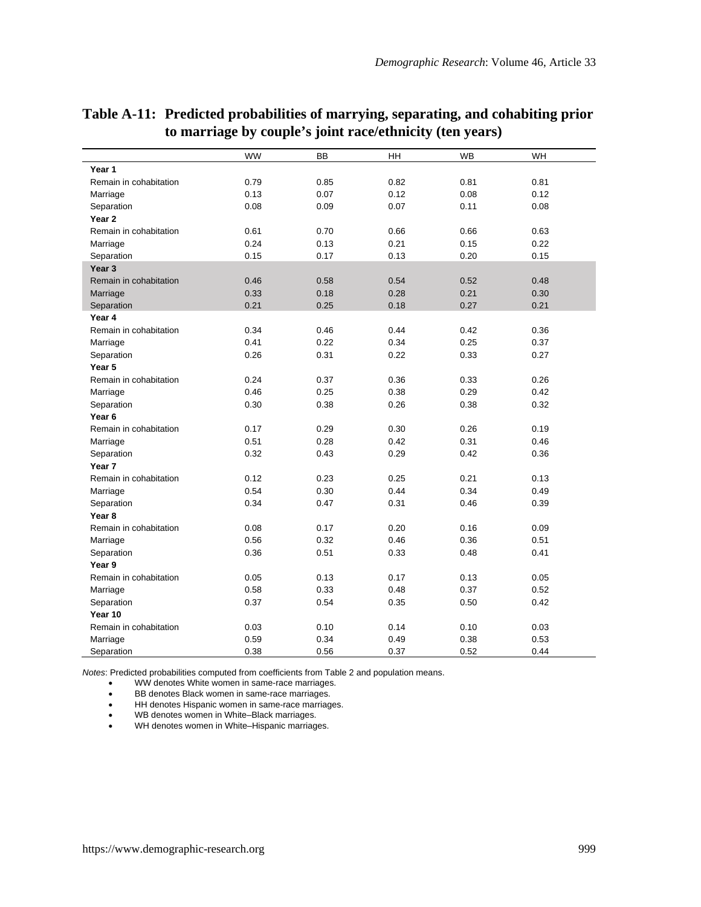**Table A-11: Predicted probabilities of marrying, separating, and cohabiting prior to marriage by couple's joint race/ethnicity (ten years)**

| | WW | BB | HH | WB | WH |
|---|---|---|---|---|---|
| **Year 1** | | | | | |
| Remain in cohabitation | 0.79 | 0.85 | 0.82 | 0.81 | 0.81 |
| Marriage | 0.13 | 0.07 | 0.12 | 0.08 | 0.12 |
| Separation | 0.08 | 0.09 | 0.07 | 0.11 | 0.08 |
| **Year 2** | | | | | |
| Remain in cohabitation | 0.61 | 0.70 | 0.66 | 0.66 | 0.63 |
| Marriage | 0.24 | 0.13 | 0.21 | 0.15 | 0.22 |
| Separation | 0.15 | 0.17 | 0.13 | 0.20 | 0.15 |
| **Year 3** | | | | | |
| Remain in cohabitation | 0.46 | 0.58 | 0.54 | 0.52 | 0.48 |
| Marriage | 0.33 | 0.18 | 0.28 | 0.21 | 0.30 |
| Separation | 0.21 | 0.25 | 0.18 | 0.27 | 0.21 |
| **Year 4** | | | | | |
| Remain in cohabitation | 0.34 | 0.46 | 0.44 | 0.42 | 0.36 |
| Marriage | 0.41 | 0.22 | 0.34 | 0.25 | 0.37 |
| Separation | 0.26 | 0.31 | 0.22 | 0.33 | 0.27 |
| **Year 5** | | | | | |
| Remain in cohabitation | 0.24 | 0.37 | 0.36 | 0.33 | 0.26 |
| Marriage | 0.46 | 0.25 | 0.38 | 0.29 | 0.42 |
| Separation | 0.30 | 0.38 | 0.26 | 0.38 | 0.32 |
| **Year 6** | | | | | |
| Remain in cohabitation | 0.17 | 0.29 | 0.30 | 0.26 | 0.19 |
| Marriage | 0.51 | 0.28 | 0.42 | 0.31 | 0.46 |
| Separation | 0.32 | 0.43 | 0.29 | 0.42 | 0.36 |
| **Year 7** | | | | | |
| Remain in cohabitation | 0.12 | 0.23 | 0.25 | 0.21 | 0.13 |
| Marriage | 0.54 | 0.30 | 0.44 | 0.34 | 0.49 |
| Separation | 0.34 | 0.47 | 0.31 | 0.46 | 0.39 |
| **Year 8** | | | | | |
| Remain in cohabitation | 0.08 | 0.17 | 0.20 | 0.16 | 0.09 |
| Marriage | 0.56 | 0.32 | 0.46 | 0.36 | 0.51 |
| Separation | 0.36 | 0.51 | 0.33 | 0.48 | 0.41 |
| **Year 9** | | | | | |
| Remain in cohabitation | 0.05 | 0.13 | 0.17 | 0.13 | 0.05 |
| Marriage | 0.58 | 0.33 | 0.48 | 0.37 | 0.52 |
| Separation | 0.37 | 0.54 | 0.35 | 0.50 | 0.42 |
| **Year 10** | | | | | |
| Remain in cohabitation | 0.03 | 0.10 | 0.14 | 0.10 | 0.03 |
| Marriage | 0.59 | 0.34 | 0.49 | 0.38 | 0.53 |
| Separation | 0.38 | 0.56 | 0.37 | 0.52 | 0.44 |

*Notes*: Predicted probabilities computed from coefficients from Table 2 and population means.

- WW denotes White women in same-race marriages.
- BB denotes Black women in same-race marriages.
- HH denotes Hispanic women in same-race marriages.
- WB denotes women in White–Black marriages.
- WH denotes women in White–Hispanic marriages.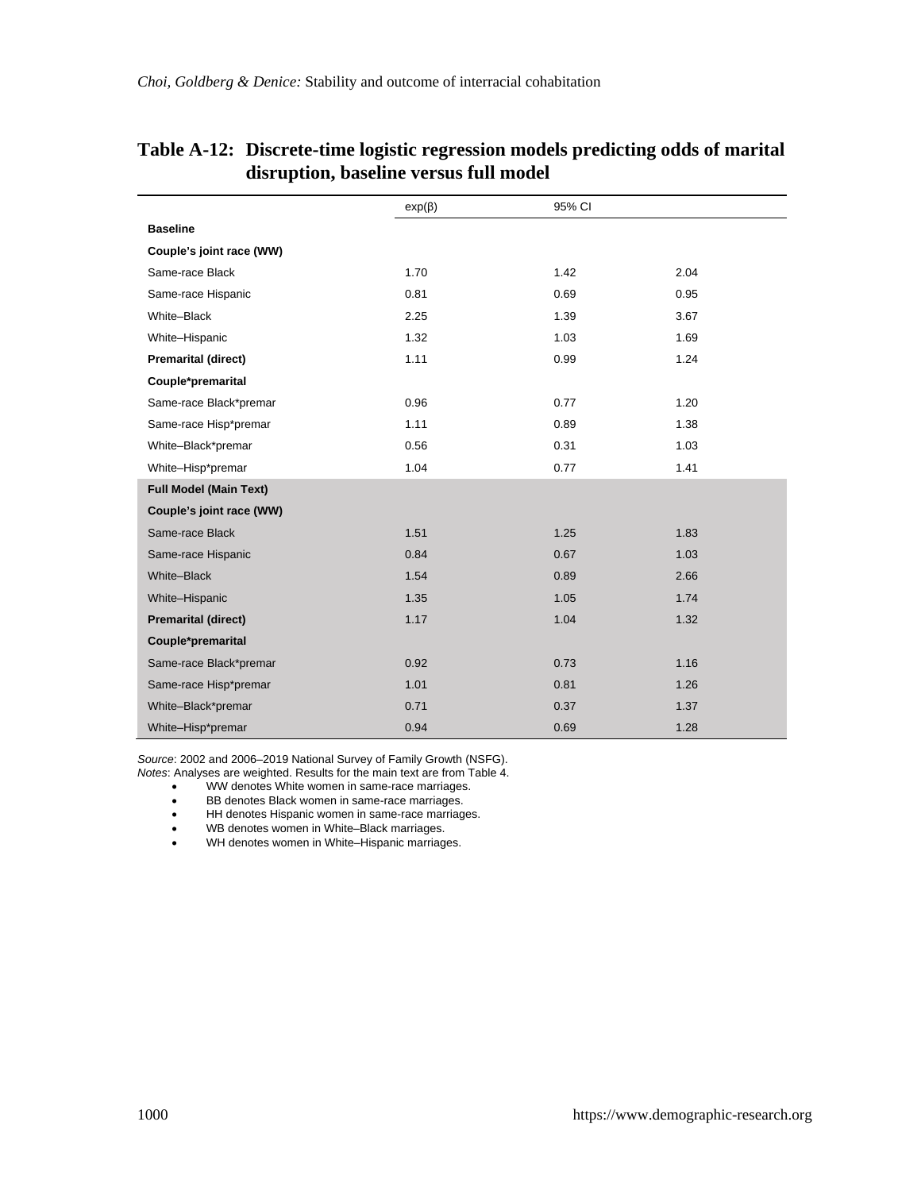**Table A-12: Discrete-time logistic regression models predicting odds of marital disruption, baseline versus full model**

| | exp(β) | 95% CI | |
|---|---|---|---|
| **Baseline** | | | |
| **Couple's joint race (WW)** | | | |
| Same-race Black | 1.70 | 1.42 | 2.04 |
| Same-race Hispanic | 0.81 | 0.69 | 0.95 |
| White–Black | 2.25 | 1.39 | 3.67 |
| White–Hispanic | 1.32 | 1.03 | 1.69 |
| **Premarital (direct)** | 1.11 | 0.99 | 1.24 |
| **Couple*premarital** | | | |
| Same-race Black*premar | 0.96 | 0.77 | 1.20 |
| Same-race Hisp*premar | 1.11 | 0.89 | 1.38 |
| White–Black*premar | 0.56 | 0.31 | 1.03 |
| White–Hisp*premar | 1.04 | 0.77 | 1.41 |
| **Full Model (Main Text)** | | | |
| **Couple's joint race (WW)** | | | |
| Same-race Black | 1.51 | 1.25 | 1.83 |
| Same-race Hispanic | 0.84 | 0.67 | 1.03 |
| White–Black | 1.54 | 0.89 | 2.66 |
| White–Hispanic | 1.35 | 1.05 | 1.74 |
| **Premarital (direct)** | 1.17 | 1.04 | 1.32 |
| **Couple*premarital** | | | |
| Same-race Black*premar | 0.92 | 0.73 | 1.16 |
| Same-race Hisp*premar | 1.01 | 0.81 | 1.26 |
| White–Black*premar | 0.71 | 0.37 | 1.37 |
| White–Hisp*premar | 0.94 | 0.69 | 1.28 |

*Source*: 2002 and 2006–2019 National Survey of Family Growth (NSFG).
*Notes*: Analyses are weighted. Results for the main text are from Table 4.

- WW denotes White women in same-race marriages.
- BB denotes Black women in same-race marriages.
- HH denotes Hispanic women in same-race marriages.
- WB denotes women in White–Black marriages.
- WH denotes women in White–Hispanic marriages.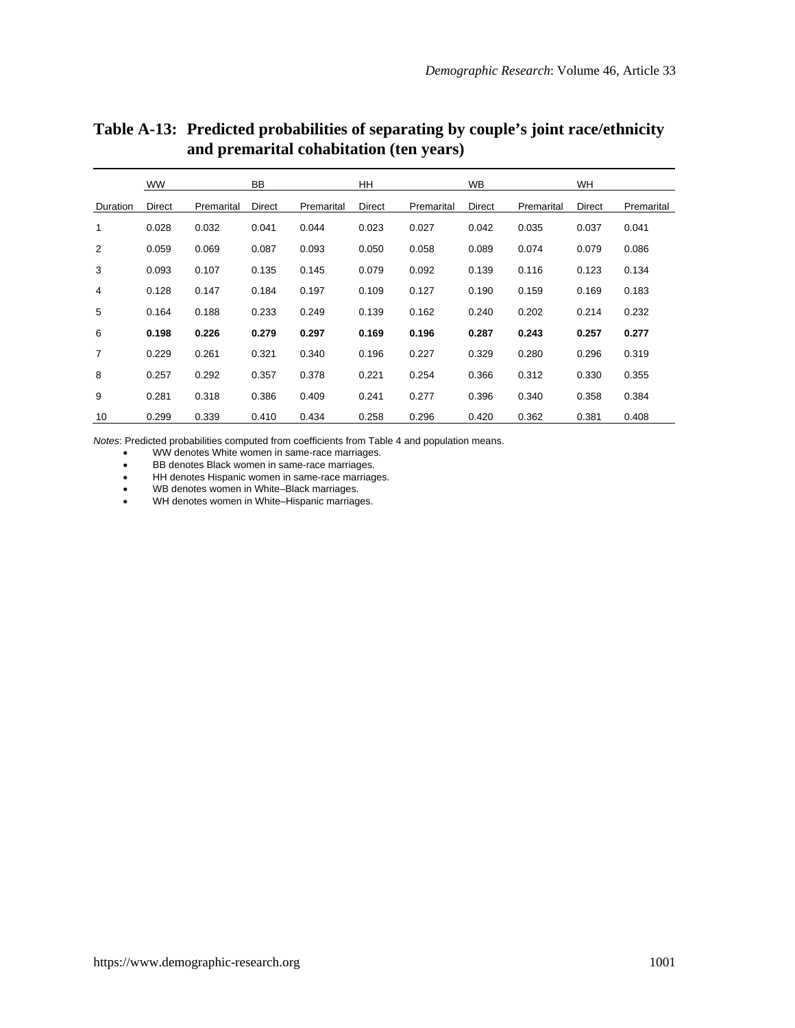**Table A-13: Predicted probabilities of separating by couple's joint race/ethnicity and premarital cohabitation (ten years)**

| | WW | | BB | | HH | | WB | | WH | |
|---|---|---|---|---|---|---|---|---|---|---|
| Duration | Direct | Premarital | Direct | Premarital | Direct | Premarital | Direct | Premarital | Direct | Premarital |
| 1 | 0.028 | 0.032 | 0.041 | 0.044 | 0.023 | 0.027 | 0.042 | 0.035 | 0.037 | 0.041 |
| 2 | 0.059 | 0.069 | 0.087 | 0.093 | 0.050 | 0.058 | 0.089 | 0.074 | 0.079 | 0.086 |
| 3 | 0.093 | 0.107 | 0.135 | 0.145 | 0.079 | 0.092 | 0.139 | 0.116 | 0.123 | 0.134 |
| 4 | 0.128 | 0.147 | 0.184 | 0.197 | 0.109 | 0.127 | 0.190 | 0.159 | 0.169 | 0.183 |
| 5 | 0.164 | 0.188 | 0.233 | 0.249 | 0.139 | 0.162 | 0.240 | 0.202 | 0.214 | 0.232 |
| 6 | **0.198** | **0.226** | **0.279** | **0.297** | **0.169** | **0.196** | **0.287** | **0.243** | **0.257** | **0.277** |
| 7 | 0.229 | 0.261 | 0.321 | 0.340 | 0.196 | 0.227 | 0.329 | 0.280 | 0.296 | 0.319 |
| 8 | 0.257 | 0.292 | 0.357 | 0.378 | 0.221 | 0.254 | 0.366 | 0.312 | 0.330 | 0.355 |
| 9 | 0.281 | 0.318 | 0.386 | 0.409 | 0.241 | 0.277 | 0.396 | 0.340 | 0.358 | 0.384 |
| 10 | 0.299 | 0.339 | 0.410 | 0.434 | 0.258 | 0.296 | 0.420 | 0.362 | 0.381 | 0.408 |

*Notes*: Predicted probabilities computed from coefficients from Table 4 and population means.

- WW denotes White women in same-race marriages.
- BB denotes Black women in same-race marriages.
- HH denotes Hispanic women in same-race marriages.
- WB denotes women in White–Black marriages.
- WH denotes women in White–Hispanic marriages.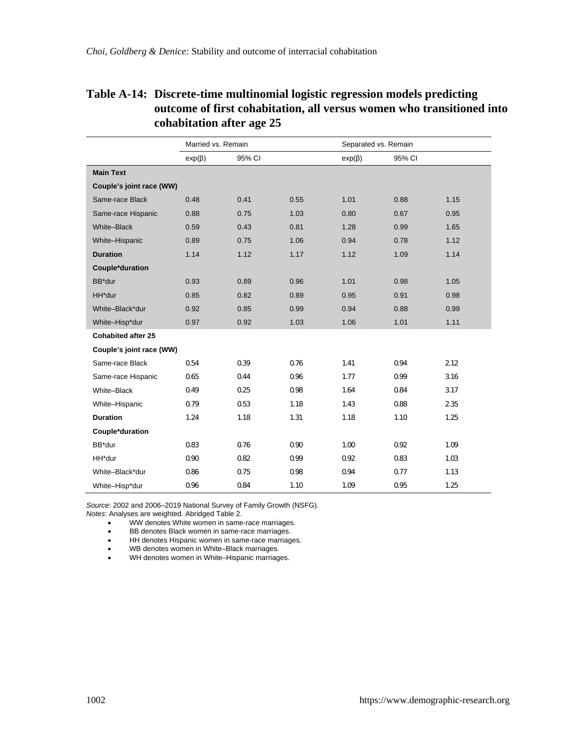**Table A-14: Discrete-time multinomial logistic regression models predicting outcome of first cohabitation, all versus women who transitioned into cohabitation after age 25**

| | Married vs. Remain | | | Separated vs. Remain | | |
|---|---|---|---|---|---|---|
| | exp(β) | 95% CI | | exp(β) | 95% CI | |
| **Main Text** | | | | | | |
| **Couple's joint race (WW)** | | | | | | |
| Same-race Black | 0.48 | 0.41 | 0.55 | 1.01 | 0.88 | 1.15 |
| Same-race Hispanic | 0.88 | 0.75 | 1.03 | 0.80 | 0.67 | 0.95 |
| White–Black | 0.59 | 0.43 | 0.81 | 1.28 | 0.99 | 1.65 |
| White–Hispanic | 0.89 | 0.75 | 1.06 | 0.94 | 0.78 | 1.12 |
| **Duration** | 1.14 | 1.12 | 1.17 | 1.12 | 1.09 | 1.14 |
| **Couple*duration** | | | | | | |
| BB*dur | 0.93 | 0.89 | 0.96 | 1.01 | 0.98 | 1.05 |
| HH*dur | 0.85 | 0.82 | 0.89 | 0.95 | 0.91 | 0.98 |
| White–Black*dur | 0.92 | 0.85 | 0.99 | 0.94 | 0.88 | 0.99 |
| White–Hisp*dur | 0.97 | 0.92 | 1.03 | 1.06 | 1.01 | 1.11 |
| **Cohabited after 25** | | | | | | |
| **Couple's joint race (WW)** | | | | | | |
| Same-race Black | 0.54 | 0.39 | 0.76 | 1.41 | 0.94 | 2.12 |
| Same-race Hispanic | 0.65 | 0.44 | 0.96 | 1.77 | 0.99 | 3.16 |
| White–Black | 0.49 | 0.25 | 0.98 | 1.64 | 0.84 | 3.17 |
| White–Hispanic | 0.79 | 0.53 | 1.18 | 1.43 | 0.88 | 2.35 |
| **Duration** | 1.24 | 1.18 | 1.31 | 1.18 | 1.10 | 1.25 |
| **Couple*duration** | | | | | | |
| BB*dur | 0.83 | 0.76 | 0.90 | 1.00 | 0.92 | 1.09 |
| HH*dur | 0.90 | 0.82 | 0.99 | 0.92 | 0.83 | 1.03 |
| White–Black*dur | 0.86 | 0.75 | 0.98 | 0.94 | 0.77 | 1.13 |
| White–Hisp*dur | 0.96 | 0.84 | 1.10 | 1.09 | 0.95 | 1.25 |

*Source*: 2002 and 2006–2019 National Survey of Family Growth (NSFG).
*Notes*: Analyses are weighted. Abridged Table 2.

- WW denotes White women in same-race marriages.
- BB denotes Black women in same-race marriages.
- HH denotes Hispanic women in same-race marriages.
- WB denotes women in White–Black marriages.
- WH denotes women in White–Hispanic marriages.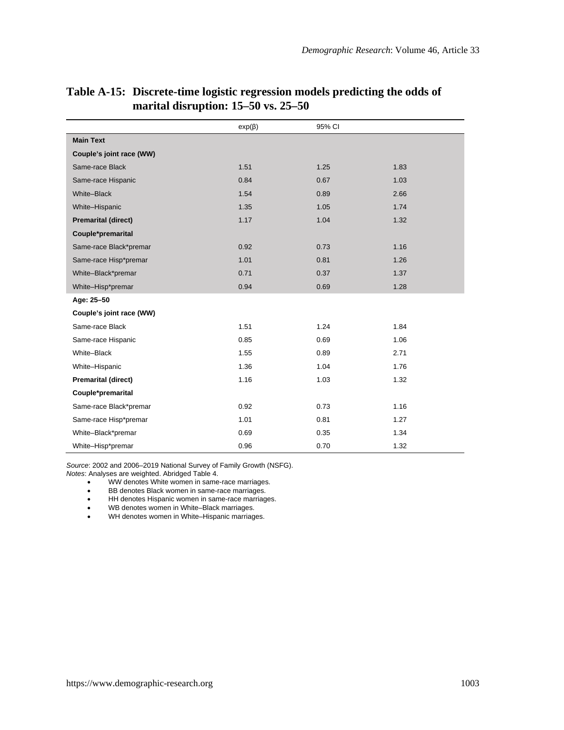## Table A-15: Discrete-time logistic regression models predicting the odds of marital disruption: 15–50 vs. 25–50

| | exp(β) | 95% CI | |
|---|---|---|---|
| **Main Text** | | | |
| **Couple's joint race (WW)** | | | |
| Same-race Black | 1.51 | 1.25 | 1.83 |
| Same-race Hispanic | 0.84 | 0.67 | 1.03 |
| White–Black | 1.54 | 0.89 | 2.66 |
| White–Hispanic | 1.35 | 1.05 | 1.74 |
| **Premarital (direct)** | 1.17 | 1.04 | 1.32 |
| **Couple*premarital** | | | |
| Same-race Black*premar | 0.92 | 0.73 | 1.16 |
| Same-race Hisp*premar | 1.01 | 0.81 | 1.26 |
| White–Black*premar | 0.71 | 0.37 | 1.37 |
| White–Hisp*premar | 0.94 | 0.69 | 1.28 |
| **Age: 25–50** | | | |
| **Couple's joint race (WW)** | | | |
| Same-race Black | 1.51 | 1.24 | 1.84 |
| Same-race Hispanic | 0.85 | 0.69 | 1.06 |
| White–Black | 1.55 | 0.89 | 2.71 |
| White–Hispanic | 1.36 | 1.04 | 1.76 |
| **Premarital (direct)** | 1.16 | 1.03 | 1.32 |
| **Couple*premarital** | | | |
| Same-race Black*premar | 0.92 | 0.73 | 1.16 |
| Same-race Hisp*premar | 1.01 | 0.81 | 1.27 |
| White–Black*premar | 0.69 | 0.35 | 1.34 |
| White–Hisp*premar | 0.96 | 0.70 | 1.32 |

*Source*: 2002 and 2006–2019 National Survey of Family Growth (NSFG).
*Notes*: Analyses are weighted. Abridged Table 4.

- WW denotes White women in same-race marriages.
- BB denotes Black women in same-race marriages.
- HH denotes Hispanic women in same-race marriages.
- WB denotes women in White–Black marriages.
- WH denotes women in White–Hispanic marriages.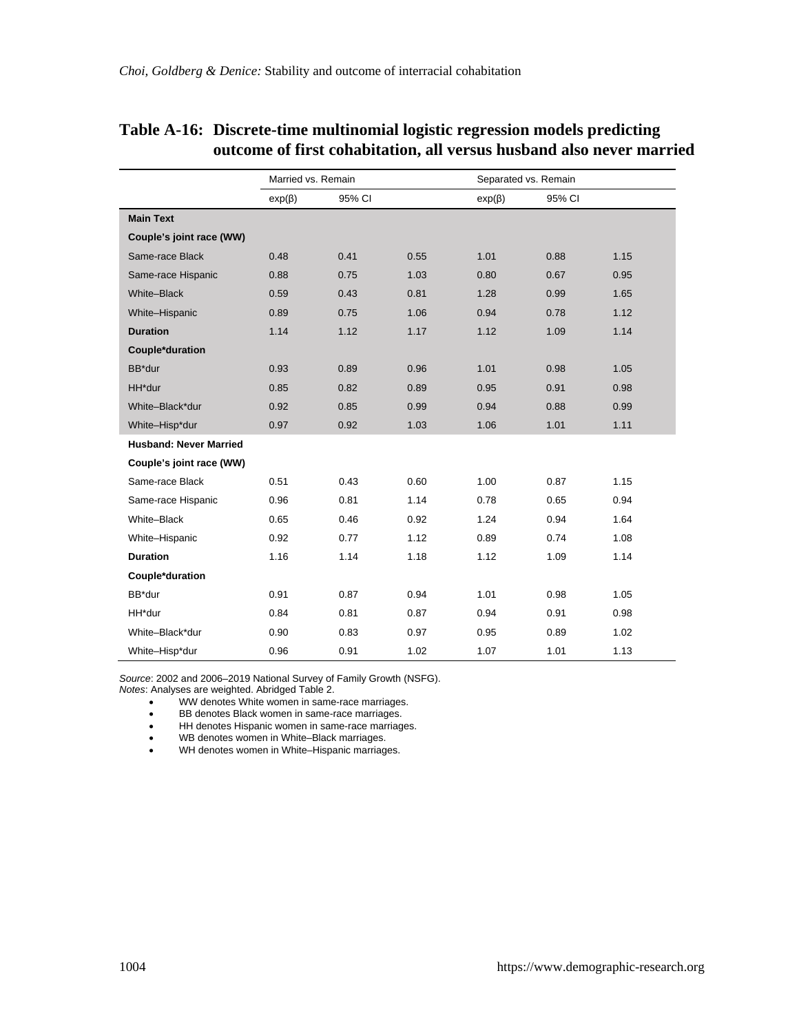**Table A-16: Discrete-time multinomial logistic regression models predicting outcome of first cohabitation, all versus husband also never married**

| | Married vs. Remain | | | Separated vs. Remain | | |
|---|---|---|---|---|---|---|
| | exp(β) | 95% CI | | exp(β) | 95% CI | |
| **Main Text** | | | | | | |
| **Couple's joint race (WW)** | | | | | | |
| Same-race Black | 0.48 | 0.41 | 0.55 | 1.01 | 0.88 | 1.15 |
| Same-race Hispanic | 0.88 | 0.75 | 1.03 | 0.80 | 0.67 | 0.95 |
| White–Black | 0.59 | 0.43 | 0.81 | 1.28 | 0.99 | 1.65 |
| White–Hispanic | 0.89 | 0.75 | 1.06 | 0.94 | 0.78 | 1.12 |
| **Duration** | 1.14 | 1.12 | 1.17 | 1.12 | 1.09 | 1.14 |
| **Couple*duration** | | | | | | |
| BB*dur | 0.93 | 0.89 | 0.96 | 1.01 | 0.98 | 1.05 |
| HH*dur | 0.85 | 0.82 | 0.89 | 0.95 | 0.91 | 0.98 |
| White–Black*dur | 0.92 | 0.85 | 0.99 | 0.94 | 0.88 | 0.99 |
| White–Hisp*dur | 0.97 | 0.92 | 1.03 | 1.06 | 1.01 | 1.11 |
| **Husband: Never Married** | | | | | | |
| **Couple's joint race (WW)** | | | | | | |
| Same-race Black | 0.51 | 0.43 | 0.60 | 1.00 | 0.87 | 1.15 |
| Same-race Hispanic | 0.96 | 0.81 | 1.14 | 0.78 | 0.65 | 0.94 |
| White–Black | 0.65 | 0.46 | 0.92 | 1.24 | 0.94 | 1.64 |
| White–Hispanic | 0.92 | 0.77 | 1.12 | 0.89 | 0.74 | 1.08 |
| **Duration** | 1.16 | 1.14 | 1.18 | 1.12 | 1.09 | 1.14 |
| **Couple*duration** | | | | | | |
| BB*dur | 0.91 | 0.87 | 0.94 | 1.01 | 0.98 | 1.05 |
| HH*dur | 0.84 | 0.81 | 0.87 | 0.94 | 0.91 | 0.98 |
| White–Black*dur | 0.90 | 0.83 | 0.97 | 0.95 | 0.89 | 1.02 |
| White–Hisp*dur | 0.96 | 0.91 | 1.02 | 1.07 | 1.01 | 1.13 |

*Source*: 2002 and 2006–2019 National Survey of Family Growth (NSFG).
*Notes*: Analyses are weighted. Abridged Table 2.

- WW denotes White women in same-race marriages.
- BB denotes Black women in same-race marriages.
- HH denotes Hispanic women in same-race marriages.
- WB denotes women in White–Black marriages.
- WH denotes women in White–Hispanic marriages.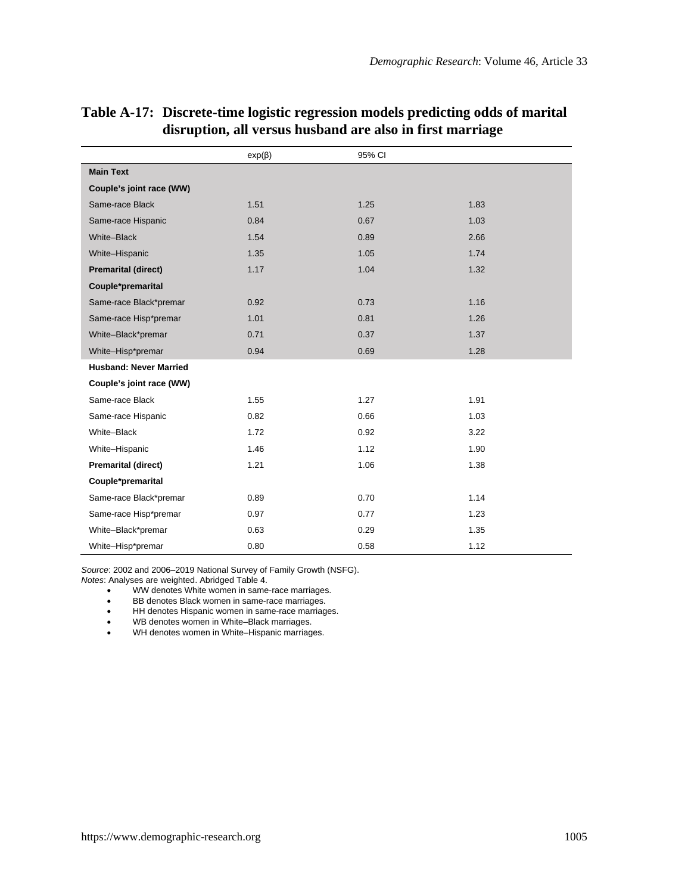**Table A-17: Discrete-time logistic regression models predicting odds of marital disruption, all versus husband are also in first marriage**

| | exp(β) | 95% CI | |
|---|---|---|---|
| **Main Text** | | | |
| **Couple's joint race (WW)** | | | |
| Same-race Black | 1.51 | 1.25 | 1.83 |
| Same-race Hispanic | 0.84 | 0.67 | 1.03 |
| White–Black | 1.54 | 0.89 | 2.66 |
| White–Hispanic | 1.35 | 1.05 | 1.74 |
| **Premarital (direct)** | 1.17 | 1.04 | 1.32 |
| **Couple*premarital** | | | |
| Same-race Black*premar | 0.92 | 0.73 | 1.16 |
| Same-race Hisp*premar | 1.01 | 0.81 | 1.26 |
| White–Black*premar | 0.71 | 0.37 | 1.37 |
| White–Hisp*premar | 0.94 | 0.69 | 1.28 |
| **Husband: Never Married** | | | |
| **Couple's joint race (WW)** | | | |
| Same-race Black | 1.55 | 1.27 | 1.91 |
| Same-race Hispanic | 0.82 | 0.66 | 1.03 |
| White–Black | 1.72 | 0.92 | 3.22 |
| White–Hispanic | 1.46 | 1.12 | 1.90 |
| **Premarital (direct)** | 1.21 | 1.06 | 1.38 |
| **Couple*premarital** | | | |
| Same-race Black*premar | 0.89 | 0.70 | 1.14 |
| Same-race Hisp*premar | 0.97 | 0.77 | 1.23 |
| White–Black*premar | 0.63 | 0.29 | 1.35 |
| White–Hisp*premar | 0.80 | 0.58 | 1.12 |

*Source*: 2002 and 2006–2019 National Survey of Family Growth (NSFG).
*Notes*: Analyses are weighted. Abridged Table 4.

- WW denotes White women in same-race marriages.
- BB denotes Black women in same-race marriages.
- HH denotes Hispanic women in same-race marriages.
- WB denotes women in White–Black marriages.
- WH denotes women in White–Hispanic marriages.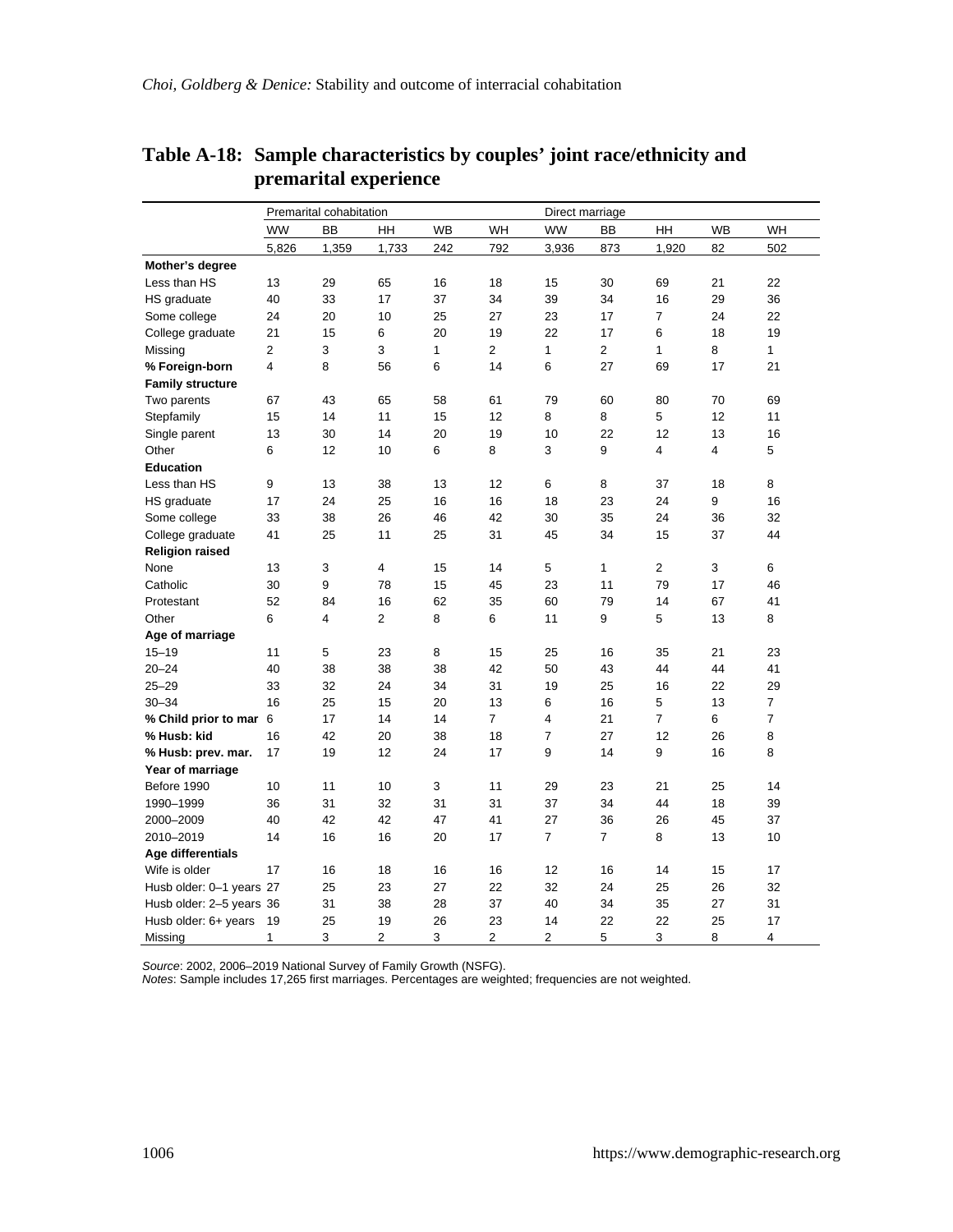## Table A-18: Sample characteristics by couples' joint race/ethnicity and premarital experience

| | Premarital cohabitation | | | | | Direct marriage | | | | |
|---|---|---|---|---|---|---|---|---|---|---|
| | WW | BB | HH | WB | WH | WW | BB | HH | WB | WH |
| | 5,826 | 1,359 | 1,733 | 242 | 792 | 3,936 | 873 | 1,920 | 82 | 502 |
| **Mother's degree** | | | | | | | | | | |
| Less than HS | 13 | 29 | 65 | 16 | 18 | 15 | 30 | 69 | 21 | 22 |
| HS graduate | 40 | 33 | 17 | 37 | 34 | 39 | 34 | 16 | 29 | 36 |
| Some college | 24 | 20 | 10 | 25 | 27 | 23 | 17 | 7 | 24 | 22 |
| College graduate | 21 | 15 | 6 | 20 | 19 | 22 | 17 | 6 | 18 | 19 |
| Missing | 2 | 3 | 3 | 1 | 2 | 1 | 2 | 1 | 8 | 1 |
| **% Foreign-born** | 4 | 8 | 56 | 6 | 14 | 6 | 27 | 69 | 17 | 21 |
| **Family structure** | | | | | | | | | | |
| Two parents | 67 | 43 | 65 | 58 | 61 | 79 | 60 | 80 | 70 | 69 |
| Stepfamily | 15 | 14 | 11 | 15 | 12 | 8 | 8 | 5 | 12 | 11 |
| Single parent | 13 | 30 | 14 | 20 | 19 | 10 | 22 | 12 | 13 | 16 |
| Other | 6 | 12 | 10 | 6 | 8 | 3 | 9 | 4 | 4 | 5 |
| **Education** | | | | | | | | | | |
| Less than HS | 9 | 13 | 38 | 13 | 12 | 6 | 8 | 37 | 18 | 8 |
| HS graduate | 17 | 24 | 25 | 16 | 16 | 18 | 23 | 24 | 9 | 16 |
| Some college | 33 | 38 | 26 | 46 | 42 | 30 | 35 | 24 | 36 | 32 |
| College graduate | 41 | 25 | 11 | 25 | 31 | 45 | 34 | 15 | 37 | 44 |
| **Religion raised** | | | | | | | | | | |
| None | 13 | 3 | 4 | 15 | 14 | 5 | 1 | 2 | 3 | 6 |
| Catholic | 30 | 9 | 78 | 15 | 45 | 23 | 11 | 79 | 17 | 46 |
| Protestant | 52 | 84 | 16 | 62 | 35 | 60 | 79 | 14 | 67 | 41 |
| Other | 6 | 4 | 2 | 8 | 6 | 11 | 9 | 5 | 13 | 8 |
| **Age of marriage** | | | | | | | | | | |
| 15–19 | 11 | 5 | 23 | 8 | 15 | 25 | 16 | 35 | 21 | 23 |
| 20–24 | 40 | 38 | 38 | 38 | 42 | 50 | 43 | 44 | 44 | 41 |
| 25–29 | 33 | 32 | 24 | 34 | 31 | 19 | 25 | 16 | 22 | 29 |
| 30–34 | 16 | 25 | 15 | 20 | 13 | 6 | 16 | 5 | 13 | 7 |
| **% Child prior to mar** | 6 | 17 | 14 | 14 | 7 | 4 | 21 | 7 | 6 | 7 |
| **% Husb: kid** | 16 | 42 | 20 | 38 | 18 | 7 | 27 | 12 | 26 | 8 |
| **% Husb: prev. mar.** | 17 | 19 | 12 | 24 | 17 | 9 | 14 | 9 | 16 | 8 |
| **Year of marriage** | | | | | | | | | | |
| Before 1990 | 10 | 11 | 10 | 3 | 11 | 29 | 23 | 21 | 25 | 14 |
| 1990–1999 | 36 | 31 | 32 | 31 | 31 | 37 | 34 | 44 | 18 | 39 |
| 2000–2009 | 40 | 42 | 42 | 47 | 41 | 27 | 36 | 26 | 45 | 37 |
| 2010–2019 | 14 | 16 | 16 | 20 | 17 | 7 | 7 | 8 | 13 | 10 |
| **Age differentials** | | | | | | | | | | |
| Wife is older | 17 | 16 | 18 | 16 | 16 | 12 | 16 | 14 | 15 | 17 |
| Husb older: 0–1 years | 27 | 25 | 23 | 27 | 22 | 32 | 24 | 25 | 26 | 32 |
| Husb older: 2–5 years | 36 | 31 | 38 | 28 | 37 | 40 | 34 | 35 | 27 | 31 |
| Husb older: 6+ years | 19 | 25 | 19 | 26 | 23 | 14 | 22 | 22 | 25 | 17 |
| Missing | 1 | 3 | 2 | 3 | 2 | 2 | 5 | 3 | 8 | 4 |

*Source*: 2002, 2006–2019 National Survey of Family Growth (NSFG).
*Notes*: Sample includes 17,265 first marriages. Percentages are weighted; frequencies are not weighted.